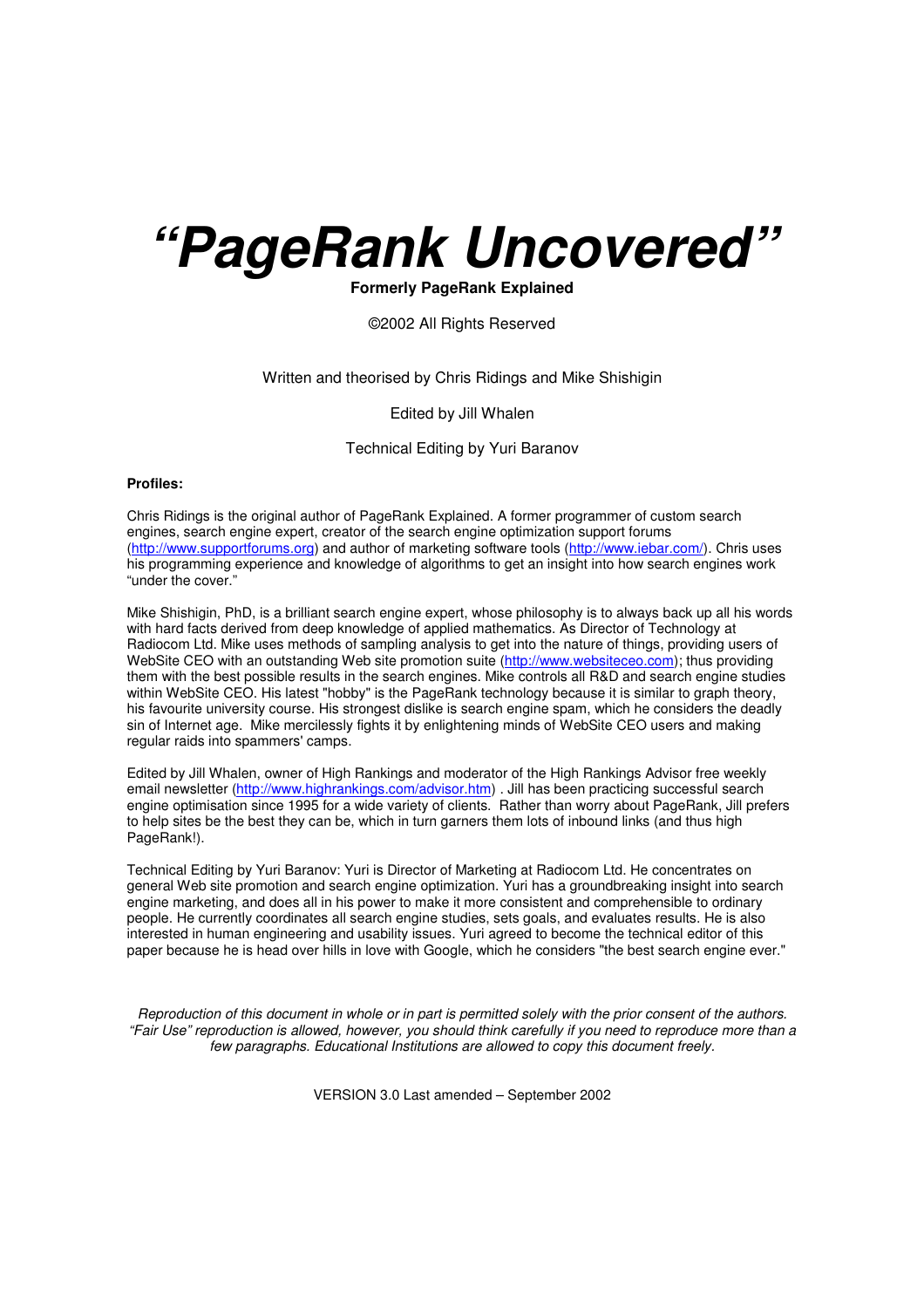# *"PageRank Uncovered"*

**Formerly PageRank Explained**

©2002 All Rights Reserved

Written and theorised by Chris Ridings and Mike Shishigin

Edited by Jill Whalen

Technical Editing by Yuri Baranov

**Profiles:**

Chris Ridings is the original author of PageRank Explained. A former programmer of custom search engines, search engine expert, creator of the search engine optimization support forums (http://www.supportforums.org) and author of marketing software tools (http://www.iebar.com/). Chris uses his programming experience and knowledge of algorithms to get an insight into how search engines work "under the cover."

Mike Shishigin, PhD, is a brilliant search engine expert, whose philosophy is to always back up all his words with hard facts derived from deep knowledge of applied mathematics. As Director of Technology at Radiocom Ltd. Mike uses methods of sampling analysis to get into the nature of things, providing users of WebSite CEO with an outstanding Web site promotion suite (http://www.websiteceo.com); thus providing them with the best possible results in the search engines. Mike controls all R&D and search engine studies within WebSite CEO. His latest "hobby" is the PageRank technology because it is similar to graph theory, his favourite university course. His strongest dislike is search engine spam, which he considers the deadly sin of Internet age. Mike mercilessly fights it by enlightening minds of WebSite CEO users and making regular raids into spammers' camps.

Edited by Jill Whalen, owner of High Rankings and moderator of the High Rankings Advisor free weekly email newsletter (http://www.highrankings.com/advisor.htm) . Jill has been practicing successful search engine optimisation since 1995 for a wide variety of clients. Rather than worry about PageRank, Jill prefers to help sites be the best they can be, which in turn garners them lots of inbound links (and thus high PageRank!).

Technical Editing by Yuri Baranov: Yuri is Director of Marketing at Radiocom Ltd. He concentrates on general Web site promotion and search engine optimization. Yuri has a groundbreaking insight into search engine marketing, and does all in his power to make it more consistent and comprehensible to ordinary people. He currently coordinates all search engine studies, sets goals, and evaluates results. He is also interested in human engineering and usability issues. Yuri agreed to become the technical editor of this paper because he is head over hills in love with Google, which he considers "the best search engine ever."

*Reproduction of this document in whole or in part is permitted solely with the prior consent of the authors. "Fair Use" reproduction is allowed, however, you should think carefully if you need to reproduce more than a few paragraphs. Educational Institutions are allowed to copy this document freely.*

VERSION 3.0 Last amended – September 2002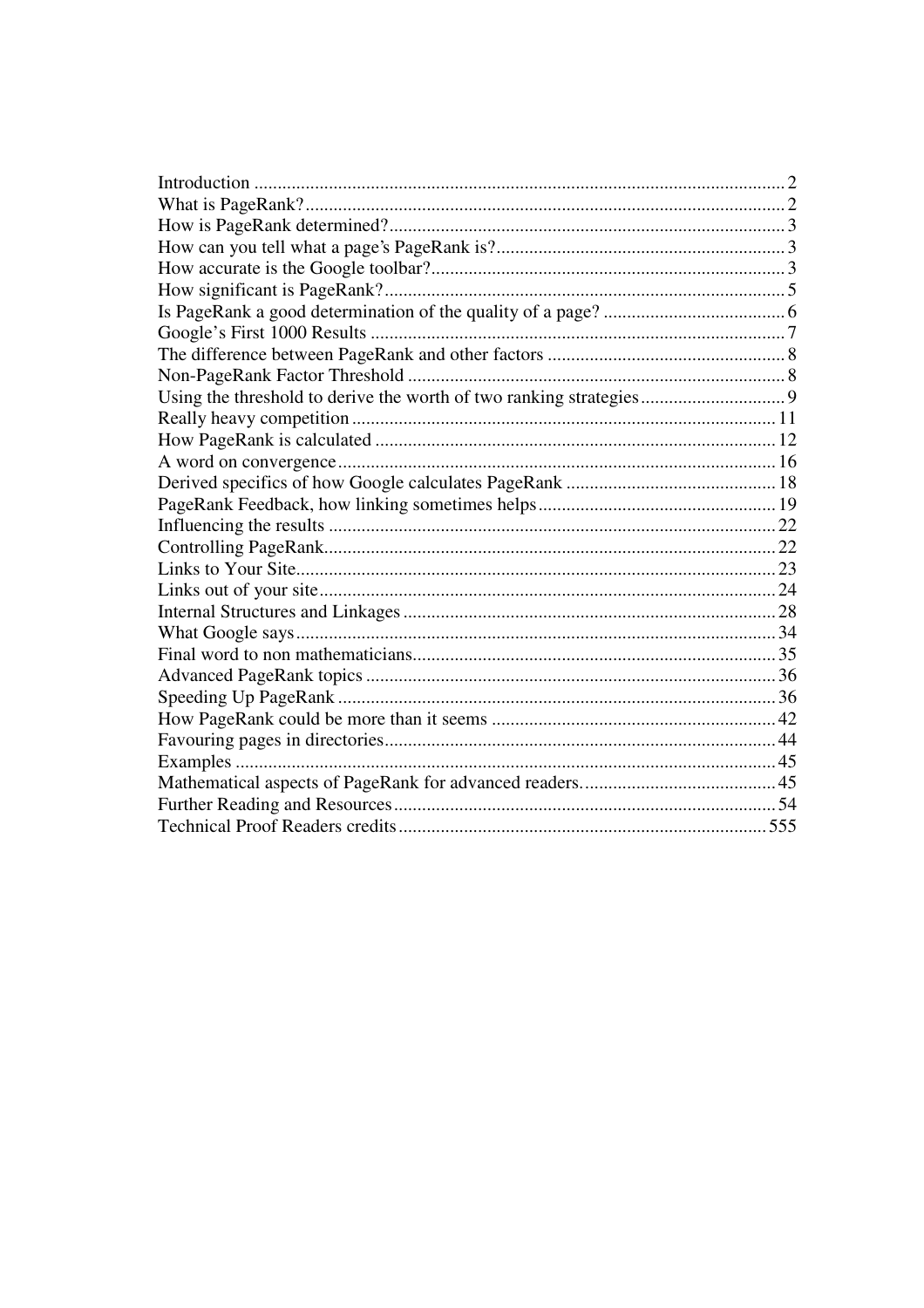Introduction .......... 2
What is PageRank? .......... 2
How is PageRank determined? .......... 3
How can you tell what a page's PageRank is? .......... 3
How accurate is the Google toolbar? .......... 3
How significant is PageRank? .......... 5
Is PageRank a good determination of the quality of a page? .......... 6
Google's First 1000 Results .......... 7
The difference between PageRank and other factors .......... 8
Non-PageRank Factor Threshold .......... 8
Using the threshold to derive the worth of two ranking strategies .......... 9
Really heavy competition .......... 11
How PageRank is calculated .......... 12
A word on convergence .......... 16
Derived specifics of how Google calculates PageRank .......... 18
PageRank Feedback, how linking sometimes helps .......... 19
Influencing the results .......... 22
Controlling PageRank .......... 22
Links to Your Site .......... 23
Links out of your site .......... 24
Internal Structures and Linkages .......... 28
What Google says .......... 34
Final word to non mathematicians .......... 35
Advanced PageRank topics .......... 36
Speeding Up PageRank .......... 36
How PageRank could be more than it seems .......... 42
Favouring pages in directories .......... 44
Examples .......... 45
Mathematical aspects of PageRank for advanced readers. .......... 45
Further Reading and Resources .......... 54
Technical Proof Readers credits .......... 555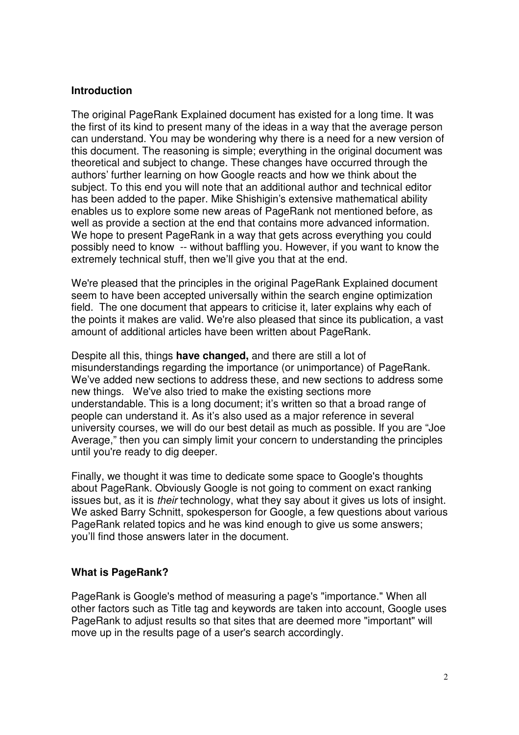**Introduction**

The original PageRank Explained document has existed for a long time. It was the first of its kind to present many of the ideas in a way that the average person can understand. You may be wondering why there is a need for a new version of this document. The reasoning is simple; everything in the original document was theoretical and subject to change. These changes have occurred through the authors' further learning on how Google reacts and how we think about the subject. To this end you will note that an additional author and technical editor has been added to the paper. Mike Shishigin's extensive mathematical ability enables us to explore some new areas of PageRank not mentioned before, as well as provide a section at the end that contains more advanced information. We hope to present PageRank in a way that gets across everything you could possibly need to know -- without baffling you. However, if you want to know the extremely technical stuff, then we'll give you that at the end.

We're pleased that the principles in the original PageRank Explained document seem to have been accepted universally within the search engine optimization field. The one document that appears to criticise it, later explains why each of the points it makes are valid. We're also pleased that since its publication, a vast amount of additional articles have been written about PageRank.

Despite all this, things **have changed,** and there are still a lot of misunderstandings regarding the importance (or unimportance) of PageRank. We've added new sections to address these, and new sections to address some new things. We've also tried to make the existing sections more understandable. This is a long document; it's written so that a broad range of people can understand it. As it's also used as a major reference in several university courses, we will do our best detail as much as possible. If you are "Joe Average," then you can simply limit your concern to understanding the principles until you're ready to dig deeper.

Finally, we thought it was time to dedicate some space to Google's thoughts about PageRank. Obviously Google is not going to comment on exact ranking issues but, as it is *their* technology, what they say about it gives us lots of insight. We asked Barry Schnitt, spokesperson for Google, a few questions about various PageRank related topics and he was kind enough to give us some answers; you'll find those answers later in the document.

**What is PageRank?**

PageRank is Google's method of measuring a page's "importance." When all other factors such as Title tag and keywords are taken into account, Google uses PageRank to adjust results so that sites that are deemed more "important" will move up in the results page of a user's search accordingly.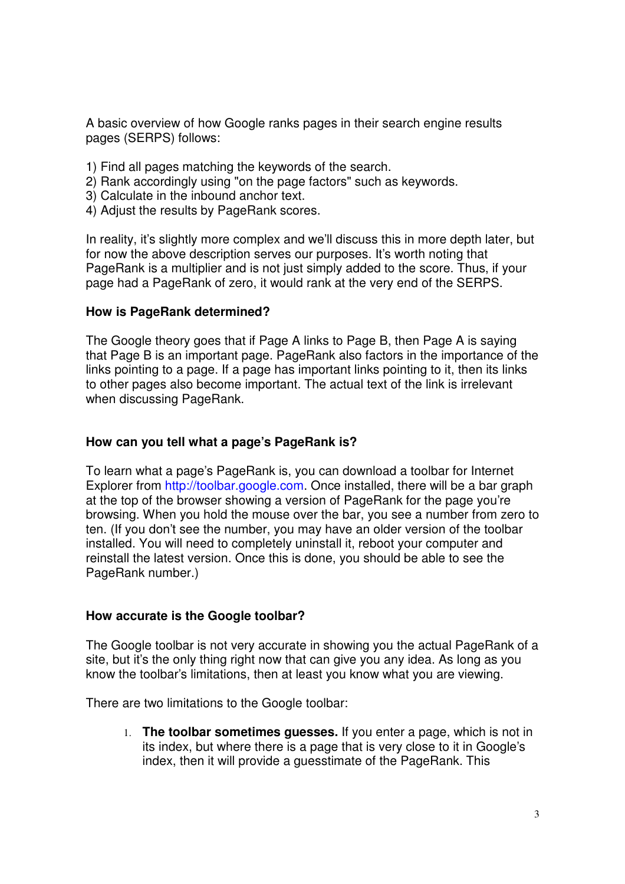A basic overview of how Google ranks pages in their search engine results pages (SERPS) follows:

1) Find all pages matching the keywords of the search.
2) Rank accordingly using "on the page factors" such as keywords.
3) Calculate in the inbound anchor text.
4) Adjust the results by PageRank scores.

In reality, it's slightly more complex and we'll discuss this in more depth later, but for now the above description serves our purposes. It's worth noting that PageRank is a multiplier and is not just simply added to the score. Thus, if your page had a PageRank of zero, it would rank at the very end of the SERPS.

### How is PageRank determined?

The Google theory goes that if Page A links to Page B, then Page A is saying that Page B is an important page. PageRank also factors in the importance of the links pointing to a page. If a page has important links pointing to it, then its links to other pages also become important. The actual text of the link is irrelevant when discussing PageRank.

### How can you tell what a page's PageRank is?

To learn what a page's PageRank is, you can download a toolbar for Internet Explorer from http://toolbar.google.com. Once installed, there will be a bar graph at the top of the browser showing a version of PageRank for the page you're browsing. When you hold the mouse over the bar, you see a number from zero to ten. (If you don't see the number, you may have an older version of the toolbar installed. You will need to completely uninstall it, reboot your computer and reinstall the latest version. Once this is done, you should be able to see the PageRank number.)

### How accurate is the Google toolbar?

The Google toolbar is not very accurate in showing you the actual PageRank of a site, but it's the only thing right now that can give you any idea. As long as you know the toolbar's limitations, then at least you know what you are viewing.

There are two limitations to the Google toolbar:

1. **The toolbar sometimes guesses.** If you enter a page, which is not in its index, but where there is a page that is very close to it in Google's index, then it will provide a guesstimate of the PageRank. This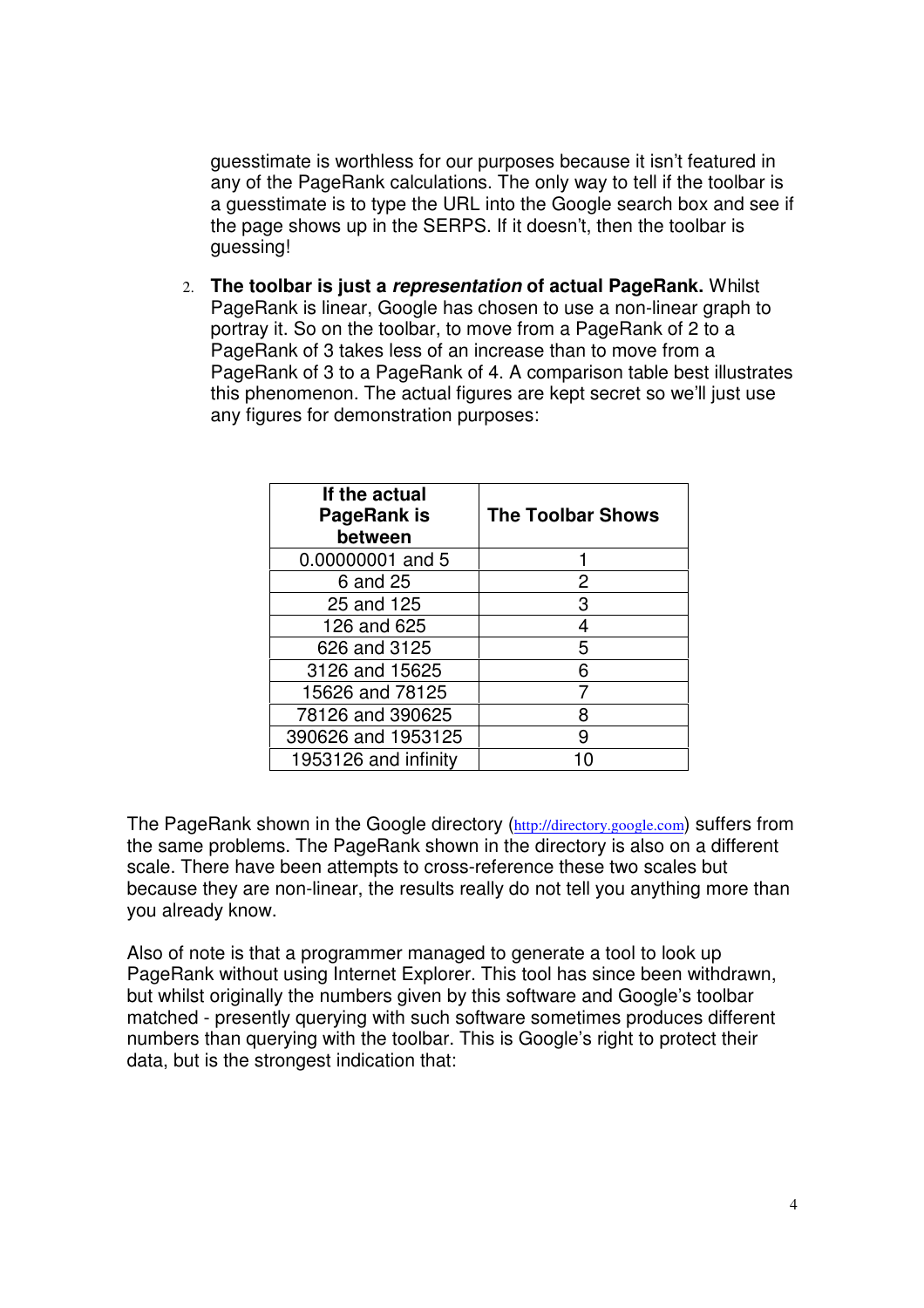guesstimate is worthless for our purposes because it isn't featured in any of the PageRank calculations. The only way to tell if the toolbar is a guesstimate is to type the URL into the Google search box and see if the page shows up in the SERPS. If it doesn't, then the toolbar is guessing!

2. **The toolbar is just a *representation* of actual PageRank.** Whilst PageRank is linear, Google has chosen to use a non-linear graph to portray it. So on the toolbar, to move from a PageRank of 2 to a PageRank of 3 takes less of an increase than to move from a PageRank of 3 to a PageRank of 4. A comparison table best illustrates this phenomenon. The actual figures are kept secret so we'll just use any figures for demonstration purposes:

| If the actual PageRank is between | The Toolbar Shows |
|---|---|
| 0.00000001 and 5 | 1 |
| 6 and 25 | 2 |
| 25 and 125 | 3 |
| 126 and 625 | 4 |
| 626 and 3125 | 5 |
| 3126 and 15625 | 6 |
| 15626 and 78125 | 7 |
| 78126 and 390625 | 8 |
| 390626 and 1953125 | 9 |
| 1953126 and infinity | 10 |

The PageRank shown in the Google directory (http://directory.google.com) suffers from the same problems. The PageRank shown in the directory is also on a different scale. There have been attempts to cross-reference these two scales but because they are non-linear, the results really do not tell you anything more than you already know.

Also of note is that a programmer managed to generate a tool to look up PageRank without using Internet Explorer. This tool has since been withdrawn, but whilst originally the numbers given by this software and Google's toolbar matched - presently querying with such software sometimes produces different numbers than querying with the toolbar. This is Google's right to protect their data, but is the strongest indication that: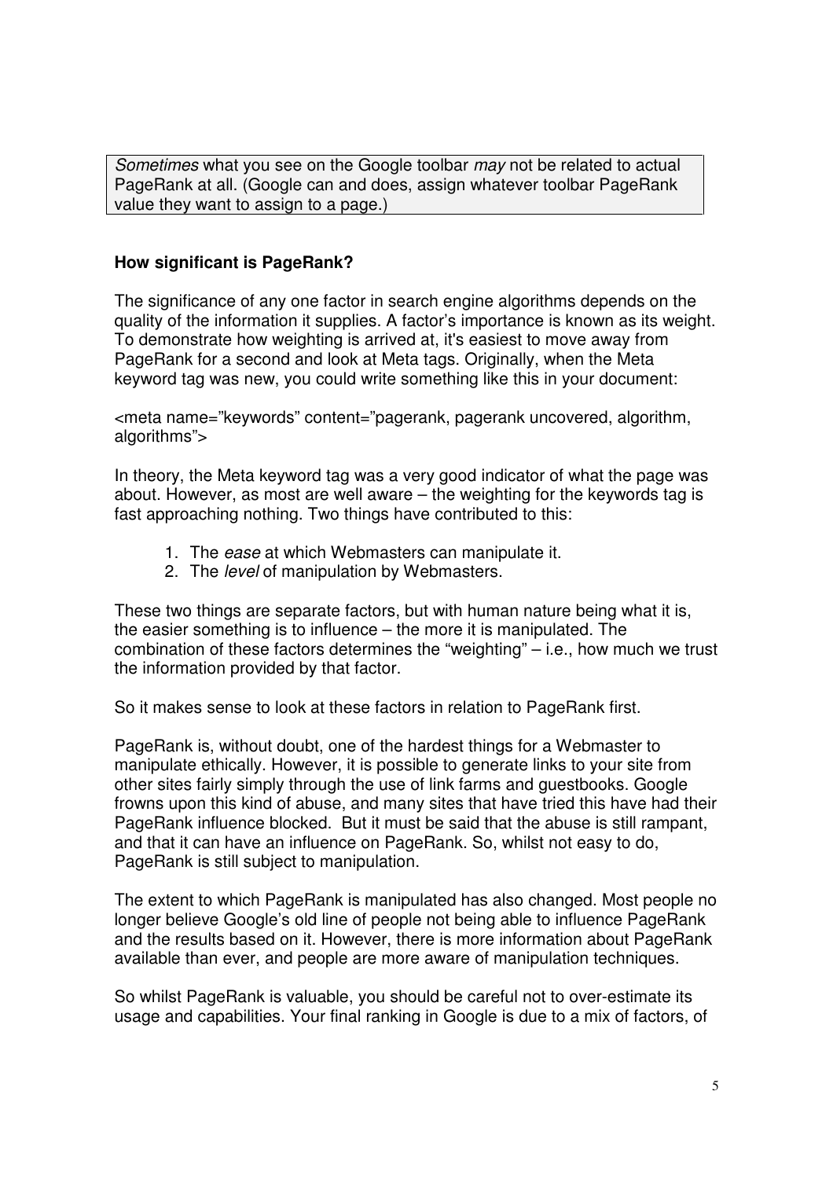*Sometimes* what you see on the Google toolbar *may* not be related to actual PageRank at all. (Google can and does, assign whatever toolbar PageRank value they want to assign to a page.)

**How significant is PageRank?**

The significance of any one factor in search engine algorithms depends on the quality of the information it supplies. A factor's importance is known as its weight. To demonstrate how weighting is arrived at, it's easiest to move away from PageRank for a second and look at Meta tags. Originally, when the Meta keyword tag was new, you could write something like this in your document:

<meta name="keywords" content="pagerank, pagerank uncovered, algorithm, algorithms">

In theory, the Meta keyword tag was a very good indicator of what the page was about. However, as most are well aware – the weighting for the keywords tag is fast approaching nothing. Two things have contributed to this:

1. The *ease* at which Webmasters can manipulate it.
2. The *level* of manipulation by Webmasters.

These two things are separate factors, but with human nature being what it is, the easier something is to influence – the more it is manipulated. The combination of these factors determines the "weighting" – i.e., how much we trust the information provided by that factor.

So it makes sense to look at these factors in relation to PageRank first.

PageRank is, without doubt, one of the hardest things for a Webmaster to manipulate ethically. However, it is possible to generate links to your site from other sites fairly simply through the use of link farms and guestbooks. Google frowns upon this kind of abuse, and many sites that have tried this have had their PageRank influence blocked. But it must be said that the abuse is still rampant, and that it can have an influence on PageRank. So, whilst not easy to do, PageRank is still subject to manipulation.

The extent to which PageRank is manipulated has also changed. Most people no longer believe Google's old line of people not being able to influence PageRank and the results based on it. However, there is more information about PageRank available than ever, and people are more aware of manipulation techniques.

So whilst PageRank is valuable, you should be careful not to over-estimate its usage and capabilities. Your final ranking in Google is due to a mix of factors, of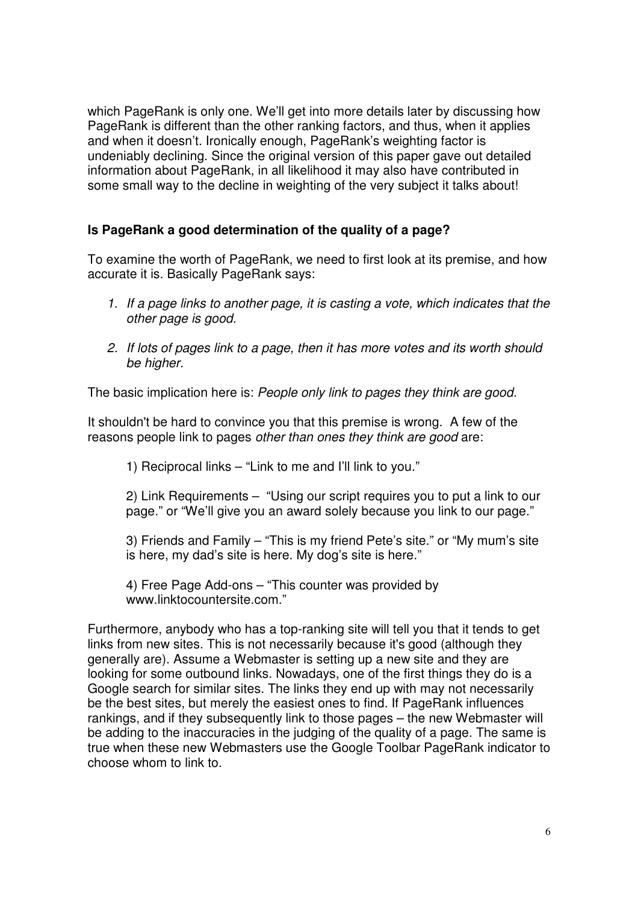which PageRank is only one. We'll get into more details later by discussing how PageRank is different than the other ranking factors, and thus, when it applies and when it doesn't. Ironically enough, PageRank's weighting factor is undeniably declining. Since the original version of this paper gave out detailed information about PageRank, in all likelihood it may also have contributed in some small way to the decline in weighting of the very subject it talks about!

### Is PageRank a good determination of the quality of a page?

To examine the worth of PageRank, we need to first look at its premise, and how accurate it is. Basically PageRank says:

1. *If a page links to another page, it is casting a vote, which indicates that the other page is good.*
2. *If lots of pages link to a page, then it has more votes and its worth should be higher.*

The basic implication here is: *People only link to pages they think are good.*

It shouldn't be hard to convince you that this premise is wrong. A few of the reasons people link to pages *other than ones they think are good* are:

1) Reciprocal links – "Link to me and I'll link to you."

2) Link Requirements – "Using our script requires you to put a link to our page." or "We'll give you an award solely because you link to our page."

3) Friends and Family – "This is my friend Pete's site." or "My mum's site is here, my dad's site is here. My dog's site is here."

4) Free Page Add-ons – "This counter was provided by www.linktocountersite.com."

Furthermore, anybody who has a top-ranking site will tell you that it tends to get links from new sites. This is not necessarily because it's good (although they generally are). Assume a Webmaster is setting up a new site and they are looking for some outbound links. Nowadays, one of the first things they do is a Google search for similar sites. The links they end up with may not necessarily be the best sites, but merely the easiest ones to find. If PageRank influences rankings, and if they subsequently link to those pages – the new Webmaster will be adding to the inaccuracies in the judging of the quality of a page. The same is true when these new Webmasters use the Google Toolbar PageRank indicator to choose whom to link to.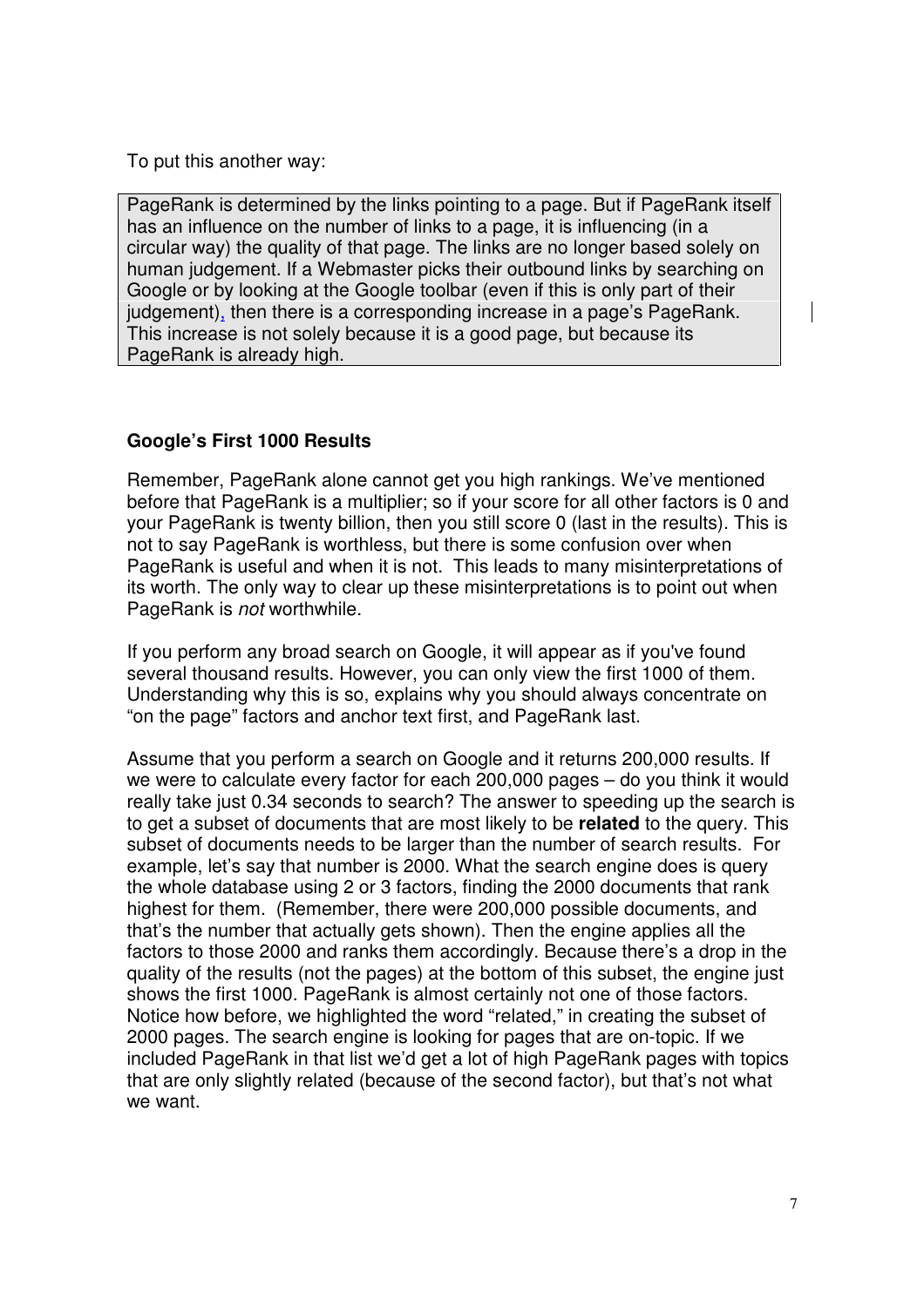To put this another way:

> PageRank is determined by the links pointing to a page. But if PageRank itself has an influence on the number of links to a page, it is influencing (in a circular way) the quality of that page. The links are no longer based solely on human judgement. If a Webmaster picks their outbound links by searching on Google or by looking at the Google toolbar (even if this is only part of their judgement), then there is a corresponding increase in a page's PageRank. This increase is not solely because it is a good page, but because its PageRank is already high.

**Google's First 1000 Results**

Remember, PageRank alone cannot get you high rankings. We've mentioned before that PageRank is a multiplier; so if your score for all other factors is 0 and your PageRank is twenty billion, then you still score 0 (last in the results). This is not to say PageRank is worthless, but there is some confusion over when PageRank is useful and when it is not. This leads to many misinterpretations of its worth. The only way to clear up these misinterpretations is to point out when PageRank is *not* worthwhile.

If you perform any broad search on Google, it will appear as if you've found several thousand results. However, you can only view the first 1000 of them. Understanding why this is so, explains why you should always concentrate on "on the page" factors and anchor text first, and PageRank last.

Assume that you perform a search on Google and it returns 200,000 results. If we were to calculate every factor for each 200,000 pages – do you think it would really take just 0.34 seconds to search? The answer to speeding up the search is to get a subset of documents that are most likely to be **related** to the query. This subset of documents needs to be larger than the number of search results. For example, let's say that number is 2000. What the search engine does is query the whole database using 2 or 3 factors, finding the 2000 documents that rank highest for them. (Remember, there were 200,000 possible documents, and that's the number that actually gets shown). Then the engine applies all the factors to those 2000 and ranks them accordingly. Because there's a drop in the quality of the results (not the pages) at the bottom of this subset, the engine just shows the first 1000. PageRank is almost certainly not one of those factors. Notice how before, we highlighted the word "related," in creating the subset of 2000 pages. The search engine is looking for pages that are on-topic. If we included PageRank in that list we'd get a lot of high PageRank pages with topics that are only slightly related (because of the second factor), but that's not what we want.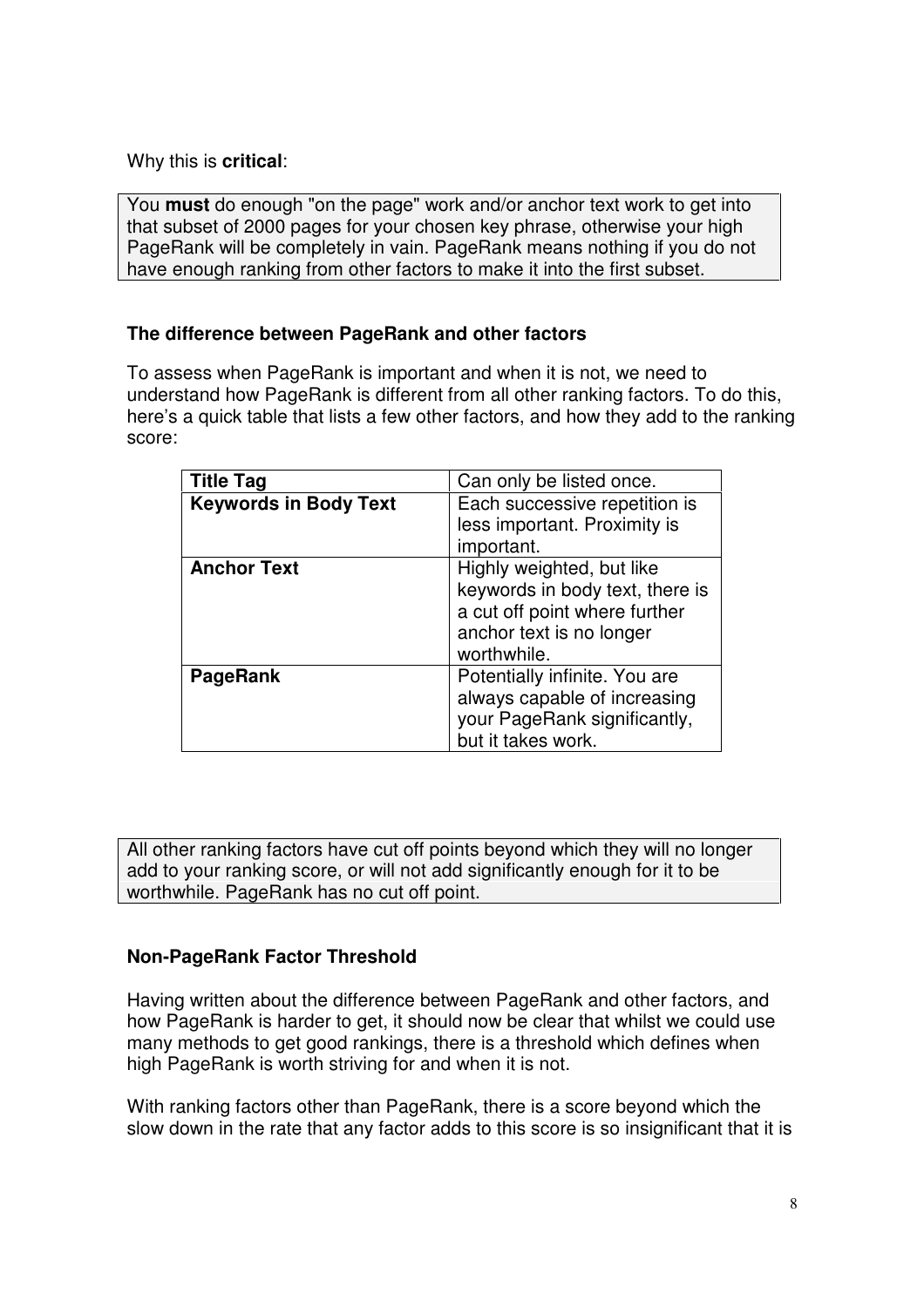Why this is **critical**:

> You **must** do enough "on the page" work and/or anchor text work to get into that subset of 2000 pages for your chosen key phrase, otherwise your high PageRank will be completely in vain. PageRank means nothing if you do not have enough ranking from other factors to make it into the first subset.

### The difference between PageRank and other factors

To assess when PageRank is important and when it is not, we need to understand how PageRank is different from all other ranking factors. To do this, here's a quick table that lists a few other factors, and how they add to the ranking score:

| **Title Tag** | Can only be listed once. |
|---|---|
| **Keywords in Body Text** | Each successive repetition is less important. Proximity is important. |
| **Anchor Text** | Highly weighted, but like keywords in body text, there is a cut off point where further anchor text is no longer worthwhile. |
| **PageRank** | Potentially infinite. You are always capable of increasing your PageRank significantly, but it takes work. |

> All other ranking factors have cut off points beyond which they will no longer add to your ranking score, or will not add significantly enough for it to be worthwhile. PageRank has no cut off point.

### Non-PageRank Factor Threshold

Having written about the difference between PageRank and other factors, and how PageRank is harder to get, it should now be clear that whilst we could use many methods to get good rankings, there is a threshold which defines when high PageRank is worth striving for and when it is not.

With ranking factors other than PageRank, there is a score beyond which the slow down in the rate that any factor adds to this score is so insignificant that it is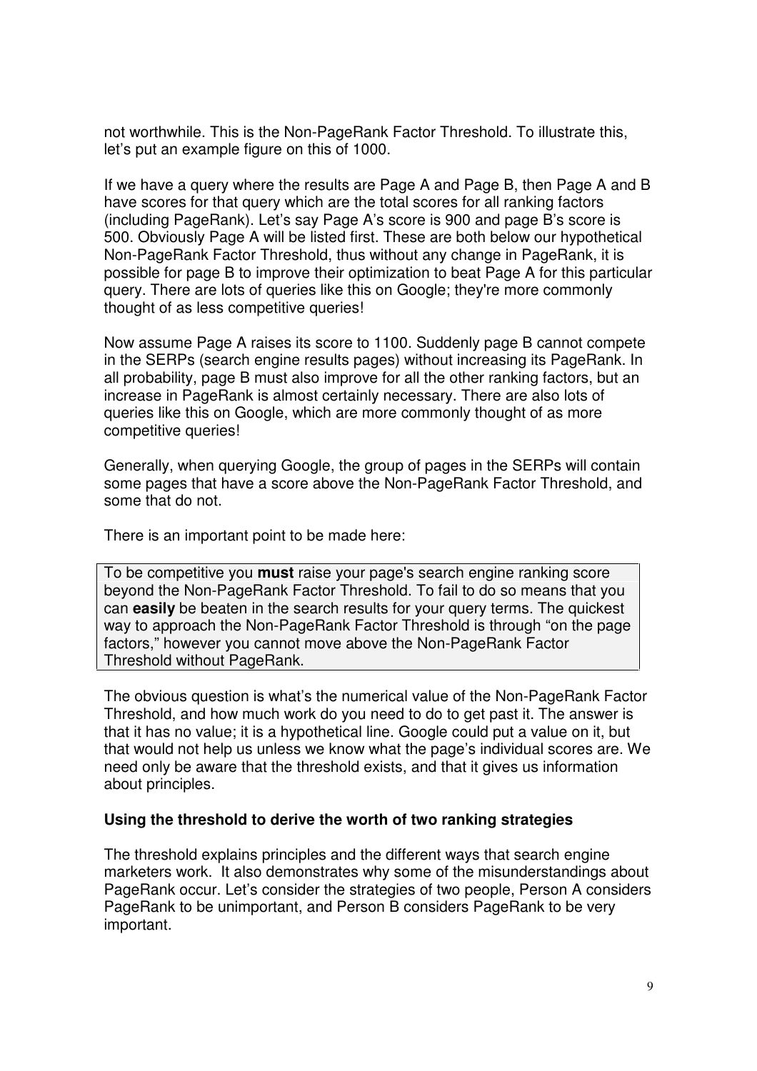not worthwhile. This is the Non-PageRank Factor Threshold. To illustrate this, let's put an example figure on this of 1000.

If we have a query where the results are Page A and Page B, then Page A and B have scores for that query which are the total scores for all ranking factors (including PageRank). Let's say Page A's score is 900 and page B's score is 500. Obviously Page A will be listed first. These are both below our hypothetical Non-PageRank Factor Threshold, thus without any change in PageRank, it is possible for page B to improve their optimization to beat Page A for this particular query. There are lots of queries like this on Google; they're more commonly thought of as less competitive queries!

Now assume Page A raises its score to 1100. Suddenly page B cannot compete in the SERPs (search engine results pages) without increasing its PageRank. In all probability, page B must also improve for all the other ranking factors, but an increase in PageRank is almost certainly necessary. There are also lots of queries like this on Google, which are more commonly thought of as more competitive queries!

Generally, when querying Google, the group of pages in the SERPs will contain some pages that have a score above the Non-PageRank Factor Threshold, and some that do not.

There is an important point to be made here:

> To be competitive you **must** raise your page's search engine ranking score beyond the Non-PageRank Factor Threshold. To fail to do so means that you can **easily** be beaten in the search results for your query terms. The quickest way to approach the Non-PageRank Factor Threshold is through "on the page factors," however you cannot move above the Non-PageRank Factor Threshold without PageRank.

The obvious question is what's the numerical value of the Non-PageRank Factor Threshold, and how much work do you need to do to get past it. The answer is that it has no value; it is a hypothetical line. Google could put a value on it, but that would not help us unless we know what the page's individual scores are. We need only be aware that the threshold exists, and that it gives us information about principles.

**Using the threshold to derive the worth of two ranking strategies**

The threshold explains principles and the different ways that search engine marketers work. It also demonstrates why some of the misunderstandings about PageRank occur. Let's consider the strategies of two people, Person A considers PageRank to be unimportant, and Person B considers PageRank to be very important.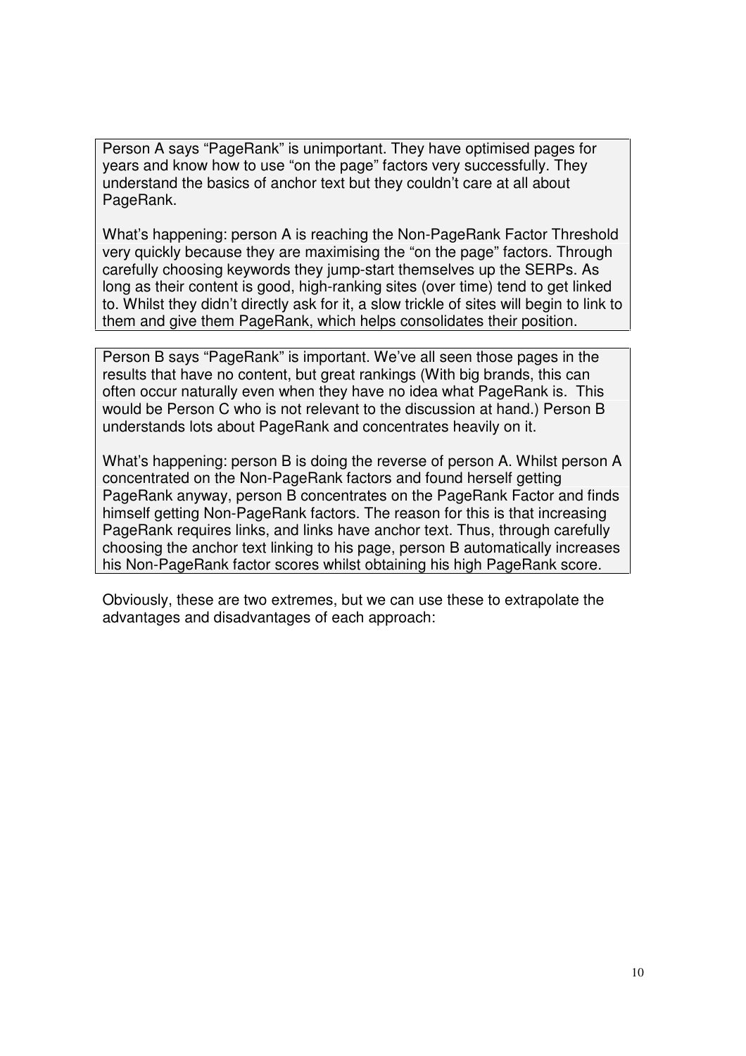Person A says "PageRank" is unimportant. They have optimised pages for years and know how to use "on the page" factors very successfully. They understand the basics of anchor text but they couldn't care at all about PageRank.

What's happening: person A is reaching the Non-PageRank Factor Threshold very quickly because they are maximising the "on the page" factors. Through carefully choosing keywords they jump-start themselves up the SERPs. As long as their content is good, high-ranking sites (over time) tend to get linked to. Whilst they didn't directly ask for it, a slow trickle of sites will begin to link to them and give them PageRank, which helps consolidates their position.

Person B says "PageRank" is important. We've all seen those pages in the results that have no content, but great rankings (With big brands, this can often occur naturally even when they have no idea what PageRank is. This would be Person C who is not relevant to the discussion at hand.) Person B understands lots about PageRank and concentrates heavily on it.

What's happening: person B is doing the reverse of person A. Whilst person A concentrated on the Non-PageRank factors and found herself getting PageRank anyway, person B concentrates on the PageRank Factor and finds himself getting Non-PageRank factors. The reason for this is that increasing PageRank requires links, and links have anchor text. Thus, through carefully choosing the anchor text linking to his page, person B automatically increases his Non-PageRank factor scores whilst obtaining his high PageRank score.

Obviously, these are two extremes, but we can use these to extrapolate the advantages and disadvantages of each approach: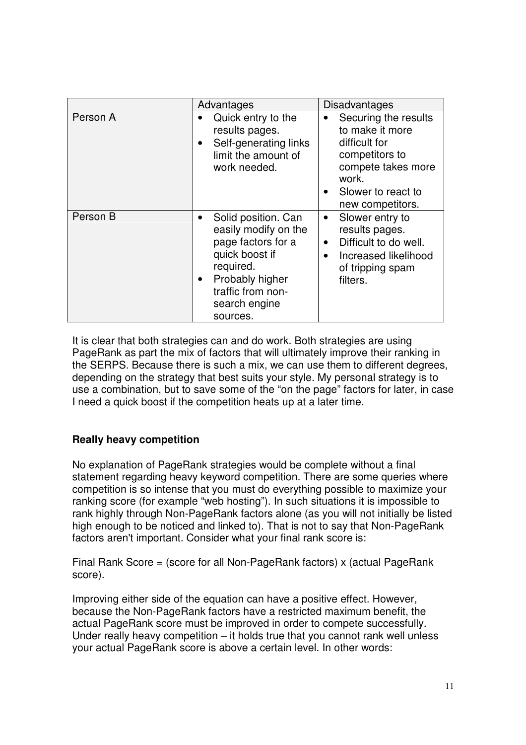| | Advantages | Disadvantages |
|---|---|---|
| Person A | • Quick entry to the results pages.<br>• Self-generating links limit the amount of work needed. | • Securing the results to make it more difficult for competitors to compete takes more work.<br>• Slower to react to new competitors. |
| Person B | • Solid position. Can easily modify on the page factors for a quick boost if required.<br>• Probably higher traffic from non-search engine sources. | • Slower entry to results pages.<br>• Difficult to do well.<br>• Increased likelihood of tripping spam filters. |

It is clear that both strategies can and do work. Both strategies are using PageRank as part the mix of factors that will ultimately improve their ranking in the SERPS. Because there is such a mix, we can use them to different degrees, depending on the strategy that best suits your style. My personal strategy is to use a combination, but to save some of the "on the page" factors for later, in case I need a quick boost if the competition heats up at a later time.

**Really heavy competition**

No explanation of PageRank strategies would be complete without a final statement regarding heavy keyword competition. There are some queries where competition is so intense that you must do everything possible to maximize your ranking score (for example "web hosting"). In such situations it is impossible to rank highly through Non-PageRank factors alone (as you will not initially be listed high enough to be noticed and linked to). That is not to say that Non-PageRank factors aren't important. Consider what your final rank score is:

Final Rank Score = (score for all Non-PageRank factors) x (actual PageRank score).

Improving either side of the equation can have a positive effect. However, because the Non-PageRank factors have a restricted maximum benefit, the actual PageRank score must be improved in order to compete successfully. Under really heavy competition – it holds true that you cannot rank well unless your actual PageRank score is above a certain level. In other words: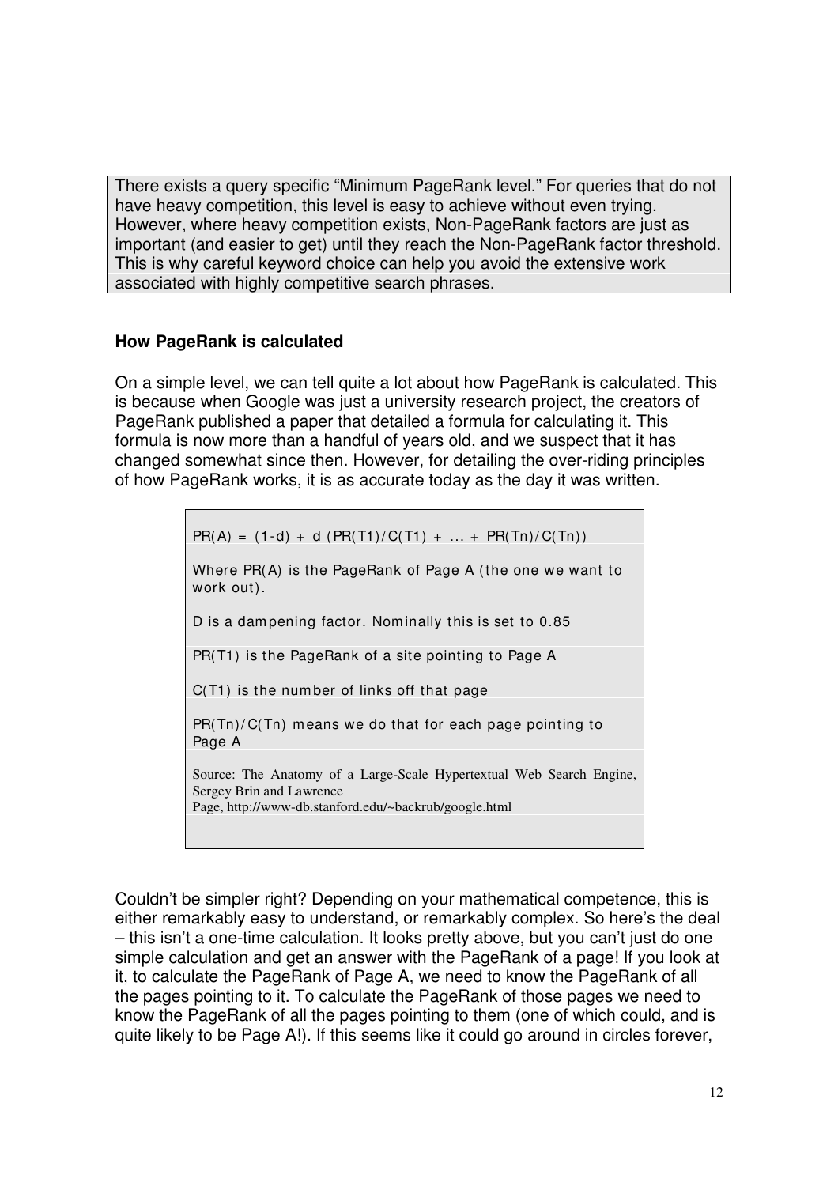There exists a query specific "Minimum PageRank level." For queries that do not have heavy competition, this level is easy to achieve without even trying. However, where heavy competition exists, Non-PageRank factors are just as important (and easier to get) until they reach the Non-PageRank factor threshold. This is why careful keyword choice can help you avoid the extensive work associated with highly competitive search phrases.

**How PageRank is calculated**

On a simple level, we can tell quite a lot about how PageRank is calculated. This is because when Google was just a university research project, the creators of PageRank published a paper that detailed a formula for calculating it. This formula is now more than a handful of years old, and we suspect that it has changed somewhat since then. However, for detailing the over-riding principles of how PageRank works, it is as accurate today as the day it was written.

$$PR(A) = (1-d) + d\,(PR(T1)/C(T1) + \ldots + PR(Tn)/C(Tn))$$

Where PR(A) is the PageRank of Page A (the one we want to work out).

D is a dampening factor. Nominally this is set to 0.85

PR(T1) is the PageRank of a site pointing to Page A

C(T1) is the number of links off that page

PR(Tn)/C(Tn) means we do that for each page pointing to Page A

Source: The Anatomy of a Large-Scale Hypertextual Web Search Engine, Sergey Brin and Lawrence Page, http://www-db.stanford.edu/~backrub/google.html

Couldn't be simpler right? Depending on your mathematical competence, this is either remarkably easy to understand, or remarkably complex. So here's the deal – this isn't a one-time calculation. It looks pretty above, but you can't just do one simple calculation and get an answer with the PageRank of a page! If you look at it, to calculate the PageRank of Page A, we need to know the PageRank of all the pages pointing to it. To calculate the PageRank of those pages we need to know the PageRank of all the pages pointing to them (one of which could, and is quite likely to be Page A!). If this seems like it could go around in circles forever,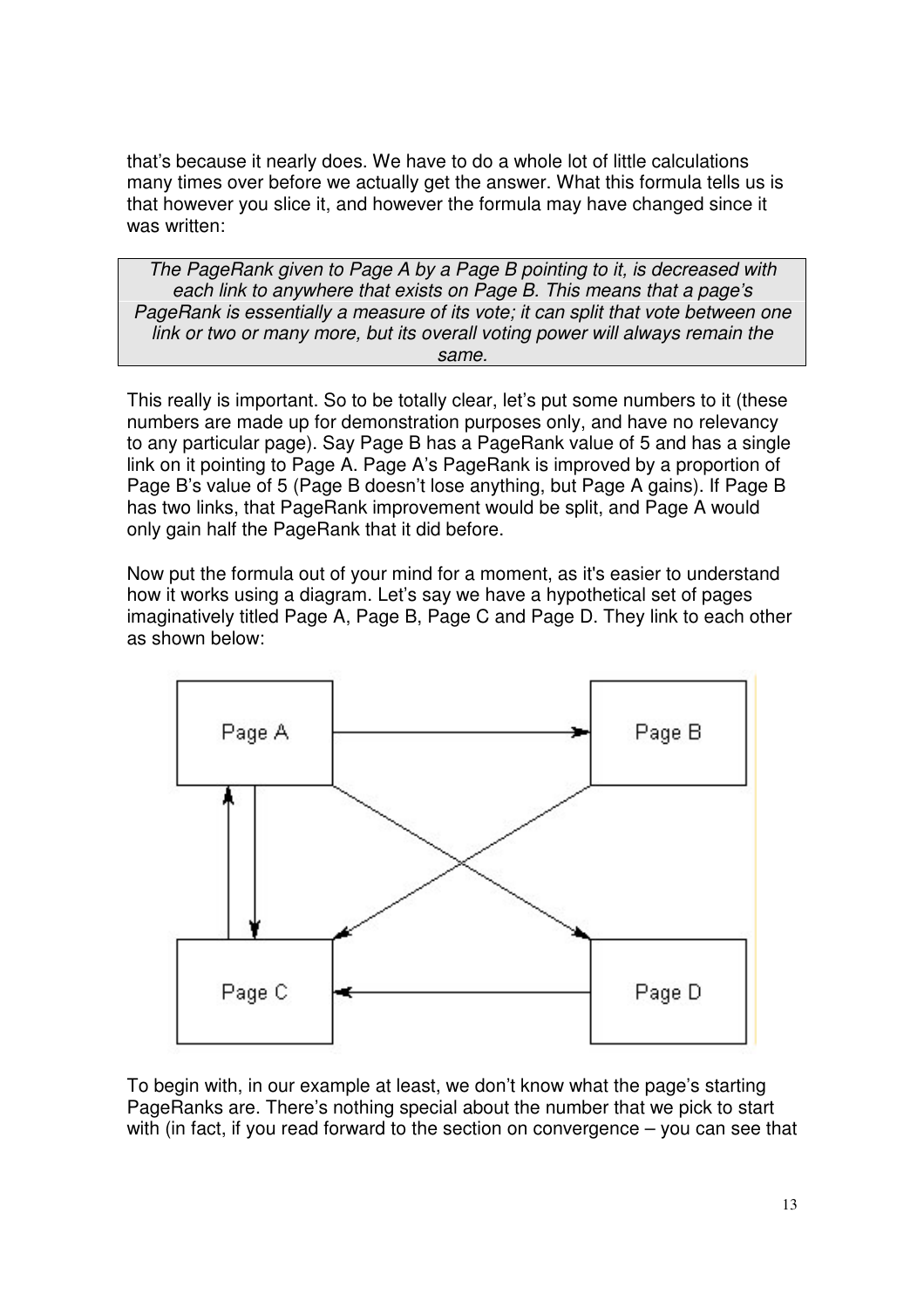that's because it nearly does. We have to do a whole lot of little calculations many times over before we actually get the answer. What this formula tells us is that however you slice it, and however the formula may have changed since it was written:

> *The PageRank given to Page A by a Page B pointing to it, is decreased with each link to anywhere that exists on Page B. This means that a page's PageRank is essentially a measure of its vote; it can split that vote between one link or two or many more, but its overall voting power will always remain the same.*

This really is important. So to be totally clear, let's put some numbers to it (these numbers are made up for demonstration purposes only, and have no relevancy to any particular page). Say Page B has a PageRank value of 5 and has a single link on it pointing to Page A. Page A's PageRank is improved by a proportion of Page B's value of 5 (Page B doesn't lose anything, but Page A gains). If Page B has two links, that PageRank improvement would be split, and Page A would only gain half the PageRank that it did before.

Now put the formula out of your mind for a moment, as it's easier to understand how it works using a diagram. Let's say we have a hypothetical set of pages imaginatively titled Page A, Page B, Page C and Page D. They link to each other as shown below:

To begin with, in our example at least, we don't know what the page's starting PageRanks are. There's nothing special about the number that we pick to start with (in fact, if you read forward to the section on convergence – you can see that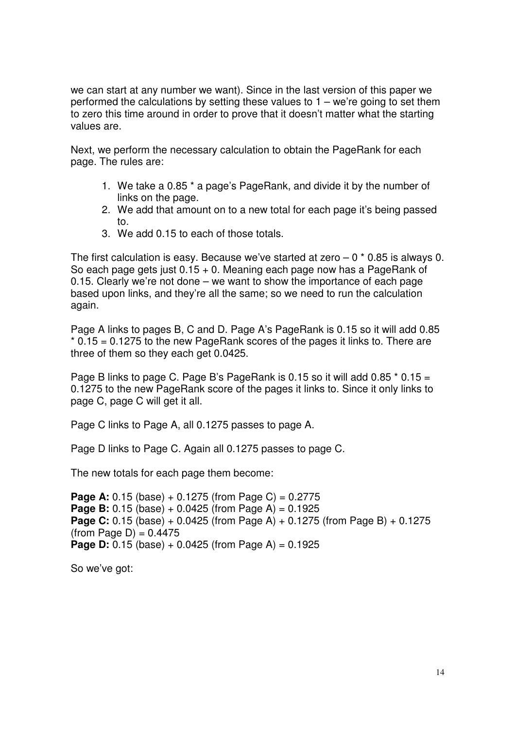we can start at any number we want). Since in the last version of this paper we performed the calculations by setting these values to 1 – we're going to set them to zero this time around in order to prove that it doesn't matter what the starting values are.

Next, we perform the necessary calculation to obtain the PageRank for each page. The rules are:

1. We take a 0.85 * a page's PageRank, and divide it by the number of links on the page.
2. We add that amount on to a new total for each page it's being passed to.
3. We add 0.15 to each of those totals.

The first calculation is easy. Because we've started at zero – 0 * 0.85 is always 0. So each page gets just 0.15 + 0. Meaning each page now has a PageRank of 0.15. Clearly we're not done – we want to show the importance of each page based upon links, and they're all the same; so we need to run the calculation again.

Page A links to pages B, C and D. Page A's PageRank is 0.15 so it will add 0.85 * 0.15 = 0.1275 to the new PageRank scores of the pages it links to. There are three of them so they each get 0.0425.

Page B links to page C. Page B's PageRank is 0.15 so it will add 0.85 * 0.15 = 0.1275 to the new PageRank score of the pages it links to. Since it only links to page C, page C will get it all.

Page C links to Page A, all 0.1275 passes to page A.

Page D links to Page C. Again all 0.1275 passes to page C.

The new totals for each page them become:

**Page A:** 0.15 (base) + 0.1275 (from Page C) = 0.2775
**Page B:** 0.15 (base) + 0.0425 (from Page A) = 0.1925
**Page C:** 0.15 (base) + 0.0425 (from Page A) + 0.1275 (from Page B) + 0.1275 (from Page D) = 0.4475
**Page D:** 0.15 (base) + 0.0425 (from Page A) = 0.1925

So we've got: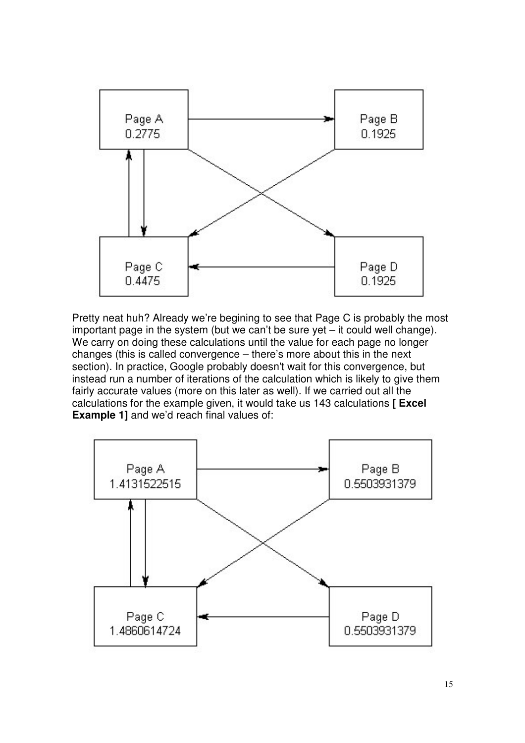Page A
0.2775

Page B
0.1925

Page C
0.4475

Page D
0.1925

Pretty neat huh? Already we're begining to see that Page C is probably the most important page in the system (but we can't be sure yet – it could well change). We carry on doing these calculations until the value for each page no longer changes (this is called convergence – there's more about this in the next section). In practice, Google probably doesn't wait for this convergence, but instead run a number of iterations of the calculation which is likely to give them fairly accurate values (more on this later as well). If we carried out all the calculations for the example given, it would take us 143 calculations **[ Excel Example 1]** and we'd reach final values of:

Page A
1.4131522515

Page B
0.5503931379

Page C
1.4860614724

Page D
0.5503931379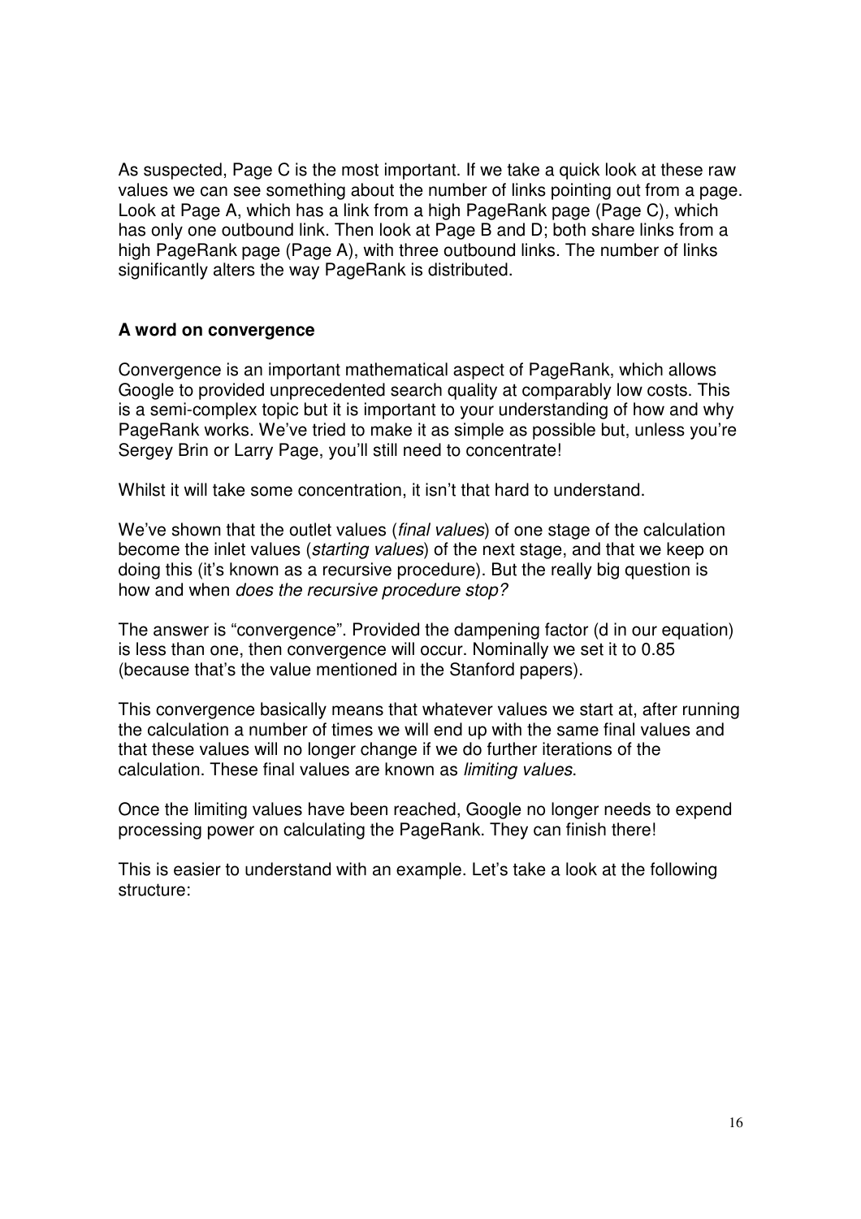As suspected, Page C is the most important. If we take a quick look at these raw values we can see something about the number of links pointing out from a page. Look at Page A, which has a link from a high PageRank page (Page C), which has only one outbound link. Then look at Page B and D; both share links from a high PageRank page (Page A), with three outbound links. The number of links significantly alters the way PageRank is distributed.

### A word on convergence

Convergence is an important mathematical aspect of PageRank, which allows Google to provided unprecedented search quality at comparably low costs. This is a semi-complex topic but it is important to your understanding of how and why PageRank works. We've tried to make it as simple as possible but, unless you're Sergey Brin or Larry Page, you'll still need to concentrate!

Whilst it will take some concentration, it isn't that hard to understand.

We've shown that the outlet values (*final values*) of one stage of the calculation become the inlet values (*starting values*) of the next stage, and that we keep on doing this (it's known as a recursive procedure). But the really big question is how and when *does the recursive procedure stop?*

The answer is "convergence". Provided the dampening factor (d in our equation) is less than one, then convergence will occur. Nominally we set it to 0.85 (because that's the value mentioned in the Stanford papers).

This convergence basically means that whatever values we start at, after running the calculation a number of times we will end up with the same final values and that these values will no longer change if we do further iterations of the calculation. These final values are known as *limiting values*.

Once the limiting values have been reached, Google no longer needs to expend processing power on calculating the PageRank. They can finish there!

This is easier to understand with an example. Let's take a look at the following structure: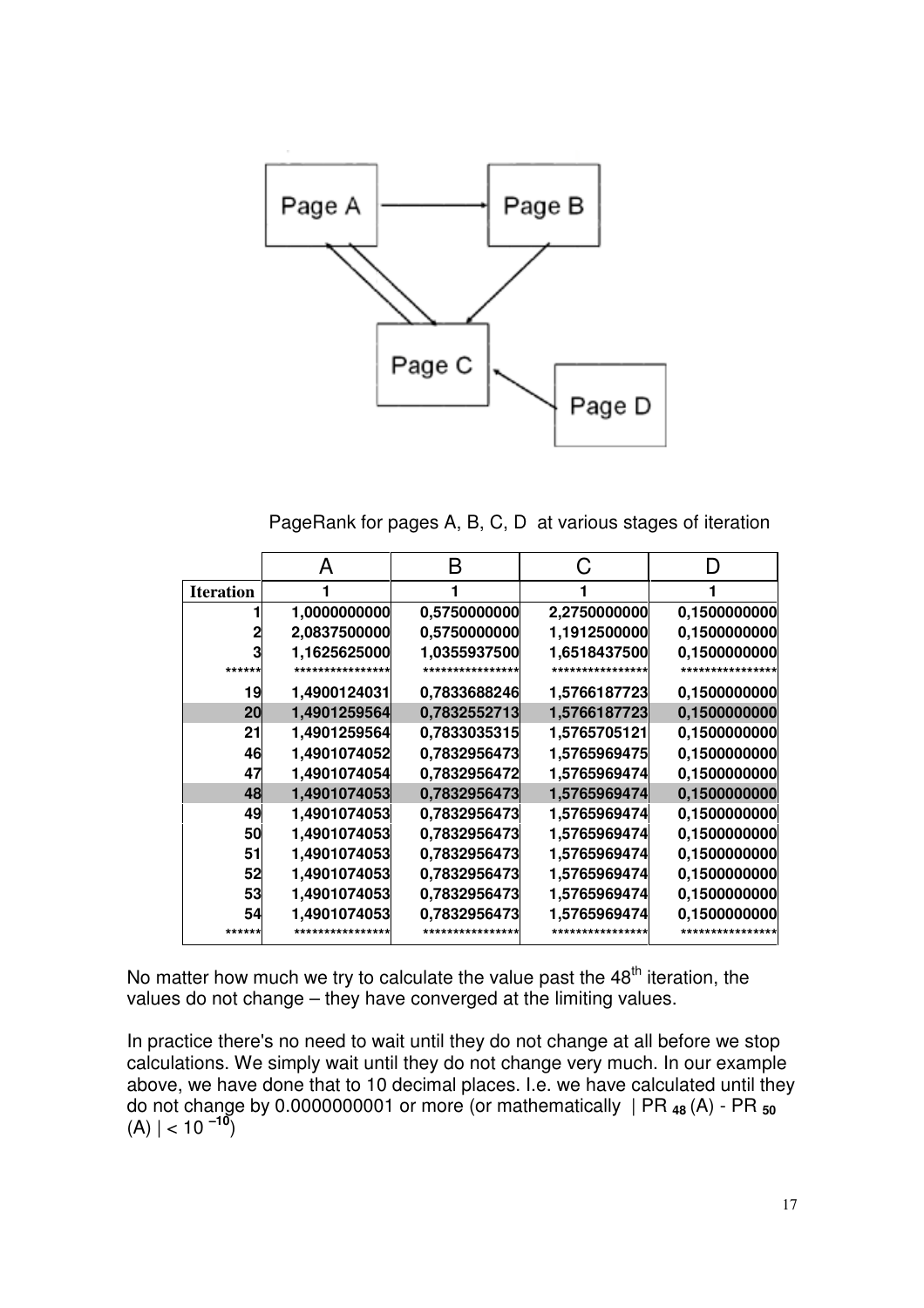PageRank for pages A, B, C, D at various stages of iteration

| | A | B | C | D |
|---|---|---|---|---|
| **Iteration** | **1** | **1** | **1** | **1** |
| **1** | **1,0000000000** | **0,5750000000** | **2,2750000000** | **0,1500000000** |
| **2** | **2,0837500000** | **0,5750000000** | **1,1912500000** | **0,1500000000** |
| **3** | **1,1625625000** | **1,0355937500** | **1,6518437500** | **0,1500000000** |
| ****** | **************** | **************** | **************** | **************** |
| **19** | **1,4900124031** | **0,7833688246** | **1,5766187723** | **0,1500000000** |
| **20** | **1,4901259564** | **0,7832552713** | **1,5766187723** | **0,1500000000** |
| **21** | **1,4901259564** | **0,7833035315** | **1,5765705121** | **0,1500000000** |
| **46** | **1,4901074052** | **0,7832956473** | **1,5765969475** | **0,1500000000** |
| **47** | **1,4901074054** | **0,7832956472** | **1,5765969474** | **0,1500000000** |
| **48** | **1,4901074053** | **0,7832956473** | **1,5765969474** | **0,1500000000** |
| **49** | **1,4901074053** | **0,7832956473** | **1,5765969474** | **0,1500000000** |
| **50** | **1,4901074053** | **0,7832956473** | **1,5765969474** | **0,1500000000** |
| **51** | **1,4901074053** | **0,7832956473** | **1,5765969474** | **0,1500000000** |
| **52** | **1,4901074053** | **0,7832956473** | **1,5765969474** | **0,1500000000** |
| **53** | **1,4901074053** | **0,7832956473** | **1,5765969474** | **0,1500000000** |
| **54** | **1,4901074053** | **0,7832956473** | **1,5765969474** | **0,1500000000** |
| ****** | **************** | **************** | **************** | **************** |

No matter how much we try to calculate the value past the 48[th] iteration, the values do not change – they have converged at the limiting values.

In practice there's no need to wait until they do not change at all before we stop calculations. We simply wait until they do not change very much. In our example above, we have done that to 10 decimal places. I.e. we have calculated until they do not change by 0.0000000001 or more (or mathematically $| PR_{48}(A) - PR_{50}(A) | < 10^{-10}$)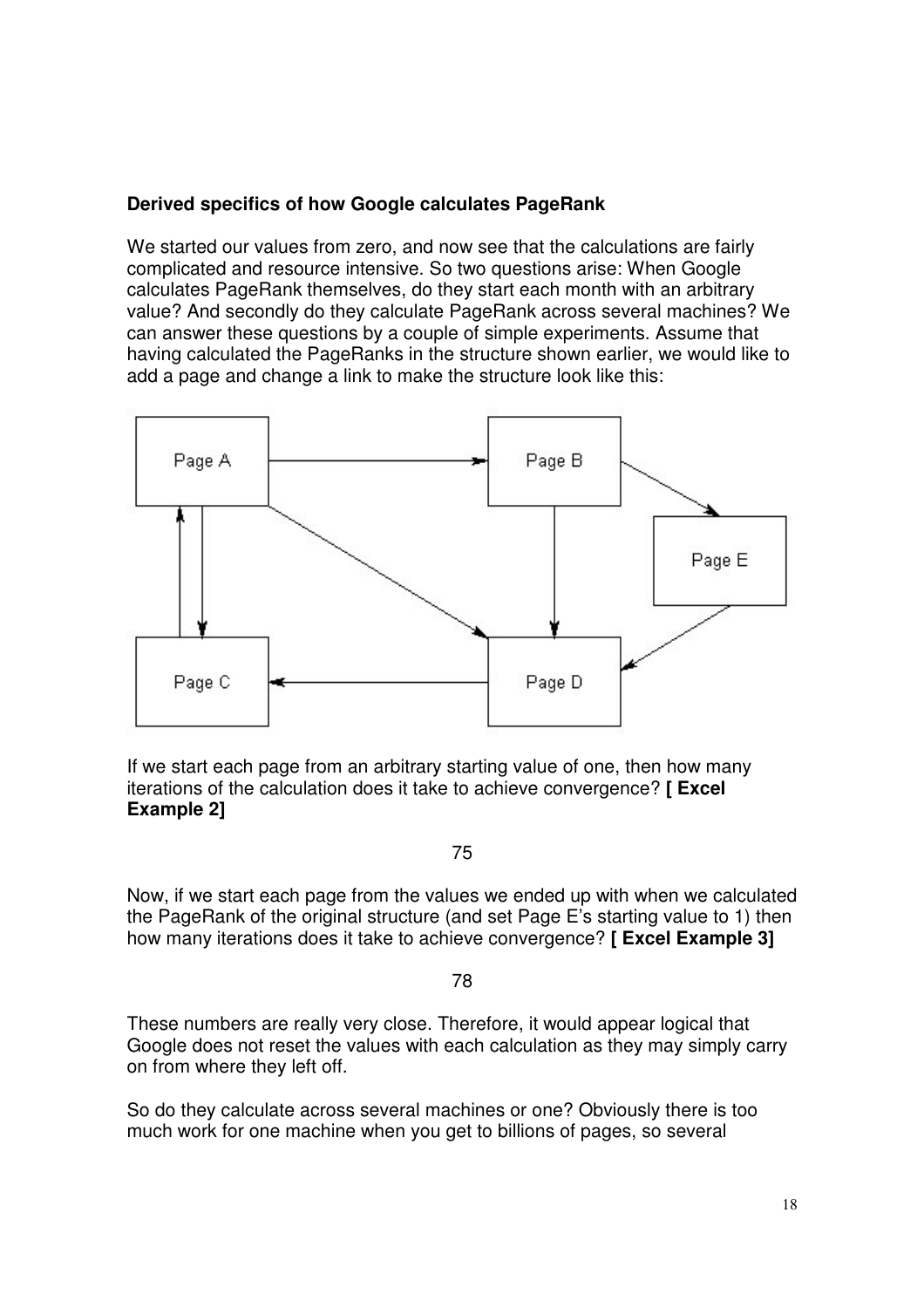### Derived specifics of how Google calculates PageRank

We started our values from zero, and now see that the calculations are fairly complicated and resource intensive. So two questions arise: When Google calculates PageRank themselves, do they start each month with an arbitrary value? And secondly do they calculate PageRank across several machines? We can answer these questions by a couple of simple experiments. Assume that having calculated the PageRanks in the structure shown earlier, we would like to add a page and change a link to make the structure look like this:

If we start each page from an arbitrary starting value of one, then how many iterations of the calculation does it take to achieve convergence? **[ Excel Example 2]**

75

Now, if we start each page from the values we ended up with when we calculated the PageRank of the original structure (and set Page E's starting value to 1) then how many iterations does it take to achieve convergence? **[ Excel Example 3]**

78

These numbers are really very close. Therefore, it would appear logical that Google does not reset the values with each calculation as they may simply carry on from where they left off.

So do they calculate across several machines or one? Obviously there is too much work for one machine when you get to billions of pages, so several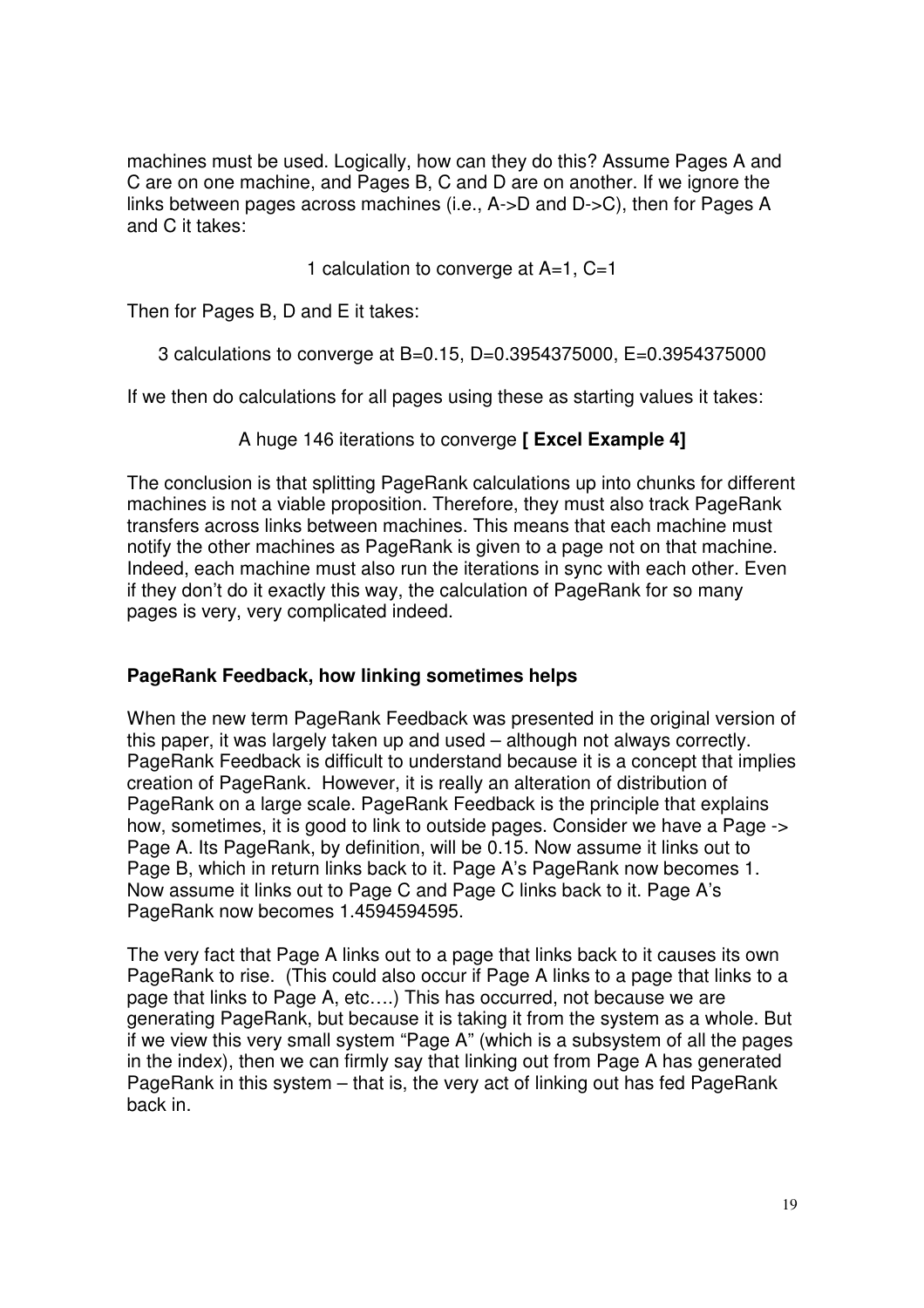machines must be used. Logically, how can they do this? Assume Pages A and C are on one machine, and Pages B, C and D are on another. If we ignore the links between pages across machines (i.e., A->D and D->C), then for Pages A and C it takes:

1 calculation to converge at A=1, C=1

Then for Pages B, D and E it takes:

3 calculations to converge at B=0.15, D=0.3954375000, E=0.3954375000

If we then do calculations for all pages using these as starting values it takes:

A huge 146 iterations to converge **[ Excel Example 4]**

The conclusion is that splitting PageRank calculations up into chunks for different machines is not a viable proposition. Therefore, they must also track PageRank transfers across links between machines. This means that each machine must notify the other machines as PageRank is given to a page not on that machine. Indeed, each machine must also run the iterations in sync with each other. Even if they don't do it exactly this way, the calculation of PageRank for so many pages is very, very complicated indeed.

## PageRank Feedback, how linking sometimes helps

When the new term PageRank Feedback was presented in the original version of this paper, it was largely taken up and used – although not always correctly. PageRank Feedback is difficult to understand because it is a concept that implies creation of PageRank. However, it is really an alteration of distribution of PageRank on a large scale. PageRank Feedback is the principle that explains how, sometimes, it is good to link to outside pages. Consider we have a Page -> Page A. Its PageRank, by definition, will be 0.15. Now assume it links out to Page B, which in return links back to it. Page A's PageRank now becomes 1. Now assume it links out to Page C and Page C links back to it. Page A's PageRank now becomes 1.4594594595.

The very fact that Page A links out to a page that links back to it causes its own PageRank to rise. (This could also occur if Page A links to a page that links to a page that links to Page A, etc….) This has occurred, not because we are generating PageRank, but because it is taking it from the system as a whole. But if we view this very small system "Page A" (which is a subsystem of all the pages in the index), then we can firmly say that linking out from Page A has generated PageRank in this system – that is, the very act of linking out has fed PageRank back in.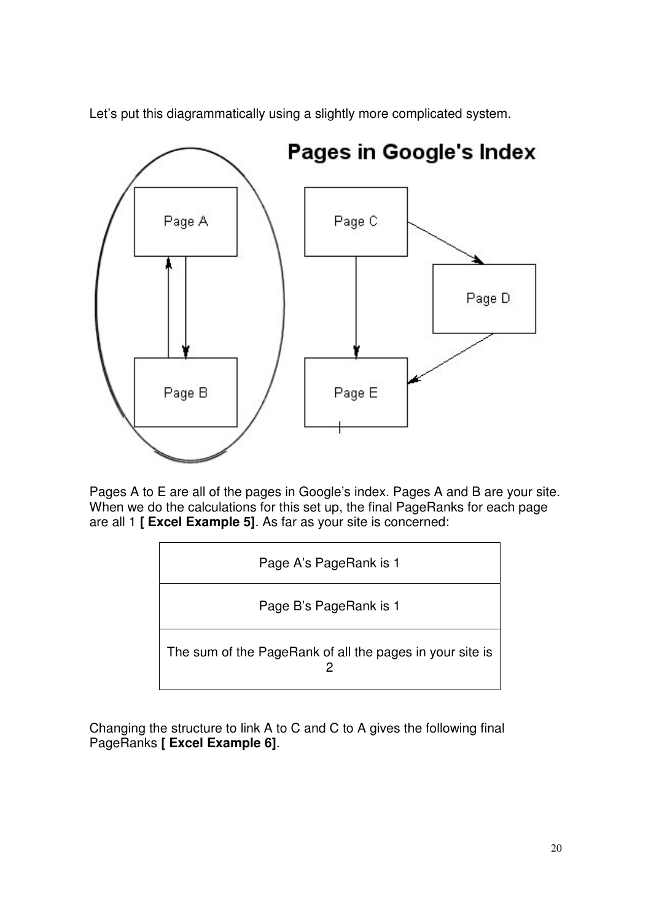Let's put this diagrammatically using a slightly more complicated system.

Pages A to E are all of the pages in Google's index. Pages A and B are your site. When we do the calculations for this set up, the final PageRanks for each page are all 1 **[ Excel Example 5]**. As far as your site is concerned:

| Page A's PageRank is 1 |
|---|
| Page B's PageRank is 1 |
| The sum of the PageRank of all the pages in your site is 2 |

Changing the structure to link A to C and C to A gives the following final PageRanks **[ Excel Example 6]**.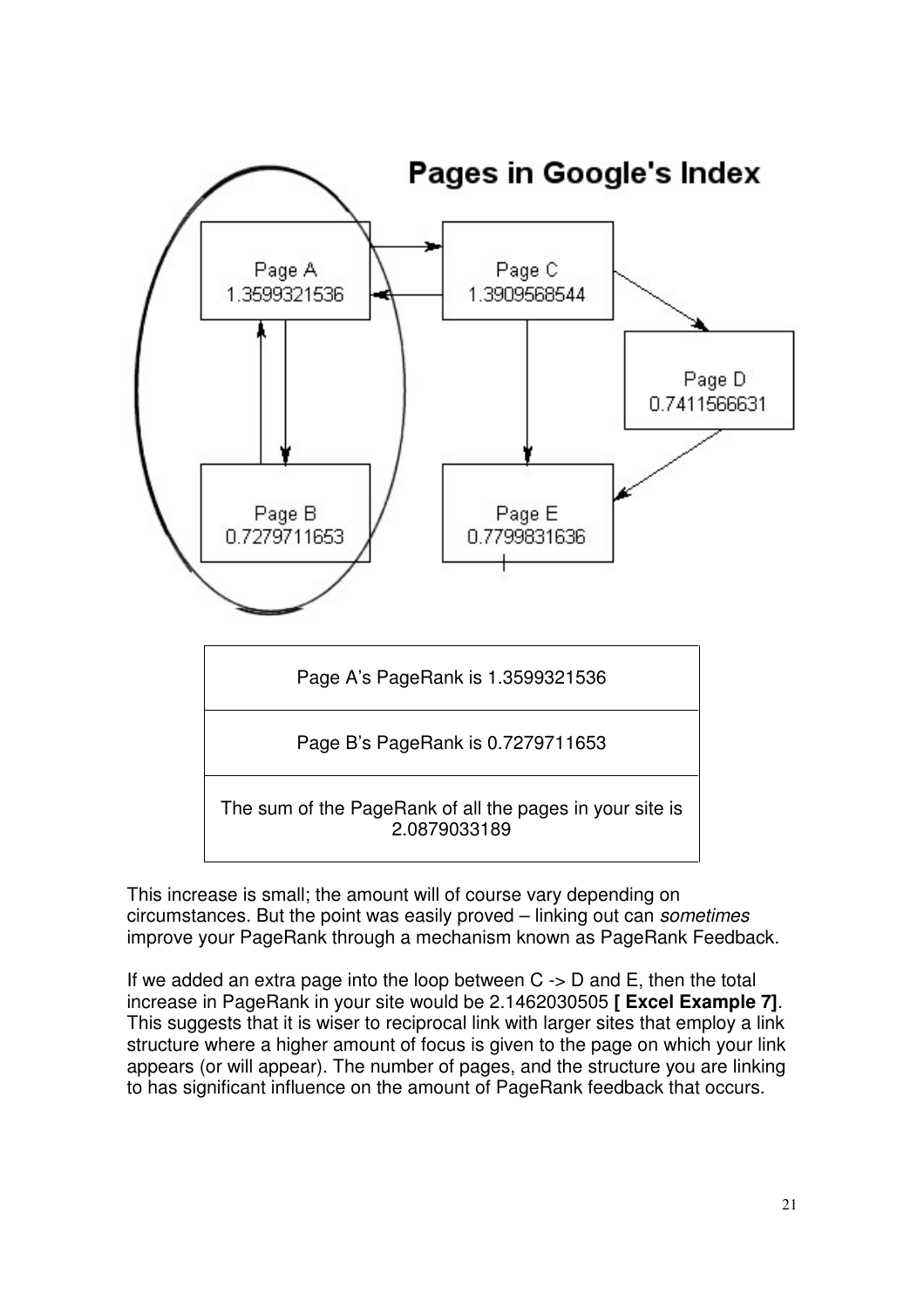## Pages in Google's Index

Page A 1.3599321536

Page C 1.3909568544

Page D 0.7411566631

Page B 0.7279711653

Page E 0.7799831636

| Page A's PageRank is 1.3599321536 |
| --- |
| Page B's PageRank is 0.7279711653 |
| The sum of the PageRank of all the pages in your site is 2.0879033189 |

This increase is small; the amount will of course vary depending on circumstances. But the point was easily proved – linking out can *sometimes* improve your PageRank through a mechanism known as PageRank Feedback.

If we added an extra page into the loop between C -> D and E, then the total increase in PageRank in your site would be 2.1462030505 **[ Excel Example 7]**. This suggests that it is wiser to reciprocal link with larger sites that employ a link structure where a higher amount of focus is given to the page on which your link appears (or will appear). The number of pages, and the structure you are linking to has significant influence on the amount of PageRank feedback that occurs.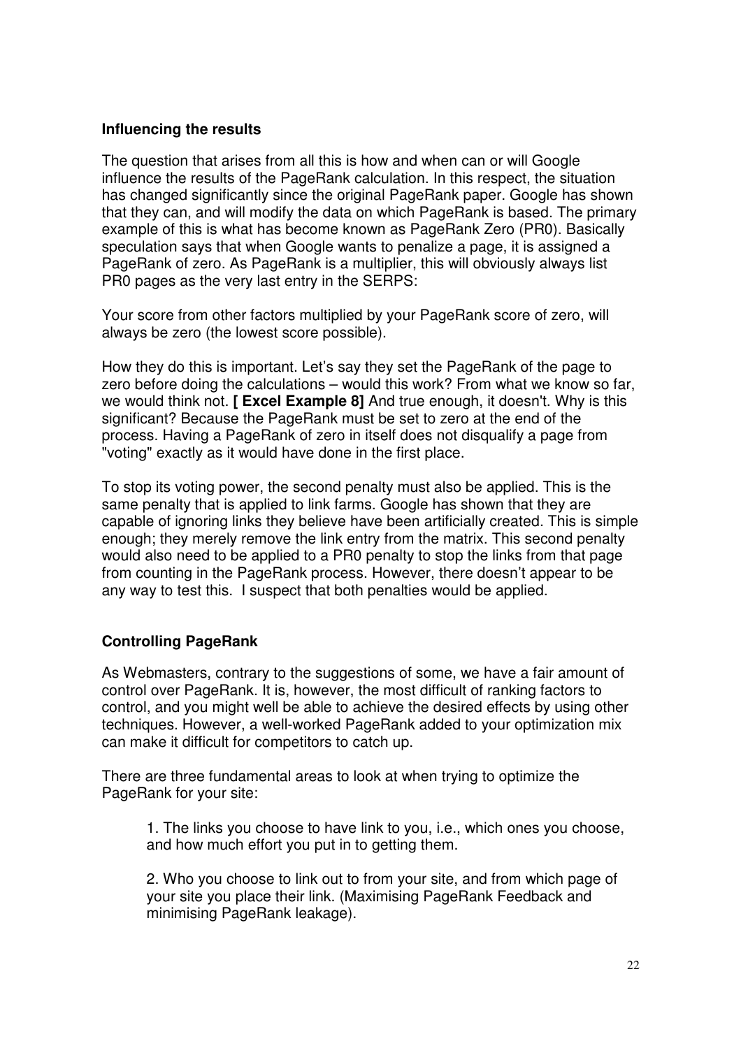**Influencing the results**

The question that arises from all this is how and when can or will Google influence the results of the PageRank calculation. In this respect, the situation has changed significantly since the original PageRank paper. Google has shown that they can, and will modify the data on which PageRank is based. The primary example of this is what has become known as PageRank Zero (PR0). Basically speculation says that when Google wants to penalize a page, it is assigned a PageRank of zero. As PageRank is a multiplier, this will obviously always list PR0 pages as the very last entry in the SERPS:

Your score from other factors multiplied by your PageRank score of zero, will always be zero (the lowest score possible).

How they do this is important. Let's say they set the PageRank of the page to zero before doing the calculations – would this work? From what we know so far, we would think not. **[ Excel Example 8]** And true enough, it doesn't. Why is this significant? Because the PageRank must be set to zero at the end of the process. Having a PageRank of zero in itself does not disqualify a page from "voting" exactly as it would have done in the first place.

To stop its voting power, the second penalty must also be applied. This is the same penalty that is applied to link farms. Google has shown that they are capable of ignoring links they believe have been artificially created. This is simple enough; they merely remove the link entry from the matrix. This second penalty would also need to be applied to a PR0 penalty to stop the links from that page from counting in the PageRank process. However, there doesn't appear to be any way to test this. I suspect that both penalties would be applied.

**Controlling PageRank**

As Webmasters, contrary to the suggestions of some, we have a fair amount of control over PageRank. It is, however, the most difficult of ranking factors to control, and you might well be able to achieve the desired effects by using other techniques. However, a well-worked PageRank added to your optimization mix can make it difficult for competitors to catch up.

There are three fundamental areas to look at when trying to optimize the PageRank for your site:

1. The links you choose to have link to you, i.e., which ones you choose, and how much effort you put in to getting them.

2. Who you choose to link out to from your site, and from which page of your site you place their link. (Maximising PageRank Feedback and minimising PageRank leakage).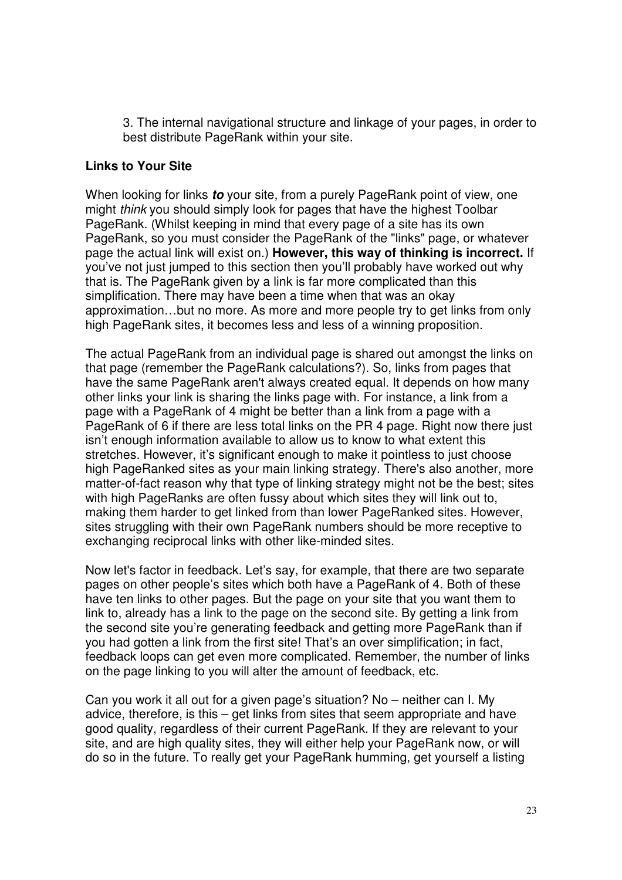3. The internal navigational structure and linkage of your pages, in order to best distribute PageRank within your site.

**Links to Your Site**

When looking for links ***to*** your site, from a purely PageRank point of view, one might *think* you should simply look for pages that have the highest Toolbar PageRank. (Whilst keeping in mind that every page of a site has its own PageRank, so you must consider the PageRank of the "links" page, or whatever page the actual link will exist on.) **However, this way of thinking is incorrect.** If you've not just jumped to this section then you'll probably have worked out why that is. The PageRank given by a link is far more complicated than this simplification. There may have been a time when that was an okay approximation…but no more. As more and more people try to get links from only high PageRank sites, it becomes less and less of a winning proposition.

The actual PageRank from an individual page is shared out amongst the links on that page (remember the PageRank calculations?). So, links from pages that have the same PageRank aren't always created equal. It depends on how many other links your link is sharing the links page with. For instance, a link from a page with a PageRank of 4 might be better than a link from a page with a PageRank of 6 if there are less total links on the PR 4 page. Right now there just isn't enough information available to allow us to know to what extent this stretches. However, it's significant enough to make it pointless to just choose high PageRanked sites as your main linking strategy. There's also another, more matter-of-fact reason why that type of linking strategy might not be the best; sites with high PageRanks are often fussy about which sites they will link out to, making them harder to get linked from than lower PageRanked sites. However, sites struggling with their own PageRank numbers should be more receptive to exchanging reciprocal links with other like-minded sites.

Now let's factor in feedback. Let's say, for example, that there are two separate pages on other people's sites which both have a PageRank of 4. Both of these have ten links to other pages. But the page on your site that you want them to link to, already has a link to the page on the second site. By getting a link from the second site you're generating feedback and getting more PageRank than if you had gotten a link from the first site! That's an over simplification; in fact, feedback loops can get even more complicated. Remember, the number of links on the page linking to you will alter the amount of feedback, etc.

Can you work it all out for a given page's situation? No – neither can I. My advice, therefore, is this – get links from sites that seem appropriate and have good quality, regardless of their current PageRank. If they are relevant to your site, and are high quality sites, they will either help your PageRank now, or will do so in the future. To really get your PageRank humming, get yourself a listing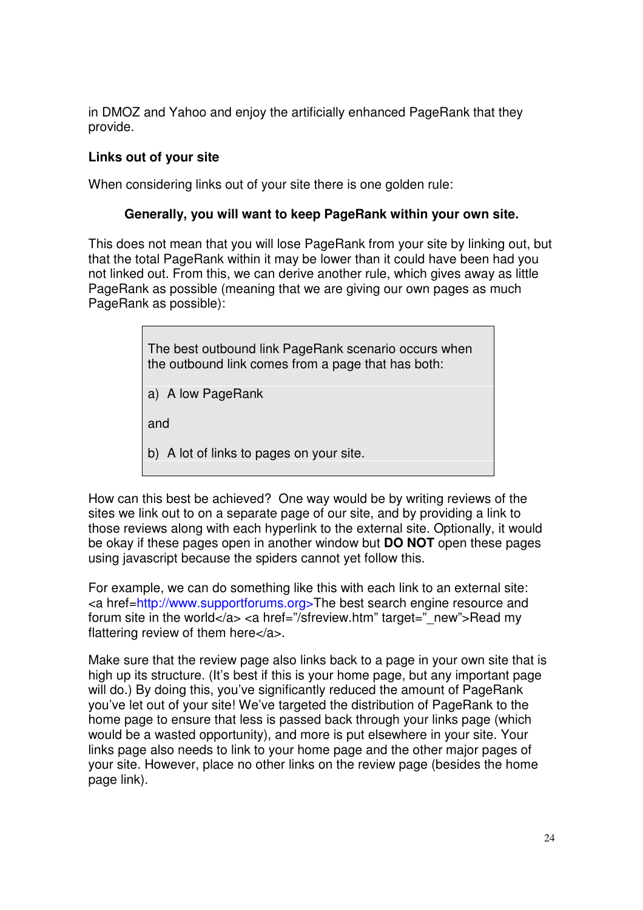in DMOZ and Yahoo and enjoy the artificially enhanced PageRank that they provide.

### Links out of your site

When considering links out of your site there is one golden rule:

**Generally, you will want to keep PageRank within your own site.**

This does not mean that you will lose PageRank from your site by linking out, but that the total PageRank within it may be lower than it could have been had you not linked out. From this, we can derive another rule, which gives away as little PageRank as possible (meaning that we are giving our own pages as much PageRank as possible):

> The best outbound link PageRank scenario occurs when the outbound link comes from a page that has both:
>
> a) A low PageRank
>
> and
>
> b) A lot of links to pages on your site.

How can this best be achieved? One way would be by writing reviews of the sites we link out to on a separate page of our site, and by providing a link to those reviews along with each hyperlink to the external site. Optionally, it would be okay if these pages open in another window but **DO NOT** open these pages using javascript because the spiders cannot yet follow this.

For example, we can do something like this with each link to an external site: <a href=http://www.supportforums.org>The best search engine resource and forum site in the world</a> <a href="/sfreview.htm" target="_new">Read my flattering review of them here</a>.

Make sure that the review page also links back to a page in your own site that is high up its structure. (It's best if this is your home page, but any important page will do.) By doing this, you've significantly reduced the amount of PageRank you've let out of your site! We've targeted the distribution of PageRank to the home page to ensure that less is passed back through your links page (which would be a wasted opportunity), and more is put elsewhere in your site. Your links page also needs to link to your home page and the other major pages of your site. However, place no other links on the review page (besides the home page link).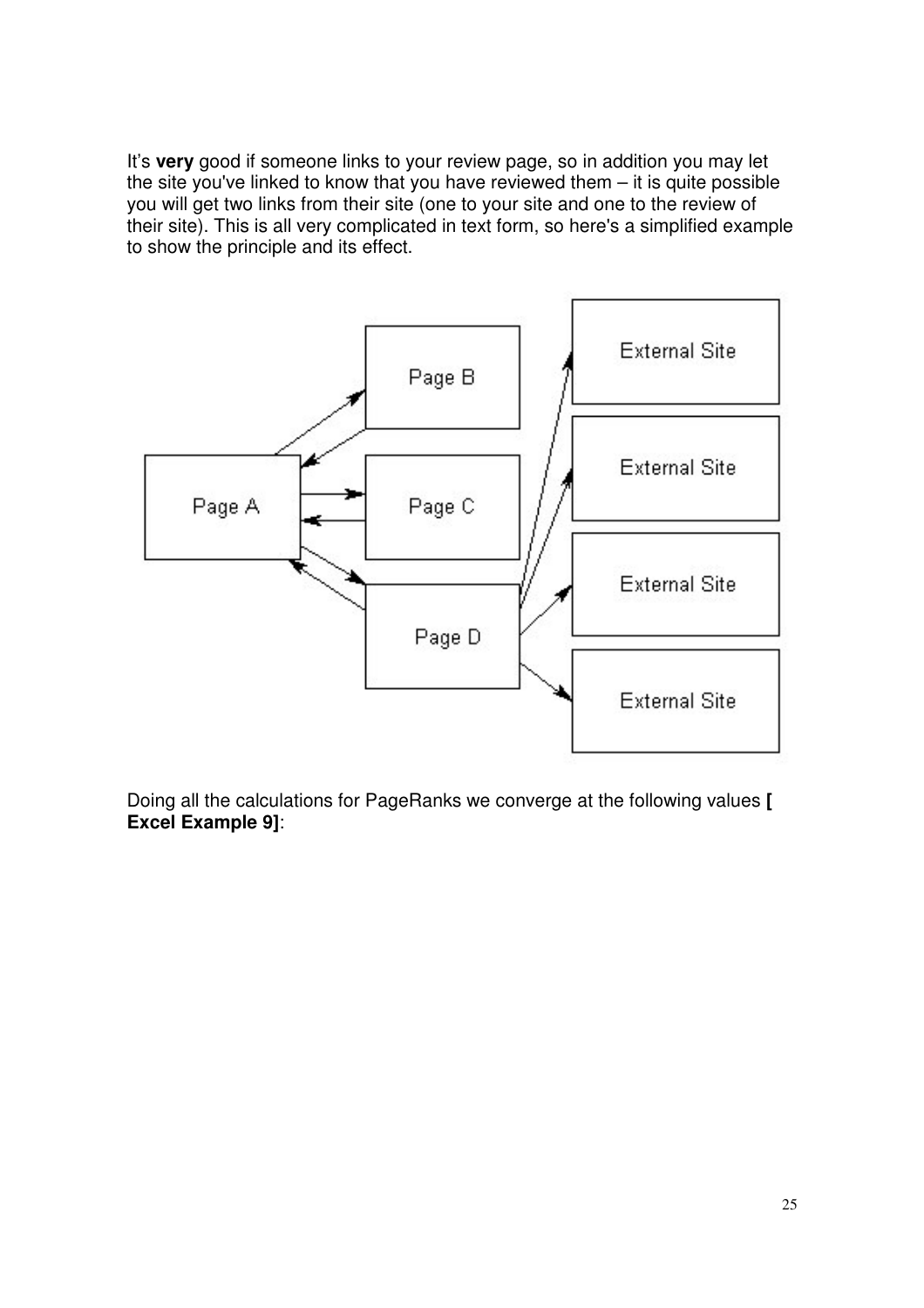It's **very** good if someone links to your review page, so in addition you may let the site you've linked to know that you have reviewed them – it is quite possible you will get two links from their site (one to your site and one to the review of their site). This is all very complicated in text form, so here's a simplified example to show the principle and its effect.

Doing all the calculations for PageRanks we converge at the following values **[ Excel Example 9]**: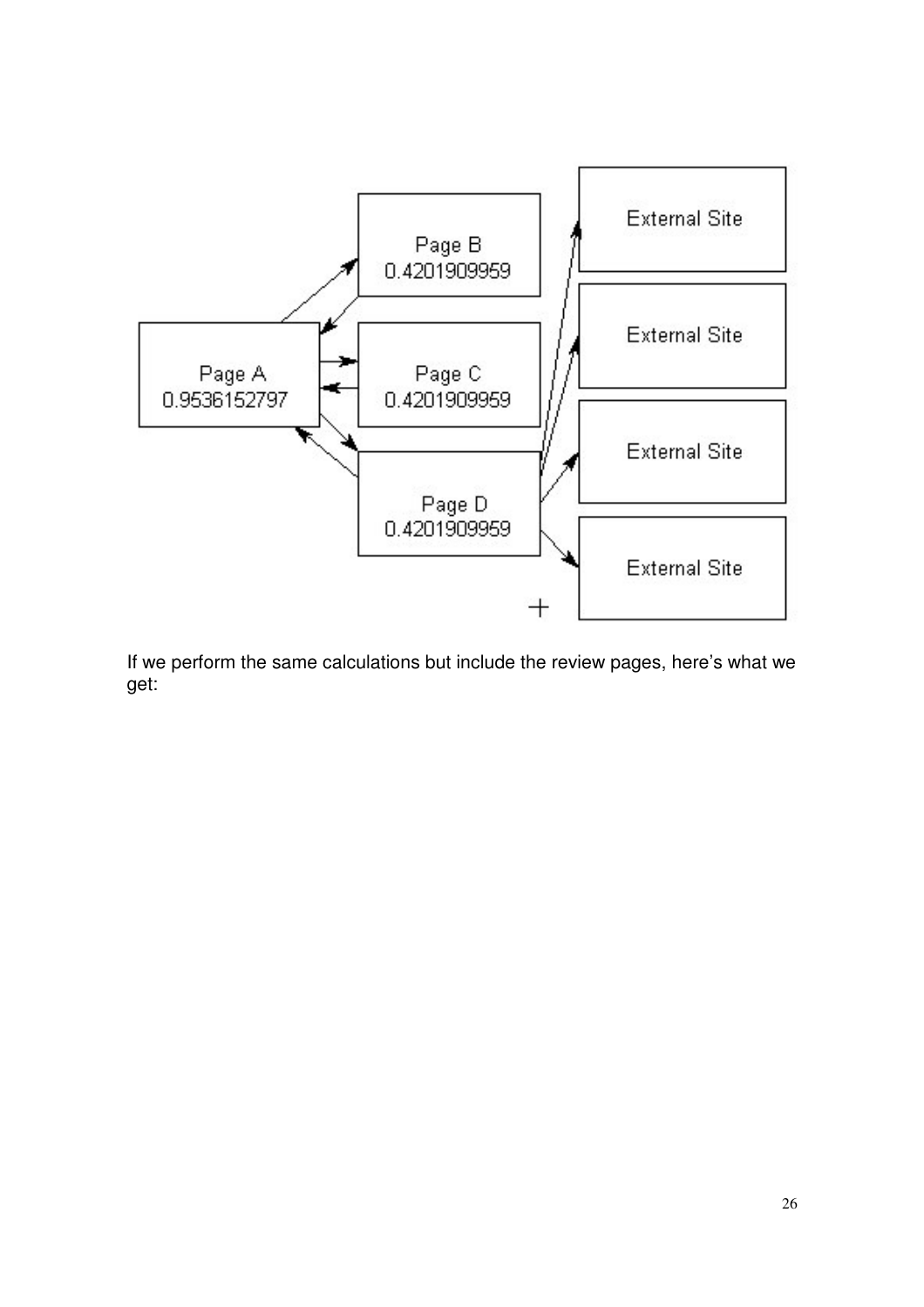If we perform the same calculations but include the review pages, here's what we get: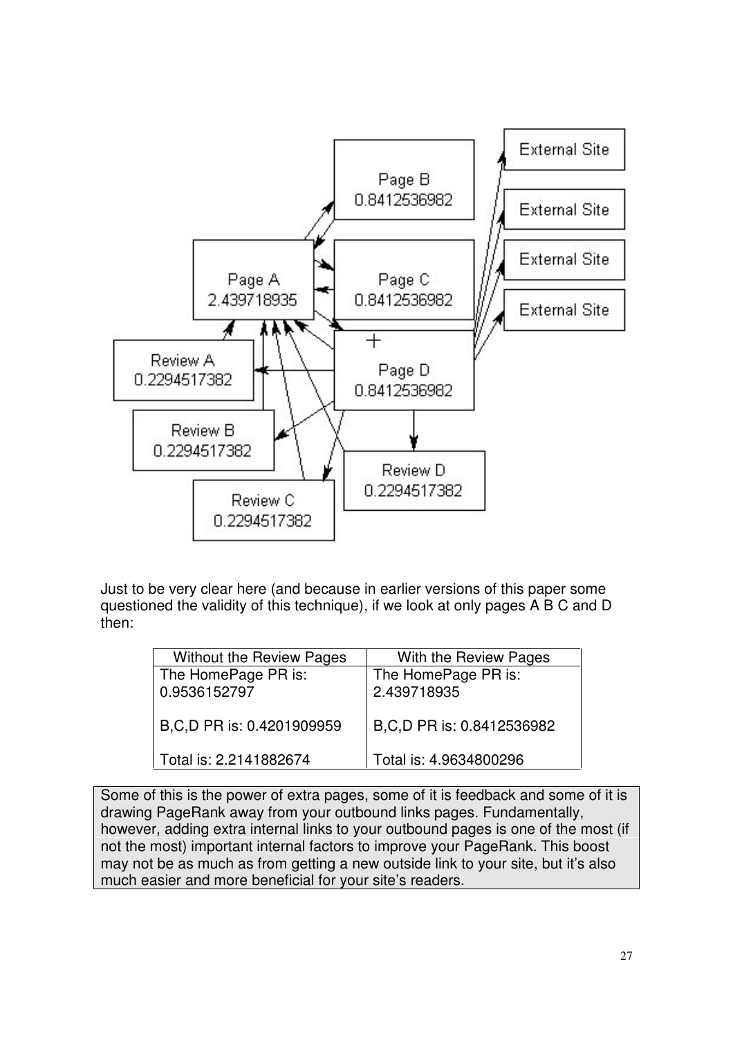Just to be very clear here (and because in earlier versions of this paper some questioned the validity of this technique), if we look at only pages A B C and D then:

| Without the Review Pages | With the Review Pages |
|---|---|
| The HomePage PR is: 0.9536152797<br><br>B,C,D PR is: 0.4201909959<br><br>Total is: 2.2141882674 | The HomePage PR is: 2.439718935<br><br>B,C,D PR is: 0.8412536982<br><br>Total is: 4.9634800296 |

Some of this is the power of extra pages, some of it is feedback and some of it is drawing PageRank away from your outbound links pages. Fundamentally, however, adding extra internal links to your outbound pages is one of the most (if not the most) important internal factors to improve your PageRank. This boost may not be as much as from getting a new outside link to your site, but it's also much easier and more beneficial for your site's readers.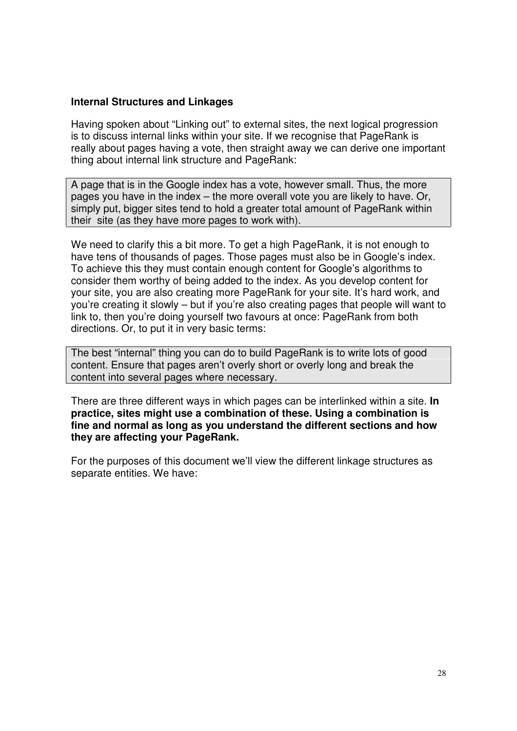### Internal Structures and Linkages

Having spoken about "Linking out" to external sites, the next logical progression is to discuss internal links within your site. If we recognise that PageRank is really about pages having a vote, then straight away we can derive one important thing about internal link structure and PageRank:

> A page that is in the Google index has a vote, however small. Thus, the more pages you have in the index – the more overall vote you are likely to have. Or, simply put, bigger sites tend to hold a greater total amount of PageRank within their site (as they have more pages to work with).

We need to clarify this a bit more. To get a high PageRank, it is not enough to have tens of thousands of pages. Those pages must also be in Google's index. To achieve this they must contain enough content for Google's algorithms to consider them worthy of being added to the index. As you develop content for your site, you are also creating more PageRank for your site. It's hard work, and you're creating it slowly – but if you're also creating pages that people will want to link to, then you're doing yourself two favours at once: PageRank from both directions. Or, to put it in very basic terms:

> The best "internal" thing you can do to build PageRank is to write lots of good content. Ensure that pages aren't overly short or overly long and break the content into several pages where necessary.

There are three different ways in which pages can be interlinked within a site. **In practice, sites might use a combination of these. Using a combination is fine and normal as long as you understand the different sections and how they are affecting your PageRank.**

For the purposes of this document we'll view the different linkage structures as separate entities. We have: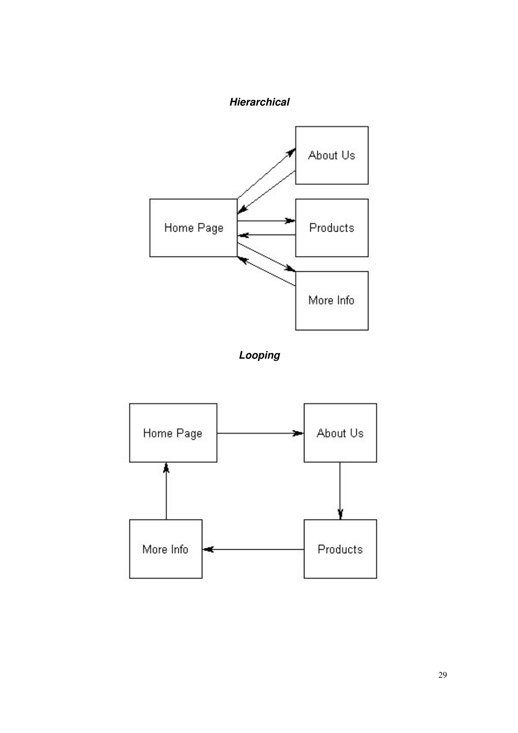***Hierarchical***

Home Page

About Us

Products

More Info

***Looping***

Home Page

About Us

Products

More Info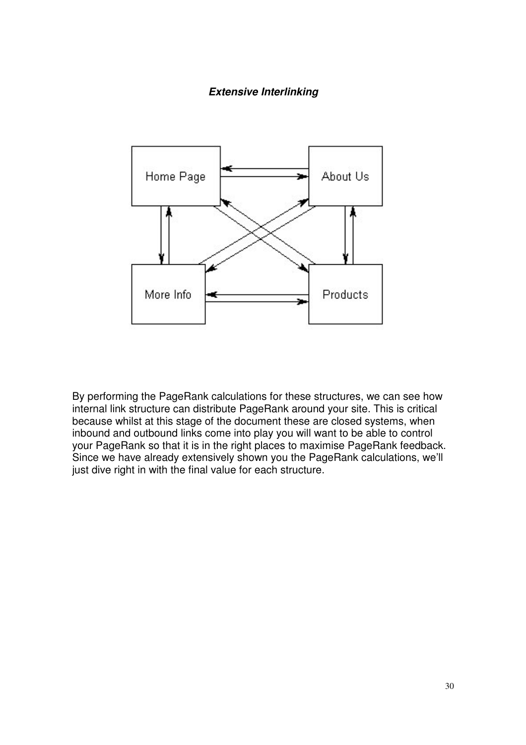***Extensive Interlinking***

By performing the PageRank calculations for these structures, we can see how internal link structure can distribute PageRank around your site. This is critical because whilst at this stage of the document these are closed systems, when inbound and outbound links come into play you will want to be able to control your PageRank so that it is in the right places to maximise PageRank feedback. Since we have already extensively shown you the PageRank calculations, we'll just dive right in with the final value for each structure.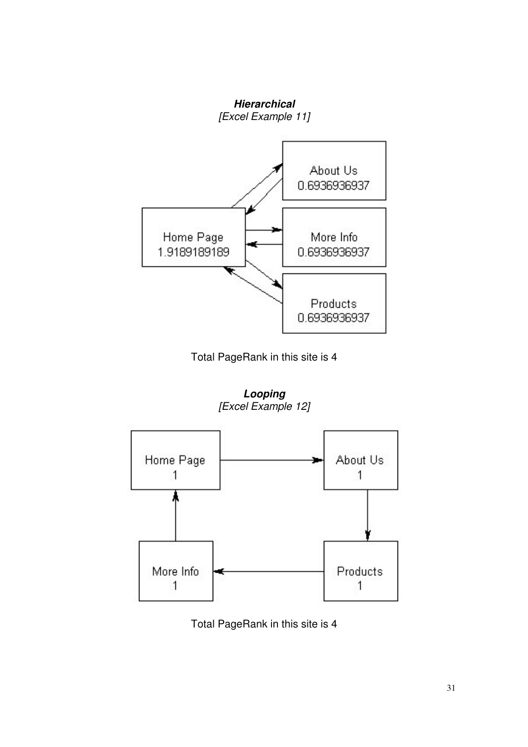***Hierarchical***
*[Excel Example 11]*

Home Page
1.9189189189

About Us
0.6936936937

More Info
0.6936936937

Products
0.6936936937

Total PageRank in this site is 4

***Looping***
*[Excel Example 12]*

Home Page
1

About Us
1

More Info
1

Products
1

Total PageRank in this site is 4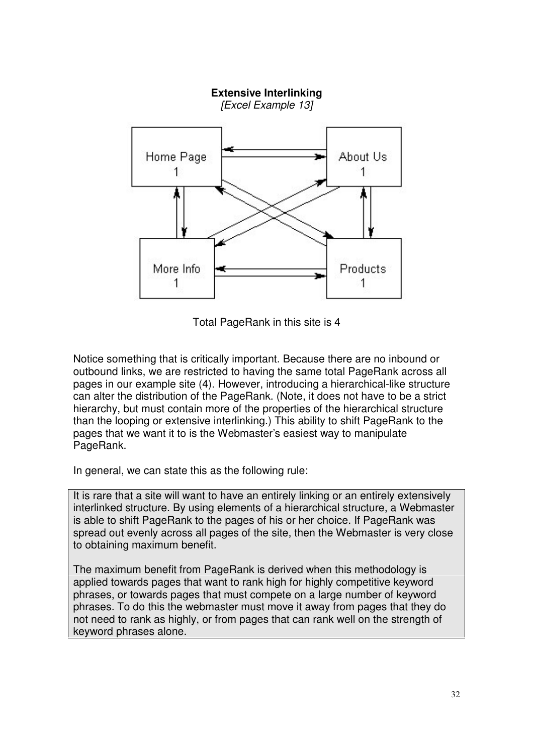**Extensive Interlinking**

*[Excel Example 13]*

Total PageRank in this site is 4

Notice something that is critically important. Because there are no inbound or outbound links, we are restricted to having the same total PageRank across all pages in our example site (4). However, introducing a hierarchical-like structure can alter the distribution of the PageRank. (Note, it does not have to be a strict hierarchy, but must contain more of the properties of the hierarchical structure than the looping or extensive interlinking.) This ability to shift PageRank to the pages that we want it to is the Webmaster's easiest way to manipulate PageRank.

In general, we can state this as the following rule:

> It is rare that a site will want to have an entirely linking or an entirely extensively interlinked structure. By using elements of a hierarchical structure, a Webmaster is able to shift PageRank to the pages of his or her choice. If PageRank was spread out evenly across all pages of the site, then the Webmaster is very close to obtaining maximum benefit.
>
> The maximum benefit from PageRank is derived when this methodology is applied towards pages that want to rank high for highly competitive keyword phrases, or towards pages that must compete on a large number of keyword phrases. To do this the webmaster must move it away from pages that they do not need to rank as highly, or from pages that can rank well on the strength of keyword phrases alone.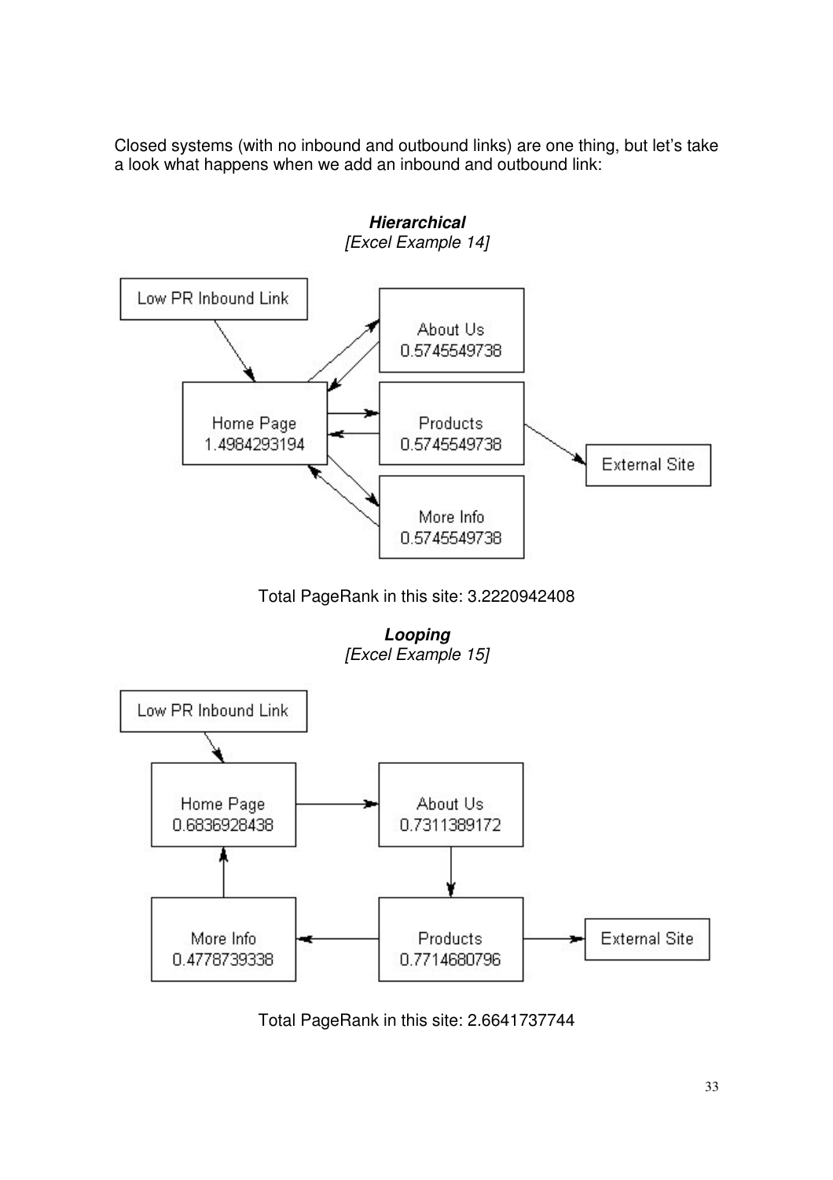Closed systems (with no inbound and outbound links) are one thing, but let's take a look what happens when we add an inbound and outbound link:

***Hierarchical***
*[Excel Example 14]*

Low PR Inbound Link

Home Page
1.4984293194

About Us
0.5745549738

Products
0.5745549738

More Info
0.5745549738

External Site

Total PageRank in this site: 3.2220942408

***Looping***
*[Excel Example 15]*

Low PR Inbound Link

Home Page
0.6836928438

About Us
0.7311389172

More Info
0.4778739338

Products
0.7714680796

External Site

Total PageRank in this site: 2.6641737744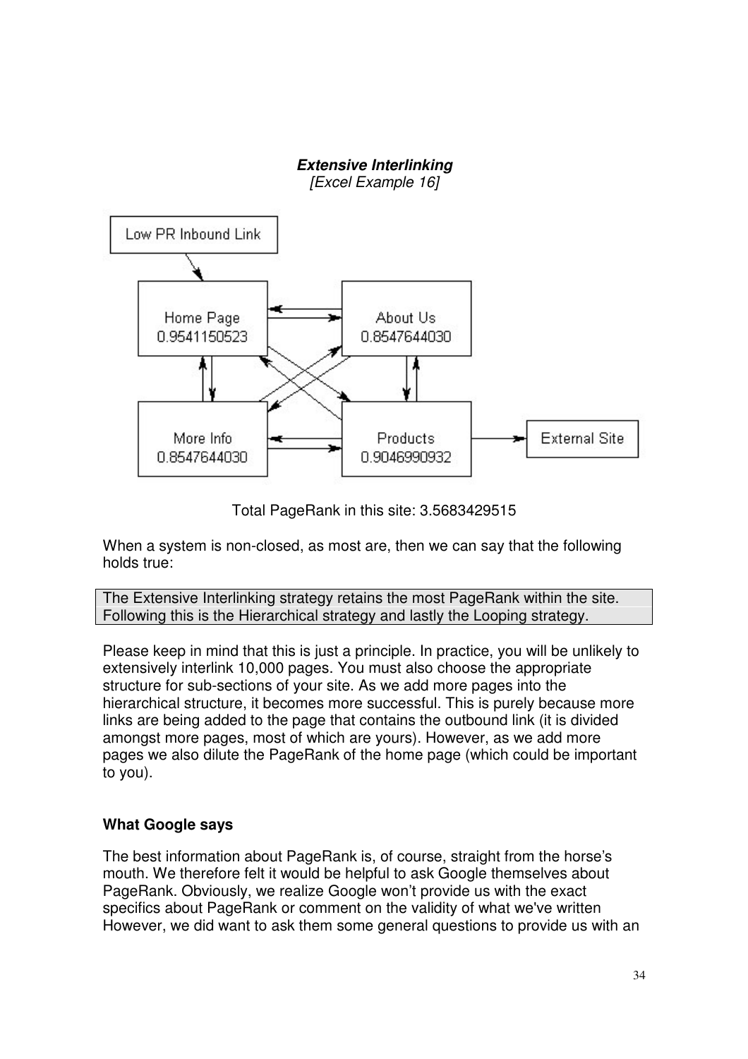***Extensive Interlinking***
*[Excel Example 16]*

Low PR Inbound Link

Home Page
0.9541150523

About Us
0.8547644030

More Info
0.8547644030

Products
0.9046990932

External Site

Total PageRank in this site: 3.5683429515

When a system is non-closed, as most are, then we can say that the following holds true:

| The Extensive Interlinking strategy retains the most PageRank within the site. Following this is the Hierarchical strategy and lastly the Looping strategy. |
|---|

Please keep in mind that this is just a principle. In practice, you will be unlikely to extensively interlink 10,000 pages. You must also choose the appropriate structure for sub-sections of your site. As we add more pages into the hierarchical structure, it becomes more successful. This is purely because more links are being added to the page that contains the outbound link (it is divided amongst more pages, most of which are yours). However, as we add more pages we also dilute the PageRank of the home page (which could be important to you).

### What Google says

The best information about PageRank is, of course, straight from the horse's mouth. We therefore felt it would be helpful to ask Google themselves about PageRank. Obviously, we realize Google won't provide us with the exact specifics about PageRank or comment on the validity of what we've written However, we did want to ask them some general questions to provide us with an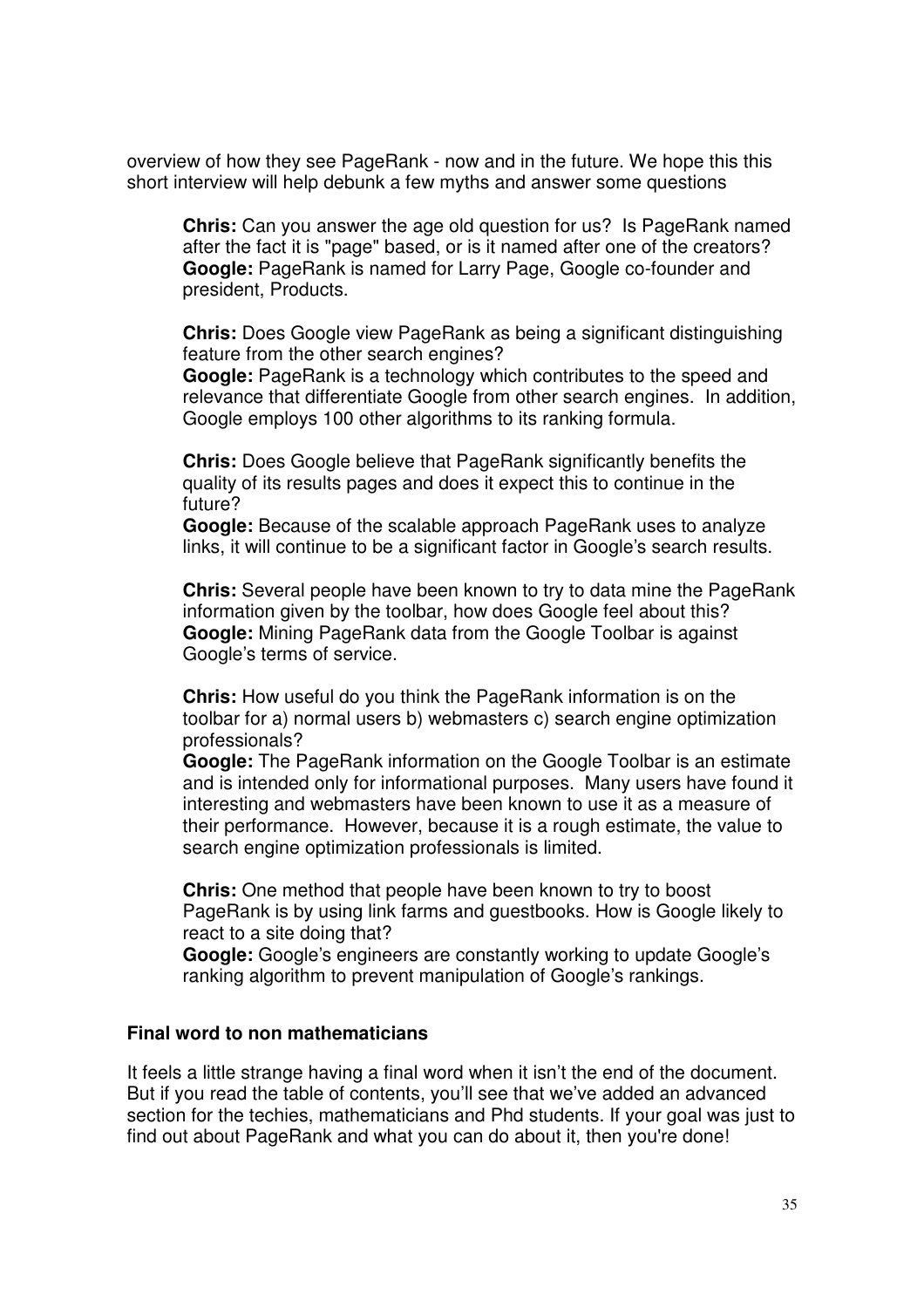overview of how they see PageRank - now and in the future. We hope this this short interview will help debunk a few myths and answer some questions

> **Chris:** Can you answer the age old question for us? Is PageRank named after the fact it is "page" based, or is it named after one of the creators?
> **Google:** PageRank is named for Larry Page, Google co-founder and president, Products.
>
> **Chris:** Does Google view PageRank as being a significant distinguishing feature from the other search engines?
> **Google:** PageRank is a technology which contributes to the speed and relevance that differentiate Google from other search engines. In addition, Google employs 100 other algorithms to its ranking formula.
>
> **Chris:** Does Google believe that PageRank significantly benefits the quality of its results pages and does it expect this to continue in the future?
> **Google:** Because of the scalable approach PageRank uses to analyze links, it will continue to be a significant factor in Google's search results.
>
> **Chris:** Several people have been known to try to data mine the PageRank information given by the toolbar, how does Google feel about this?
> **Google:** Mining PageRank data from the Google Toolbar is against Google's terms of service.
>
> **Chris:** How useful do you think the PageRank information is on the toolbar for a) normal users b) webmasters c) search engine optimization professionals?
> **Google:** The PageRank information on the Google Toolbar is an estimate and is intended only for informational purposes. Many users have found it interesting and webmasters have been known to use it as a measure of their performance. However, because it is a rough estimate, the value to search engine optimization professionals is limited.
>
> **Chris:** One method that people have been known to try to boost PageRank is by using link farms and guestbooks. How is Google likely to react to a site doing that?
> **Google:** Google's engineers are constantly working to update Google's ranking algorithm to prevent manipulation of Google's rankings.

### Final word to non mathematicians

It feels a little strange having a final word when it isn't the end of the document. But if you read the table of contents, you'll see that we've added an advanced section for the techies, mathematicians and Phd students. If your goal was just to find out about PageRank and what you can do about it, then you're done!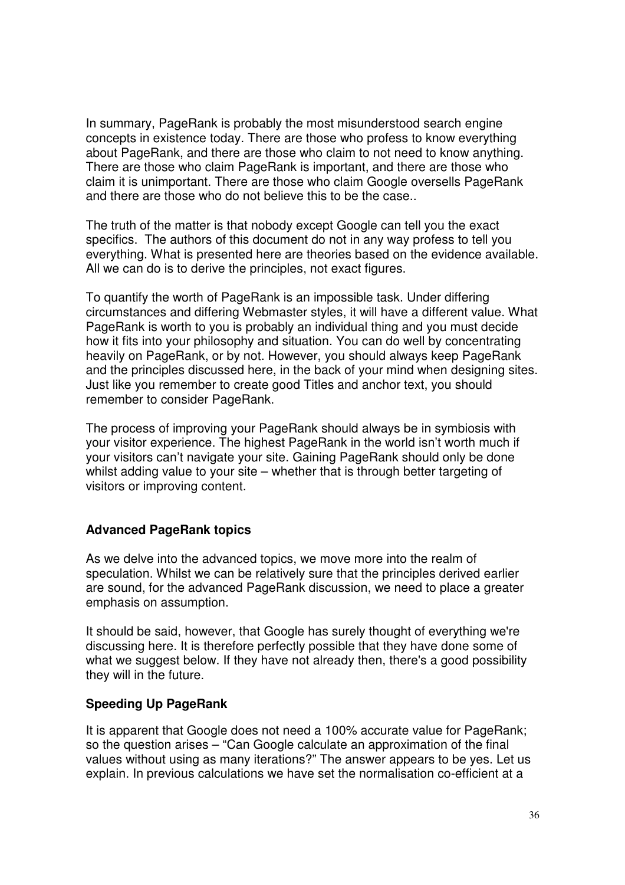In summary, PageRank is probably the most misunderstood search engine concepts in existence today. There are those who profess to know everything about PageRank, and there are those who claim to not need to know anything. There are those who claim PageRank is important, and there are those who claim it is unimportant. There are those who claim Google oversells PageRank and there are those who do not believe this to be the case..

The truth of the matter is that nobody except Google can tell you the exact specifics. The authors of this document do not in any way profess to tell you everything. What is presented here are theories based on the evidence available. All we can do is to derive the principles, not exact figures.

To quantify the worth of PageRank is an impossible task. Under differing circumstances and differing Webmaster styles, it will have a different value. What PageRank is worth to you is probably an individual thing and you must decide how it fits into your philosophy and situation. You can do well by concentrating heavily on PageRank, or by not. However, you should always keep PageRank and the principles discussed here, in the back of your mind when designing sites. Just like you remember to create good Titles and anchor text, you should remember to consider PageRank.

The process of improving your PageRank should always be in symbiosis with your visitor experience. The highest PageRank in the world isn't worth much if your visitors can't navigate your site. Gaining PageRank should only be done whilst adding value to your site – whether that is through better targeting of visitors or improving content.

## Advanced PageRank topics

As we delve into the advanced topics, we move more into the realm of speculation. Whilst we can be relatively sure that the principles derived earlier are sound, for the advanced PageRank discussion, we need to place a greater emphasis on assumption.

It should be said, however, that Google has surely thought of everything we're discussing here. It is therefore perfectly possible that they have done some of what we suggest below. If they have not already then, there's a good possibility they will in the future.

## Speeding Up PageRank

It is apparent that Google does not need a 100% accurate value for PageRank; so the question arises – "Can Google calculate an approximation of the final values without using as many iterations?" The answer appears to be yes. Let us explain. In previous calculations we have set the normalisation co-efficient at a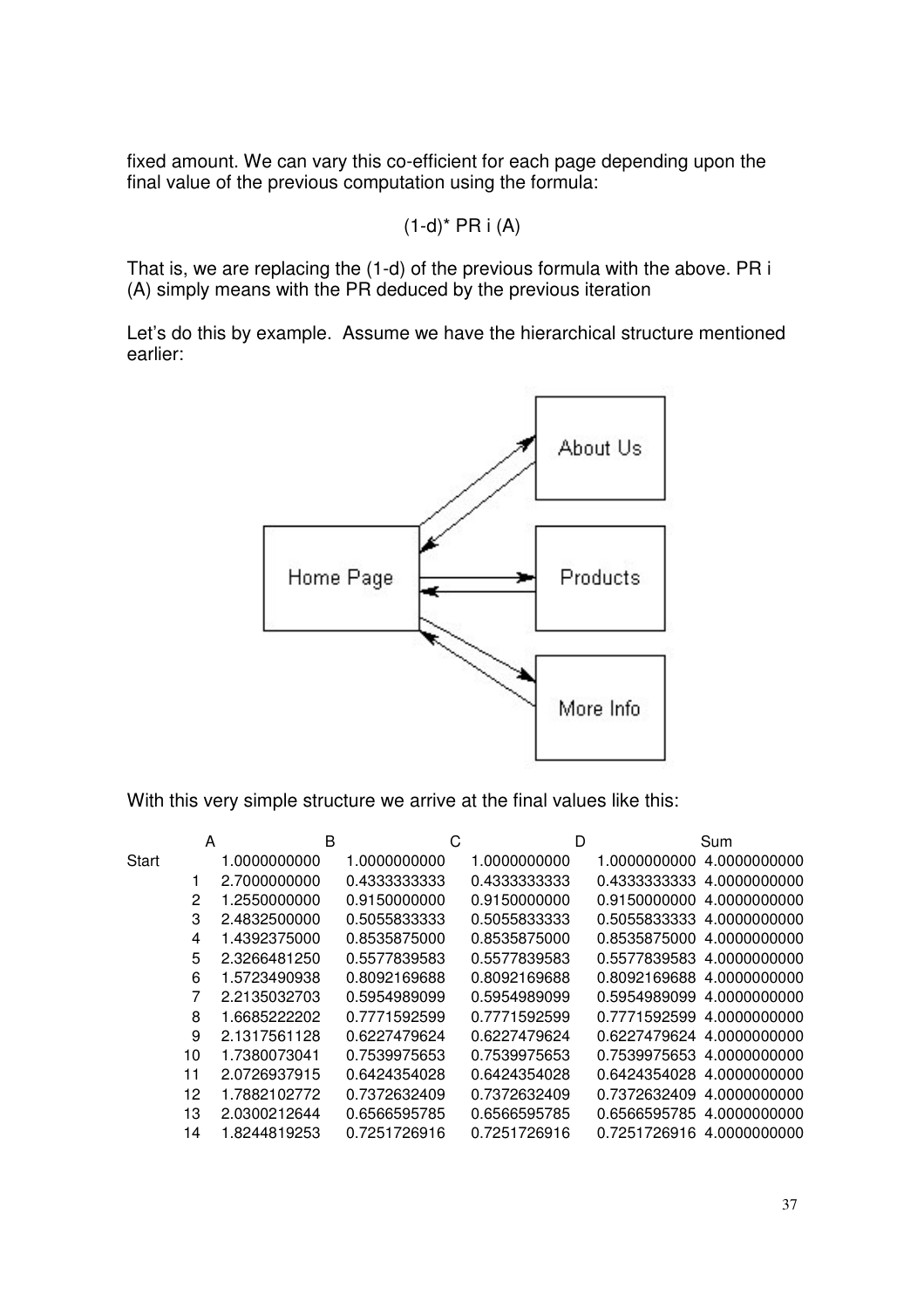fixed amount. We can vary this co-efficient for each page depending upon the final value of the previous computation using the formula:

$$(1-d)^* \text{ PR } i \text{ (A)}$$

That is, we are replacing the (1-d) of the previous formula with the above. PR i (A) simply means with the PR deduced by the previous iteration

Let's do this by example. Assume we have the hierarchical structure mentioned earlier:

With this very simple structure we arrive at the final values like this:

| | A | B | C | D | Sum |
|---|---|---|---|---|---|
| Start | 1.0000000000 | 1.0000000000 | 1.0000000000 | 1.0000000000 | 4.0000000000 |
| 1 | 2.7000000000 | 0.4333333333 | 0.4333333333 | 0.4333333333 | 4.0000000000 |
| 2 | 1.2550000000 | 0.9150000000 | 0.9150000000 | 0.9150000000 | 4.0000000000 |
| 3 | 2.4832500000 | 0.5055833333 | 0.5055833333 | 0.5055833333 | 4.0000000000 |
| 4 | 1.4392375000 | 0.8535875000 | 0.8535875000 | 0.8535875000 | 4.0000000000 |
| 5 | 2.3266481250 | 0.5577839583 | 0.5577839583 | 0.5577839583 | 4.0000000000 |
| 6 | 1.5723490938 | 0.8092169688 | 0.8092169688 | 0.8092169688 | 4.0000000000 |
| 7 | 2.2135032703 | 0.5954989099 | 0.5954989099 | 0.5954989099 | 4.0000000000 |
| 8 | 1.6685222202 | 0.7771592599 | 0.7771592599 | 0.7771592599 | 4.0000000000 |
| 9 | 2.1317561128 | 0.6227479624 | 0.6227479624 | 0.6227479624 | 4.0000000000 |
| 10 | 1.7380073041 | 0.7539975653 | 0.7539975653 | 0.7539975653 | 4.0000000000 |
| 11 | 2.0726937915 | 0.6424354028 | 0.6424354028 | 0.6424354028 | 4.0000000000 |
| 12 | 1.7882102772 | 0.7372632409 | 0.7372632409 | 0.7372632409 | 4.0000000000 |
| 13 | 2.0300212644 | 0.6566595785 | 0.6566595785 | 0.6566595785 | 4.0000000000 |
| 14 | 1.8244819253 | 0.7251726916 | 0.7251726916 | 0.7251726916 | 4.0000000000 |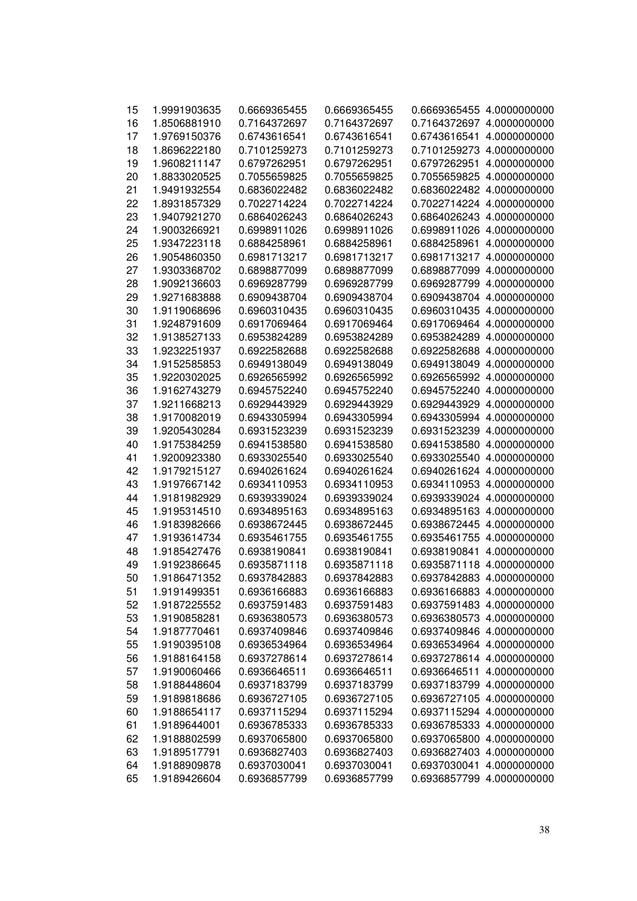| | | | | | |
|---|---|---|---|---|---|
| 15 | 1.9991903635 | 0.6669365455 | 0.6669365455 | 0.6669365455 | 4.0000000000 |
| 16 | 1.8506881910 | 0.7164372697 | 0.7164372697 | 0.7164372697 | 4.0000000000 |
| 17 | 1.9769150376 | 0.6743616541 | 0.6743616541 | 0.6743616541 | 4.0000000000 |
| 18 | 1.8696222180 | 0.7101259273 | 0.7101259273 | 0.7101259273 | 4.0000000000 |
| 19 | 1.9608211147 | 0.6797262951 | 0.6797262951 | 0.6797262951 | 4.0000000000 |
| 20 | 1.8833020525 | 0.7055659825 | 0.7055659825 | 0.7055659825 | 4.0000000000 |
| 21 | 1.9491932554 | 0.6836022482 | 0.6836022482 | 0.6836022482 | 4.0000000000 |
| 22 | 1.8931857329 | 0.7022714224 | 0.7022714224 | 0.7022714224 | 4.0000000000 |
| 23 | 1.9407921270 | 0.6864026243 | 0.6864026243 | 0.6864026243 | 4.0000000000 |
| 24 | 1.9003266921 | 0.6998911026 | 0.6998911026 | 0.6998911026 | 4.0000000000 |
| 25 | 1.9347223118 | 0.6884258961 | 0.6884258961 | 0.6884258961 | 4.0000000000 |
| 26 | 1.9054860350 | 0.6981713217 | 0.6981713217 | 0.6981713217 | 4.0000000000 |
| 27 | 1.9303368702 | 0.6898877099 | 0.6898877099 | 0.6898877099 | 4.0000000000 |
| 28 | 1.9092136603 | 0.6969287799 | 0.6969287799 | 0.6969287799 | 4.0000000000 |
| 29 | 1.9271683888 | 0.6909438704 | 0.6909438704 | 0.6909438704 | 4.0000000000 |
| 30 | 1.9119068696 | 0.6960310435 | 0.6960310435 | 0.6960310435 | 4.0000000000 |
| 31 | 1.9248791609 | 0.6917069464 | 0.6917069464 | 0.6917069464 | 4.0000000000 |
| 32 | 1.9138527133 | 0.6953824289 | 0.6953824289 | 0.6953824289 | 4.0000000000 |
| 33 | 1.9232251937 | 0.6922582688 | 0.6922582688 | 0.6922582688 | 4.0000000000 |
| 34 | 1.9152585853 | 0.6949138049 | 0.6949138049 | 0.6949138049 | 4.0000000000 |
| 35 | 1.9220302025 | 0.6926565992 | 0.6926565992 | 0.6926565992 | 4.0000000000 |
| 36 | 1.9162743279 | 0.6945752240 | 0.6945752240 | 0.6945752240 | 4.0000000000 |
| 37 | 1.9211668213 | 0.6929443929 | 0.6929443929 | 0.6929443929 | 4.0000000000 |
| 38 | 1.9170082019 | 0.6943305994 | 0.6943305994 | 0.6943305994 | 4.0000000000 |
| 39 | 1.9205430284 | 0.6931523239 | 0.6931523239 | 0.6931523239 | 4.0000000000 |
| 40 | 1.9175384259 | 0.6941538580 | 0.6941538580 | 0.6941538580 | 4.0000000000 |
| 41 | 1.9200923380 | 0.6933025540 | 0.6933025540 | 0.6933025540 | 4.0000000000 |
| 42 | 1.9179215127 | 0.6940261624 | 0.6940261624 | 0.6940261624 | 4.0000000000 |
| 43 | 1.9197667142 | 0.6934110953 | 0.6934110953 | 0.6934110953 | 4.0000000000 |
| 44 | 1.9181982929 | 0.6939339024 | 0.6939339024 | 0.6939339024 | 4.0000000000 |
| 45 | 1.9195314510 | 0.6934895163 | 0.6934895163 | 0.6934895163 | 4.0000000000 |
| 46 | 1.9183982666 | 0.6938672445 | 0.6938672445 | 0.6938672445 | 4.0000000000 |
| 47 | 1.9193614734 | 0.6935461755 | 0.6935461755 | 0.6935461755 | 4.0000000000 |
| 48 | 1.9185427476 | 0.6938190841 | 0.6938190841 | 0.6938190841 | 4.0000000000 |
| 49 | 1.9192386645 | 0.6935871118 | 0.6935871118 | 0.6935871118 | 4.0000000000 |
| 50 | 1.9186471352 | 0.6937842883 | 0.6937842883 | 0.6937842883 | 4.0000000000 |
| 51 | 1.9191499351 | 0.6936166883 | 0.6936166883 | 0.6936166883 | 4.0000000000 |
| 52 | 1.9187225552 | 0.6937591483 | 0.6937591483 | 0.6937591483 | 4.0000000000 |
| 53 | 1.9190858281 | 0.6936380573 | 0.6936380573 | 0.6936380573 | 4.0000000000 |
| 54 | 1.9187770461 | 0.6937409846 | 0.6937409846 | 0.6937409846 | 4.0000000000 |
| 55 | 1.9190395108 | 0.6936534964 | 0.6936534964 | 0.6936534964 | 4.0000000000 |
| 56 | 1.9188164158 | 0.6937278614 | 0.6937278614 | 0.6937278614 | 4.0000000000 |
| 57 | 1.9190060466 | 0.6936646511 | 0.6936646511 | 0.6936646511 | 4.0000000000 |
| 58 | 1.9188448604 | 0.6937183799 | 0.6937183799 | 0.6937183799 | 4.0000000000 |
| 59 | 1.9189818686 | 0.6936727105 | 0.6936727105 | 0.6936727105 | 4.0000000000 |
| 60 | 1.9188654117 | 0.6937115294 | 0.6937115294 | 0.6937115294 | 4.0000000000 |
| 61 | 1.9189644001 | 0.6936785333 | 0.6936785333 | 0.6936785333 | 4.0000000000 |
| 62 | 1.9188802599 | 0.6937065800 | 0.6937065800 | 0.6937065800 | 4.0000000000 |
| 63 | 1.9189517791 | 0.6936827403 | 0.6936827403 | 0.6936827403 | 4.0000000000 |
| 64 | 1.9188909878 | 0.6937030041 | 0.6937030041 | 0.6937030041 | 4.0000000000 |
| 65 | 1.9189426604 | 0.6936857799 | 0.6936857799 | 0.6936857799 | 4.0000000000 |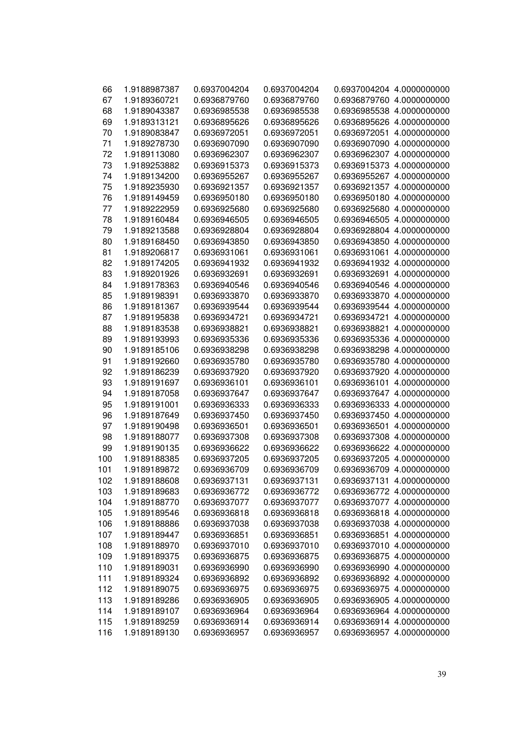| | | | | | |
|---|---|---|---|---|---|
| 66 | 1.9188987387 | 0.6937004204 | 0.6937004204 | 0.6937004204 | 4.0000000000 |
| 67 | 1.9189360721 | 0.6936879760 | 0.6936879760 | 0.6936879760 | 4.0000000000 |
| 68 | 1.9189043387 | 0.6936985538 | 0.6936985538 | 0.6936985538 | 4.0000000000 |
| 69 | 1.9189313121 | 0.6936895626 | 0.6936895626 | 0.6936895626 | 4.0000000000 |
| 70 | 1.9189083847 | 0.6936972051 | 0.6936972051 | 0.6936972051 | 4.0000000000 |
| 71 | 1.9189278730 | 0.6936907090 | 0.6936907090 | 0.6936907090 | 4.0000000000 |
| 72 | 1.9189113080 | 0.6936962307 | 0.6936962307 | 0.6936962307 | 4.0000000000 |
| 73 | 1.9189253882 | 0.6936915373 | 0.6936915373 | 0.6936915373 | 4.0000000000 |
| 74 | 1.9189134200 | 0.6936955267 | 0.6936955267 | 0.6936955267 | 4.0000000000 |
| 75 | 1.9189235930 | 0.6936921357 | 0.6936921357 | 0.6936921357 | 4.0000000000 |
| 76 | 1.9189149459 | 0.6936950180 | 0.6936950180 | 0.6936950180 | 4.0000000000 |
| 77 | 1.9189222959 | 0.6936925680 | 0.6936925680 | 0.6936925680 | 4.0000000000 |
| 78 | 1.9189160484 | 0.6936946505 | 0.6936946505 | 0.6936946505 | 4.0000000000 |
| 79 | 1.9189213588 | 0.6936928804 | 0.6936928804 | 0.6936928804 | 4.0000000000 |
| 80 | 1.9189168450 | 0.6936943850 | 0.6936943850 | 0.6936943850 | 4.0000000000 |
| 81 | 1.9189206817 | 0.6936931061 | 0.6936931061 | 0.6936931061 | 4.0000000000 |
| 82 | 1.9189174205 | 0.6936941932 | 0.6936941932 | 0.6936941932 | 4.0000000000 |
| 83 | 1.9189201926 | 0.6936932691 | 0.6936932691 | 0.6936932691 | 4.0000000000 |
| 84 | 1.9189178363 | 0.6936940546 | 0.6936940546 | 0.6936940546 | 4.0000000000 |
| 85 | 1.9189198391 | 0.6936933870 | 0.6936933870 | 0.6936933870 | 4.0000000000 |
| 86 | 1.9189181367 | 0.6936939544 | 0.6936939544 | 0.6936939544 | 4.0000000000 |
| 87 | 1.9189195838 | 0.6936934721 | 0.6936934721 | 0.6936934721 | 4.0000000000 |
| 88 | 1.9189183538 | 0.6936938821 | 0.6936938821 | 0.6936938821 | 4.0000000000 |
| 89 | 1.9189193993 | 0.6936935336 | 0.6936935336 | 0.6936935336 | 4.0000000000 |
| 90 | 1.9189185106 | 0.6936938298 | 0.6936938298 | 0.6936938298 | 4.0000000000 |
| 91 | 1.9189192660 | 0.6936935780 | 0.6936935780 | 0.6936935780 | 4.0000000000 |
| 92 | 1.9189186239 | 0.6936937920 | 0.6936937920 | 0.6936937920 | 4.0000000000 |
| 93 | 1.9189191697 | 0.6936936101 | 0.6936936101 | 0.6936936101 | 4.0000000000 |
| 94 | 1.9189187058 | 0.6936937647 | 0.6936937647 | 0.6936937647 | 4.0000000000 |
| 95 | 1.9189191001 | 0.6936936333 | 0.6936936333 | 0.6936936333 | 4.0000000000 |
| 96 | 1.9189187649 | 0.6936937450 | 0.6936937450 | 0.6936937450 | 4.0000000000 |
| 97 | 1.9189190498 | 0.6936936501 | 0.6936936501 | 0.6936936501 | 4.0000000000 |
| 98 | 1.9189188077 | 0.6936937308 | 0.6936937308 | 0.6936937308 | 4.0000000000 |
| 99 | 1.9189190135 | 0.6936936622 | 0.6936936622 | 0.6936936622 | 4.0000000000 |
| 100 | 1.9189188385 | 0.6936937205 | 0.6936937205 | 0.6936937205 | 4.0000000000 |
| 101 | 1.9189189872 | 0.6936936709 | 0.6936936709 | 0.6936936709 | 4.0000000000 |
| 102 | 1.9189188608 | 0.6936937131 | 0.6936937131 | 0.6936937131 | 4.0000000000 |
| 103 | 1.9189189683 | 0.6936936772 | 0.6936936772 | 0.6936936772 | 4.0000000000 |
| 104 | 1.9189188770 | 0.6936937077 | 0.6936937077 | 0.6936937077 | 4.0000000000 |
| 105 | 1.9189189546 | 0.6936936818 | 0.6936936818 | 0.6936936818 | 4.0000000000 |
| 106 | 1.9189188886 | 0.6936937038 | 0.6936937038 | 0.6936937038 | 4.0000000000 |
| 107 | 1.9189189447 | 0.6936936851 | 0.6936936851 | 0.6936936851 | 4.0000000000 |
| 108 | 1.9189188970 | 0.6936937010 | 0.6936937010 | 0.6936937010 | 4.0000000000 |
| 109 | 1.9189189375 | 0.6936936875 | 0.6936936875 | 0.6936936875 | 4.0000000000 |
| 110 | 1.9189189031 | 0.6936936990 | 0.6936936990 | 0.6936936990 | 4.0000000000 |
| 111 | 1.9189189324 | 0.6936936892 | 0.6936936892 | 0.6936936892 | 4.0000000000 |
| 112 | 1.9189189075 | 0.6936936975 | 0.6936936975 | 0.6936936975 | 4.0000000000 |
| 113 | 1.9189189286 | 0.6936936905 | 0.6936936905 | 0.6936936905 | 4.0000000000 |
| 114 | 1.9189189107 | 0.6936936964 | 0.6936936964 | 0.6936936964 | 4.0000000000 |
| 115 | 1.9189189259 | 0.6936936914 | 0.6936936914 | 0.6936936914 | 4.0000000000 |
| 116 | 1.9189189130 | 0.6936936957 | 0.6936936957 | 0.6936936957 | 4.0000000000 |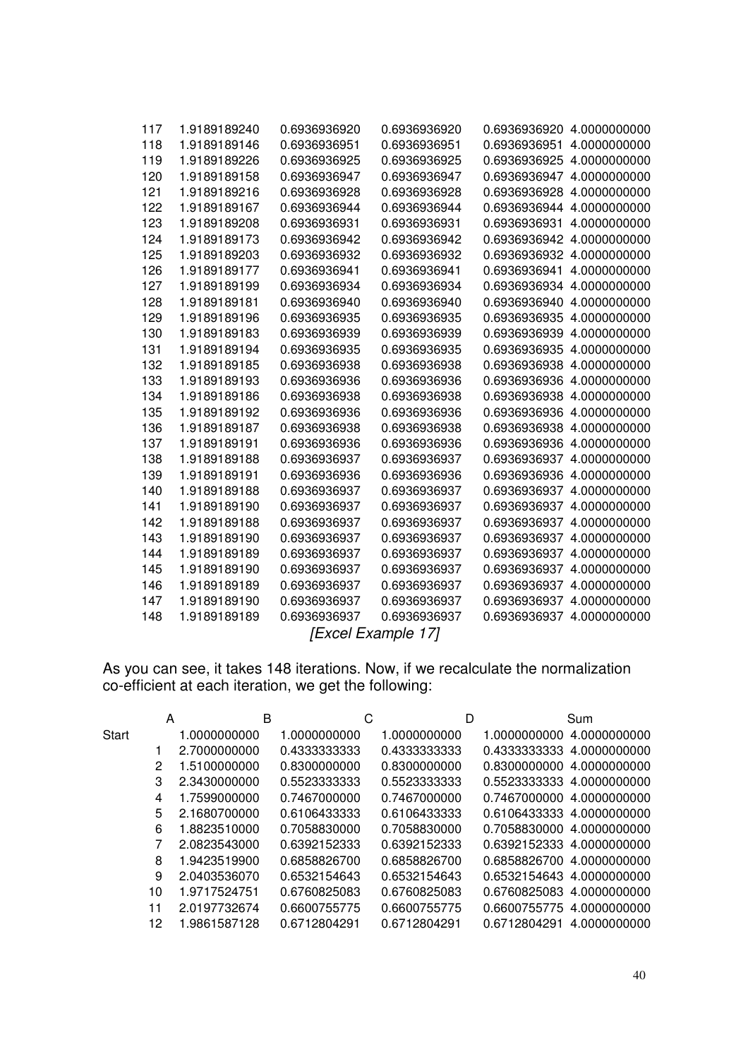| | | | | | |
|---|---|---|---|---|---|
| 117 | 1.9189189240 | 0.6936936920 | 0.6936936920 | 0.6936936920 | 4.0000000000 |
| 118 | 1.9189189146 | 0.6936936951 | 0.6936936951 | 0.6936936951 | 4.0000000000 |
| 119 | 1.9189189226 | 0.6936936925 | 0.6936936925 | 0.6936936925 | 4.0000000000 |
| 120 | 1.9189189158 | 0.6936936947 | 0.6936936947 | 0.6936936947 | 4.0000000000 |
| 121 | 1.9189189216 | 0.6936936928 | 0.6936936928 | 0.6936936928 | 4.0000000000 |
| 122 | 1.9189189167 | 0.6936936944 | 0.6936936944 | 0.6936936944 | 4.0000000000 |
| 123 | 1.9189189208 | 0.6936936931 | 0.6936936931 | 0.6936936931 | 4.0000000000 |
| 124 | 1.9189189173 | 0.6936936942 | 0.6936936942 | 0.6936936942 | 4.0000000000 |
| 125 | 1.9189189203 | 0.6936936932 | 0.6936936932 | 0.6936936932 | 4.0000000000 |
| 126 | 1.9189189177 | 0.6936936941 | 0.6936936941 | 0.6936936941 | 4.0000000000 |
| 127 | 1.9189189199 | 0.6936936934 | 0.6936936934 | 0.6936936934 | 4.0000000000 |
| 128 | 1.9189189181 | 0.6936936940 | 0.6936936940 | 0.6936936940 | 4.0000000000 |
| 129 | 1.9189189196 | 0.6936936935 | 0.6936936935 | 0.6936936935 | 4.0000000000 |
| 130 | 1.9189189183 | 0.6936936939 | 0.6936936939 | 0.6936936939 | 4.0000000000 |
| 131 | 1.9189189194 | 0.6936936935 | 0.6936936935 | 0.6936936935 | 4.0000000000 |
| 132 | 1.9189189185 | 0.6936936938 | 0.6936936938 | 0.6936936938 | 4.0000000000 |
| 133 | 1.9189189193 | 0.6936936936 | 0.6936936936 | 0.6936936936 | 4.0000000000 |
| 134 | 1.9189189186 | 0.6936936938 | 0.6936936938 | 0.6936936938 | 4.0000000000 |
| 135 | 1.9189189192 | 0.6936936936 | 0.6936936936 | 0.6936936936 | 4.0000000000 |
| 136 | 1.9189189187 | 0.6936936938 | 0.6936936938 | 0.6936936938 | 4.0000000000 |
| 137 | 1.9189189191 | 0.6936936936 | 0.6936936936 | 0.6936936936 | 4.0000000000 |
| 138 | 1.9189189188 | 0.6936936937 | 0.6936936937 | 0.6936936937 | 4.0000000000 |
| 139 | 1.9189189191 | 0.6936936936 | 0.6936936936 | 0.6936936936 | 4.0000000000 |
| 140 | 1.9189189188 | 0.6936936937 | 0.6936936937 | 0.6936936937 | 4.0000000000 |
| 141 | 1.9189189190 | 0.6936936937 | 0.6936936937 | 0.6936936937 | 4.0000000000 |
| 142 | 1.9189189188 | 0.6936936937 | 0.6936936937 | 0.6936936937 | 4.0000000000 |
| 143 | 1.9189189190 | 0.6936936937 | 0.6936936937 | 0.6936936937 | 4.0000000000 |
| 144 | 1.9189189189 | 0.6936936937 | 0.6936936937 | 0.6936936937 | 4.0000000000 |
| 145 | 1.9189189190 | 0.6936936937 | 0.6936936937 | 0.6936936937 | 4.0000000000 |
| 146 | 1.9189189189 | 0.6936936937 | 0.6936936937 | 0.6936936937 | 4.0000000000 |
| 147 | 1.9189189190 | 0.6936936937 | 0.6936936937 | 0.6936936937 | 4.0000000000 |
| 148 | 1.9189189189 | 0.6936936937 | 0.6936936937 | 0.6936936937 | 4.0000000000 |

*[Excel Example 17]*

As you can see, it takes 148 iterations. Now, if we recalculate the normalization co-efficient at each iteration, we get the following:

| | A | B | C | D | Sum |
|---|---|---|---|---|---|
| Start | 1.0000000000 | 1.0000000000 | 1.0000000000 | 1.0000000000 | 4.0000000000 |
| 1 | 2.7000000000 | 0.4333333333 | 0.4333333333 | 0.4333333333 | 4.0000000000 |
| 2 | 1.5100000000 | 0.8300000000 | 0.8300000000 | 0.8300000000 | 4.0000000000 |
| 3 | 2.3430000000 | 0.5523333333 | 0.5523333333 | 0.5523333333 | 4.0000000000 |
| 4 | 1.7599000000 | 0.7467000000 | 0.7467000000 | 0.7467000000 | 4.0000000000 |
| 5 | 2.1680700000 | 0.6106433333 | 0.6106433333 | 0.6106433333 | 4.0000000000 |
| 6 | 1.8823510000 | 0.7058830000 | 0.7058830000 | 0.7058830000 | 4.0000000000 |
| 7 | 2.0823543000 | 0.6392152333 | 0.6392152333 | 0.6392152333 | 4.0000000000 |
| 8 | 1.9423519900 | 0.6858826700 | 0.6858826700 | 0.6858826700 | 4.0000000000 |
| 9 | 2.0403536070 | 0.6532154643 | 0.6532154643 | 0.6532154643 | 4.0000000000 |
| 10 | 1.9717524751 | 0.6760825083 | 0.6760825083 | 0.6760825083 | 4.0000000000 |
| 11 | 2.0197732674 | 0.6600755775 | 0.6600755775 | 0.6600755775 | 4.0000000000 |
| 12 | 1.9861587128 | 0.6712804291 | 0.6712804291 | 0.6712804291 | 4.0000000000 |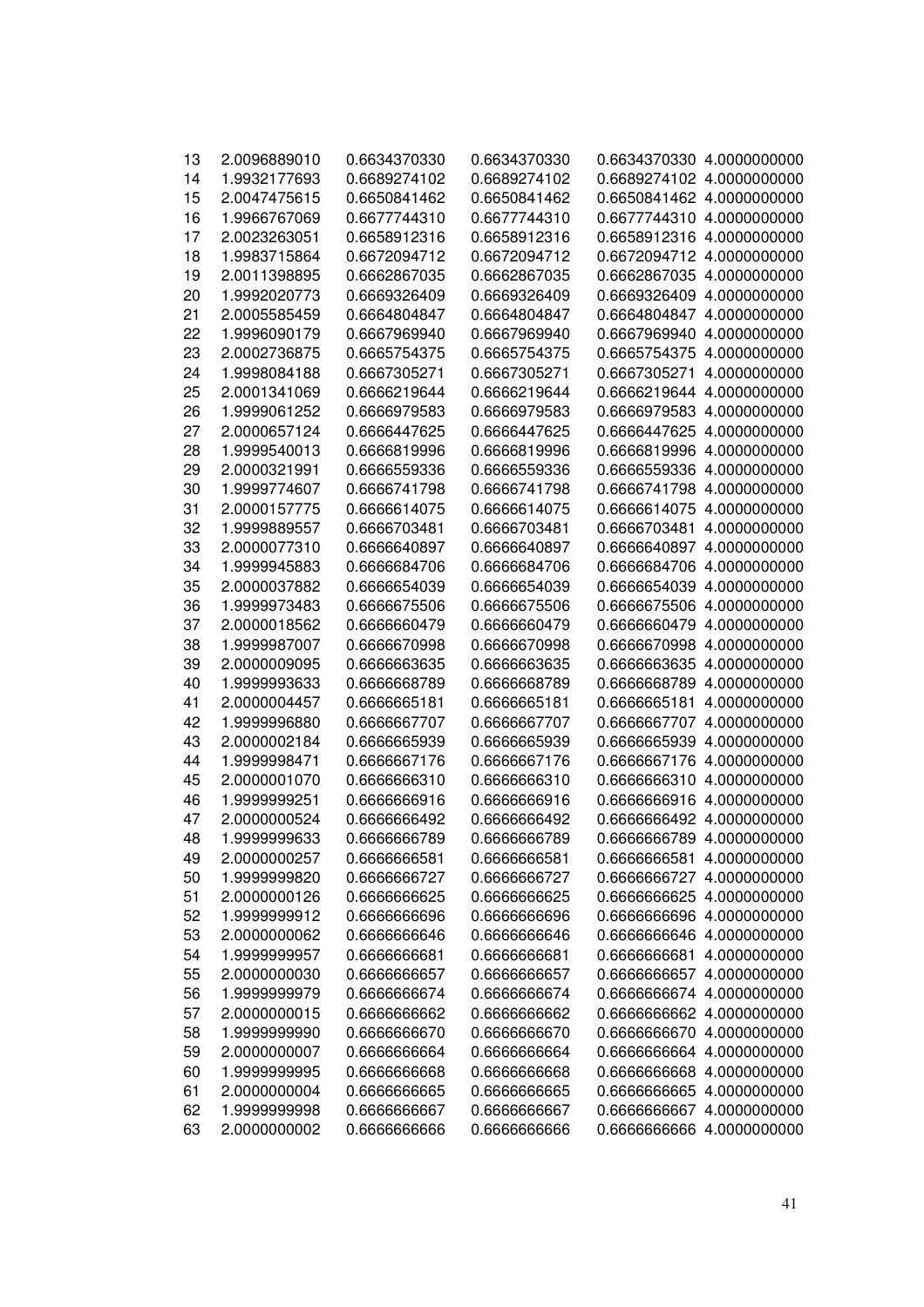| | | | | | |
|---|---|---|---|---|---|
| 13 | 2.0096889010 | 0.6634370330 | 0.6634370330 | 0.6634370330 | 4.0000000000 |
| 14 | 1.9932177693 | 0.6689274102 | 0.6689274102 | 0.6689274102 | 4.0000000000 |
| 15 | 2.0047475615 | 0.6650841462 | 0.6650841462 | 0.6650841462 | 4.0000000000 |
| 16 | 1.9966767069 | 0.6677744310 | 0.6677744310 | 0.6677744310 | 4.0000000000 |
| 17 | 2.0023263051 | 0.6658912316 | 0.6658912316 | 0.6658912316 | 4.0000000000 |
| 18 | 1.9983715864 | 0.6672094712 | 0.6672094712 | 0.6672094712 | 4.0000000000 |
| 19 | 2.0011398895 | 0.6662867035 | 0.6662867035 | 0.6662867035 | 4.0000000000 |
| 20 | 1.9992020773 | 0.6669326409 | 0.6669326409 | 0.6669326409 | 4.0000000000 |
| 21 | 2.0005585459 | 0.6664804847 | 0.6664804847 | 0.6664804847 | 4.0000000000 |
| 22 | 1.9996090179 | 0.6667969940 | 0.6667969940 | 0.6667969940 | 4.0000000000 |
| 23 | 2.0002736875 | 0.6665754375 | 0.6665754375 | 0.6665754375 | 4.0000000000 |
| 24 | 1.9998084188 | 0.6667305271 | 0.6667305271 | 0.6667305271 | 4.0000000000 |
| 25 | 2.0001341069 | 0.6666219644 | 0.6666219644 | 0.6666219644 | 4.0000000000 |
| 26 | 1.9999061252 | 0.6666979583 | 0.6666979583 | 0.6666979583 | 4.0000000000 |
| 27 | 2.0000657124 | 0.6666447625 | 0.6666447625 | 0.6666447625 | 4.0000000000 |
| 28 | 1.9999540013 | 0.6666819996 | 0.6666819996 | 0.6666819996 | 4.0000000000 |
| 29 | 2.0000321991 | 0.6666559336 | 0.6666559336 | 0.6666559336 | 4.0000000000 |
| 30 | 1.9999774607 | 0.6666741798 | 0.6666741798 | 0.6666741798 | 4.0000000000 |
| 31 | 2.0000157775 | 0.6666614075 | 0.6666614075 | 0.6666614075 | 4.0000000000 |
| 32 | 1.9999889557 | 0.6666703481 | 0.6666703481 | 0.6666703481 | 4.0000000000 |
| 33 | 2.0000077310 | 0.6666640897 | 0.6666640897 | 0.6666640897 | 4.0000000000 |
| 34 | 1.9999945883 | 0.6666684706 | 0.6666684706 | 0.6666684706 | 4.0000000000 |
| 35 | 2.0000037882 | 0.6666654039 | 0.6666654039 | 0.6666654039 | 4.0000000000 |
| 36 | 1.9999973483 | 0.6666675506 | 0.6666675506 | 0.6666675506 | 4.0000000000 |
| 37 | 2.0000018562 | 0.6666660479 | 0.6666660479 | 0.6666660479 | 4.0000000000 |
| 38 | 1.9999987007 | 0.6666670998 | 0.6666670998 | 0.6666670998 | 4.0000000000 |
| 39 | 2.0000009095 | 0.6666663635 | 0.6666663635 | 0.6666663635 | 4.0000000000 |
| 40 | 1.9999993633 | 0.6666668789 | 0.6666668789 | 0.6666668789 | 4.0000000000 |
| 41 | 2.0000004457 | 0.6666665181 | 0.6666665181 | 0.6666665181 | 4.0000000000 |
| 42 | 1.9999996880 | 0.6666667707 | 0.6666667707 | 0.6666667707 | 4.0000000000 |
| 43 | 2.0000002184 | 0.6666665939 | 0.6666665939 | 0.6666665939 | 4.0000000000 |
| 44 | 1.9999998471 | 0.6666667176 | 0.6666667176 | 0.6666667176 | 4.0000000000 |
| 45 | 2.0000001070 | 0.6666666310 | 0.6666666310 | 0.6666666310 | 4.0000000000 |
| 46 | 1.9999999251 | 0.6666666916 | 0.6666666916 | 0.6666666916 | 4.0000000000 |
| 47 | 2.0000000524 | 0.6666666492 | 0.6666666492 | 0.6666666492 | 4.0000000000 |
| 48 | 1.9999999633 | 0.6666666789 | 0.6666666789 | 0.6666666789 | 4.0000000000 |
| 49 | 2.0000000257 | 0.6666666581 | 0.6666666581 | 0.6666666581 | 4.0000000000 |
| 50 | 1.9999999820 | 0.6666666727 | 0.6666666727 | 0.6666666727 | 4.0000000000 |
| 51 | 2.0000000126 | 0.6666666625 | 0.6666666625 | 0.6666666625 | 4.0000000000 |
| 52 | 1.9999999912 | 0.6666666696 | 0.6666666696 | 0.6666666696 | 4.0000000000 |
| 53 | 2.0000000062 | 0.6666666646 | 0.6666666646 | 0.6666666646 | 4.0000000000 |
| 54 | 1.9999999957 | 0.6666666681 | 0.6666666681 | 0.6666666681 | 4.0000000000 |
| 55 | 2.0000000030 | 0.6666666657 | 0.6666666657 | 0.6666666657 | 4.0000000000 |
| 56 | 1.9999999979 | 0.6666666674 | 0.6666666674 | 0.6666666674 | 4.0000000000 |
| 57 | 2.0000000015 | 0.6666666662 | 0.6666666662 | 0.6666666662 | 4.0000000000 |
| 58 | 1.9999999990 | 0.6666666670 | 0.6666666670 | 0.6666666670 | 4.0000000000 |
| 59 | 2.0000000007 | 0.6666666664 | 0.6666666664 | 0.6666666664 | 4.0000000000 |
| 60 | 1.9999999995 | 0.6666666668 | 0.6666666668 | 0.6666666668 | 4.0000000000 |
| 61 | 2.0000000004 | 0.6666666665 | 0.6666666665 | 0.6666666665 | 4.0000000000 |
| 62 | 1.9999999998 | 0.6666666667 | 0.6666666667 | 0.6666666667 | 4.0000000000 |
| 63 | 2.0000000002 | 0.6666666666 | 0.6666666666 | 0.6666666666 | 4.0000000000 |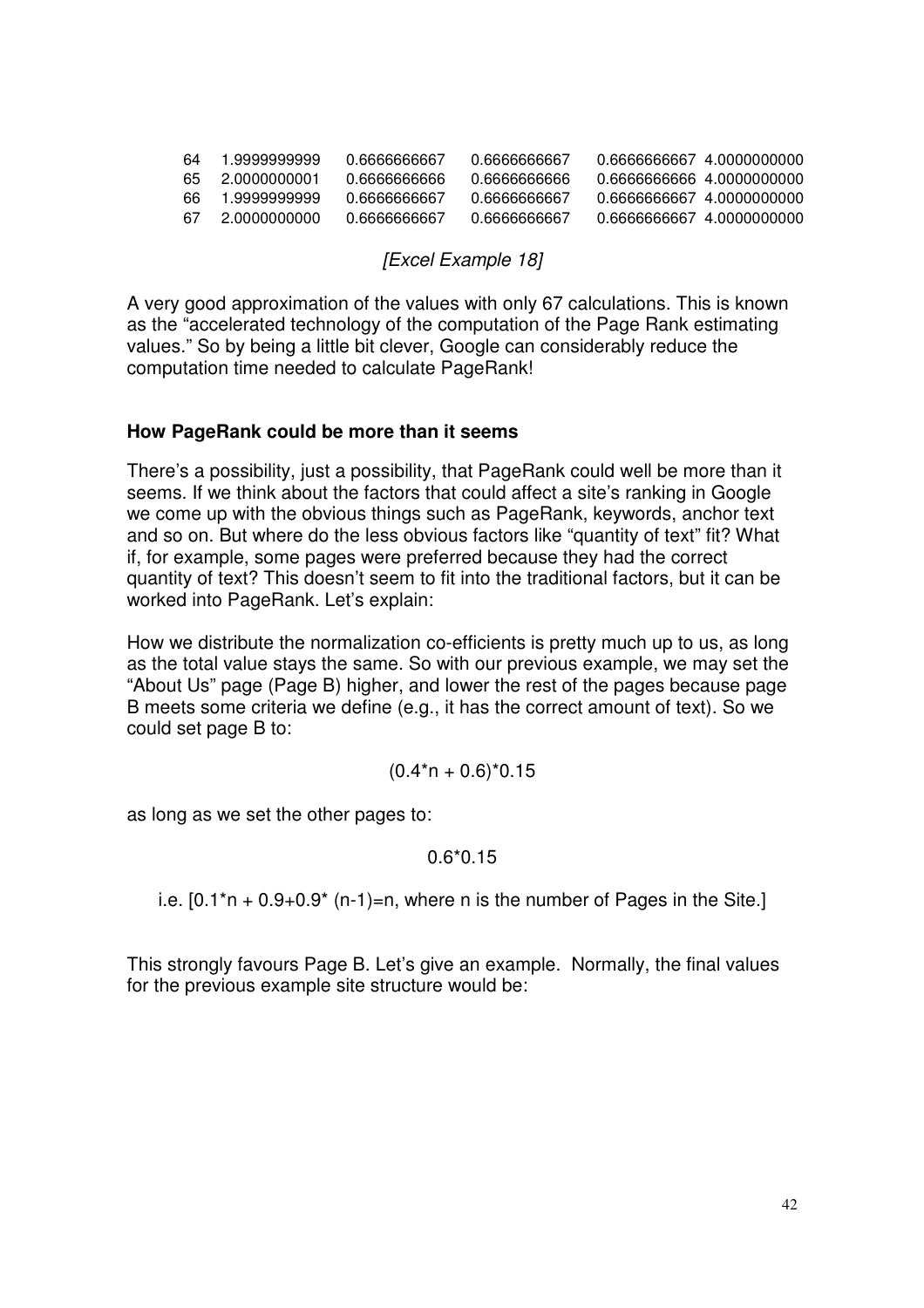| 64 | 1.9999999999 | 0.6666666667 | 0.6666666667 | 0.6666666667 | 4.0000000000 |
|---|---|---|---|---|---|
| 65 | 2.0000000001 | 0.6666666666 | 0.6666666666 | 0.6666666666 | 4.0000000000 |
| 66 | 1.9999999999 | 0.6666666667 | 0.6666666667 | 0.6666666667 | 4.0000000000 |
| 67 | 2.0000000000 | 0.6666666667 | 0.6666666667 | 0.6666666667 | 4.0000000000 |

*[Excel Example 18]*

A very good approximation of the values with only 67 calculations. This is known as the "accelerated technology of the computation of the Page Rank estimating values." So by being a little bit clever, Google can considerably reduce the computation time needed to calculate PageRank!

**How PageRank could be more than it seems**

There's a possibility, just a possibility, that PageRank could well be more than it seems. If we think about the factors that could affect a site's ranking in Google we come up with the obvious things such as PageRank, keywords, anchor text and so on. But where do the less obvious factors like "quantity of text" fit? What if, for example, some pages were preferred because they had the correct quantity of text? This doesn't seem to fit into the traditional factors, but it can be worked into PageRank. Let's explain:

How we distribute the normalization co-efficients is pretty much up to us, as long as the total value stays the same. So with our previous example, we may set the "About Us" page (Page B) higher, and lower the rest of the pages because page B meets some criteria we define (e.g., it has the correct amount of text). So we could set page B to:

$$(0.4*n + 0.6)*0.15$$

as long as we set the other pages to:

$$0.6*0.15$$

i.e. [$0.1*n + 0.9+0.9*(n-1)=n$, where n is the number of Pages in the Site.]

This strongly favours Page B. Let's give an example. Normally, the final values for the previous example site structure would be: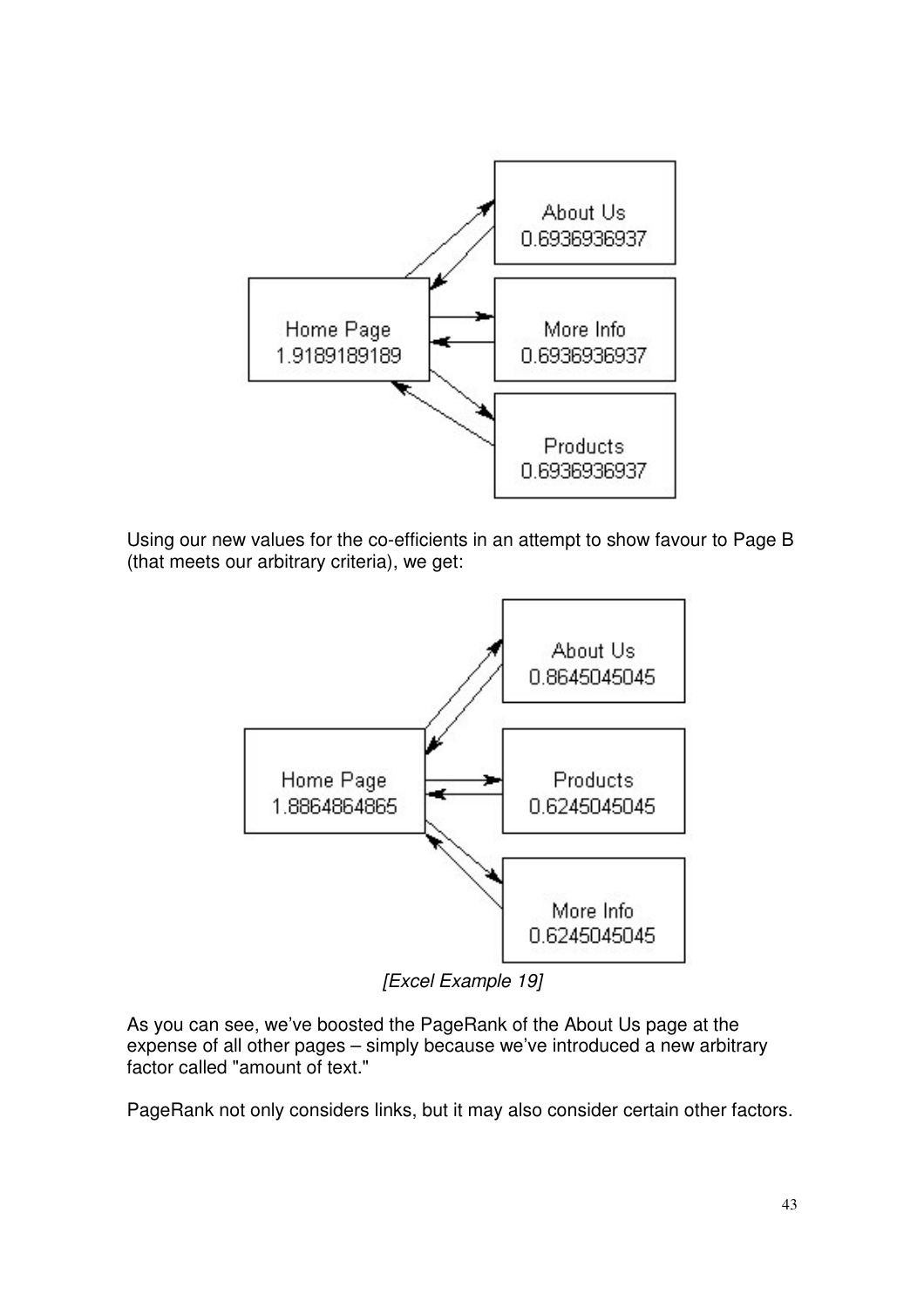Home Page
1.9189189189

About Us
0.6936936937

More Info
0.6936936937

Products
0.6936936937

Using our new values for the co-efficients in an attempt to show favour to Page B (that meets our arbitrary criteria), we get:

Home Page
1.8864864865

About Us
0.8645045045

Products
0.6245045045

More Info
0.6245045045

*[Excel Example 19]*

As you can see, we've boosted the PageRank of the About Us page at the expense of all other pages – simply because we've introduced a new arbitrary factor called "amount of text."

PageRank not only considers links, but it may also consider certain other factors.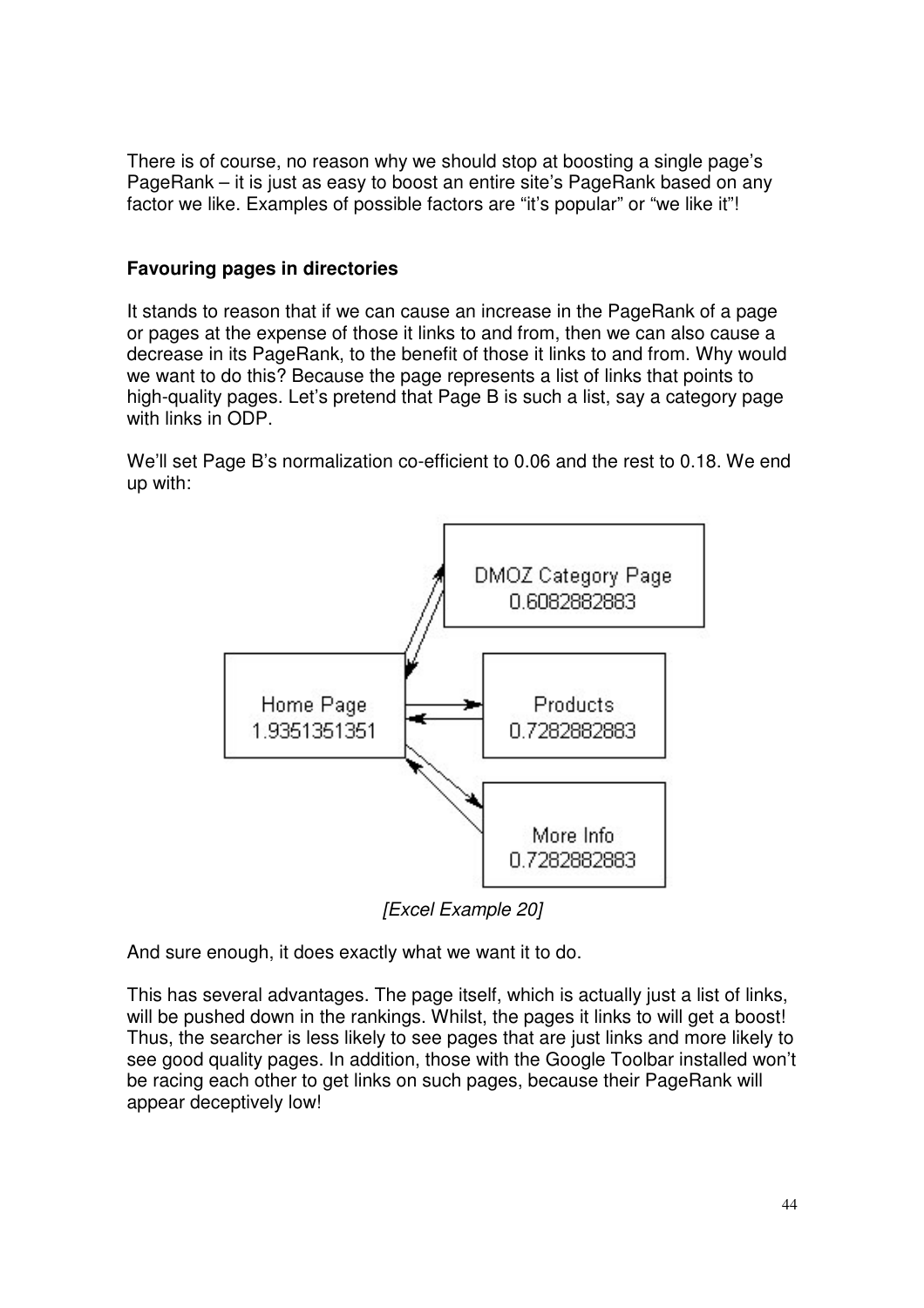There is of course, no reason why we should stop at boosting a single page's PageRank – it is just as easy to boost an entire site's PageRank based on any factor we like. Examples of possible factors are "it's popular" or "we like it"!

### Favouring pages in directories

It stands to reason that if we can cause an increase in the PageRank of a page or pages at the expense of those it links to and from, then we can also cause a decrease in its PageRank, to the benefit of those it links to and from. Why would we want to do this? Because the page represents a list of links that points to high-quality pages. Let's pretend that Page B is such a list, say a category page with links in ODP.

We'll set Page B's normalization co-efficient to 0.06 and the rest to 0.18. We end up with:

DMOZ Category Page
0.6082882883

Home Page
1.9351351351

Products
0.7282882883

More Info
0.7282882883

*[Excel Example 20]*

And sure enough, it does exactly what we want it to do.

This has several advantages. The page itself, which is actually just a list of links, will be pushed down in the rankings. Whilst, the pages it links to will get a boost! Thus, the searcher is less likely to see pages that are just links and more likely to see good quality pages. In addition, those with the Google Toolbar installed won't be racing each other to get links on such pages, because their PageRank will appear deceptively low!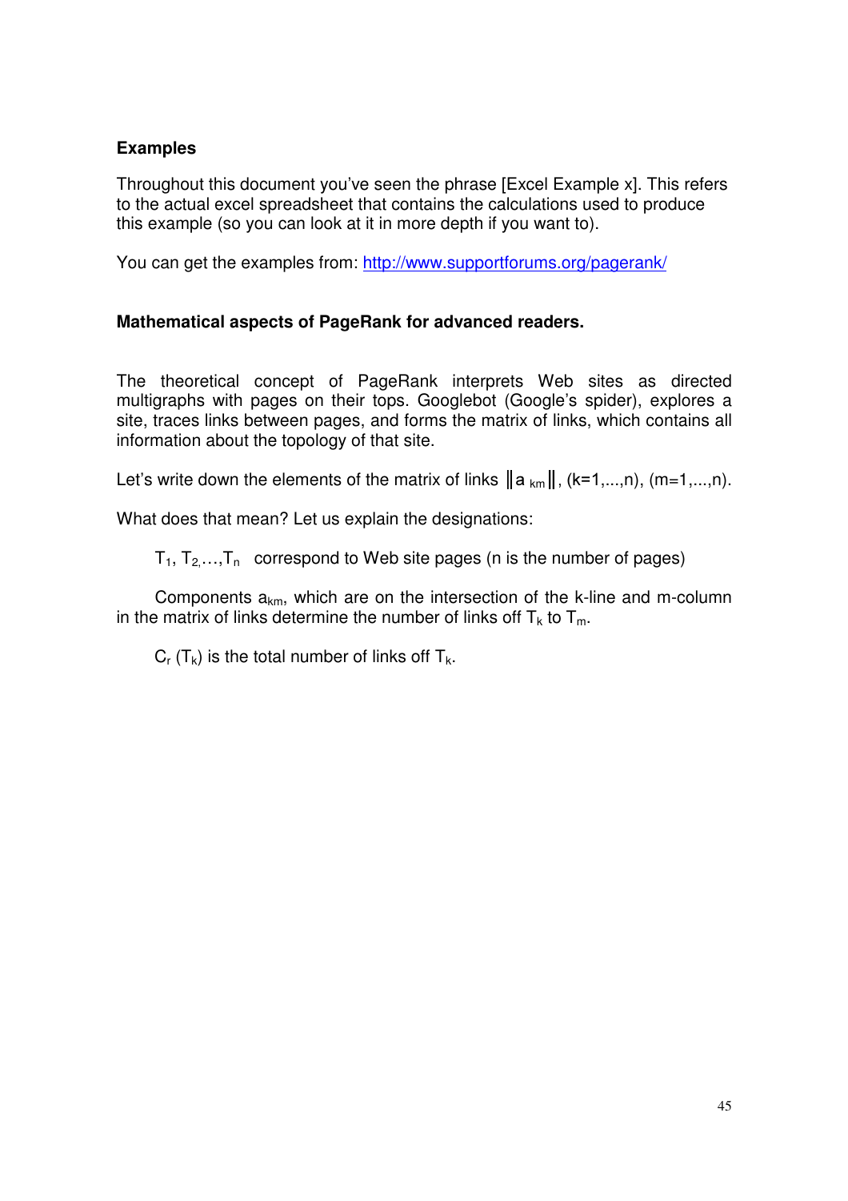**Examples**

Throughout this document you've seen the phrase [Excel Example x]. This refers to the actual excel spreadsheet that contains the calculations used to produce this example (so you can look at it in more depth if you want to).

You can get the examples from: http://www.supportforums.org/pagerank/

**Mathematical aspects of PageRank for advanced readers.**

The theoretical concept of PageRank interprets Web sites as directed multigraphs with pages on their tops. Googlebot (Google's spider), explores a site, traces links between pages, and forms the matrix of links, which contains all information about the topology of that site.

Let's write down the elements of the matrix of links $\|a_{km}\|$, (k=1,...,n), (m=1,...,n).

What does that mean? Let us explain the designations:

$T_1, T_2, \ldots, T_n$ correspond to Web site pages (n is the number of pages)

Components $a_{km}$, which are on the intersection of the k-line and m-column in the matrix of links determine the number of links off $T_k$ to $T_m$.

$C_r(T_k)$ is the total number of links off $T_k$.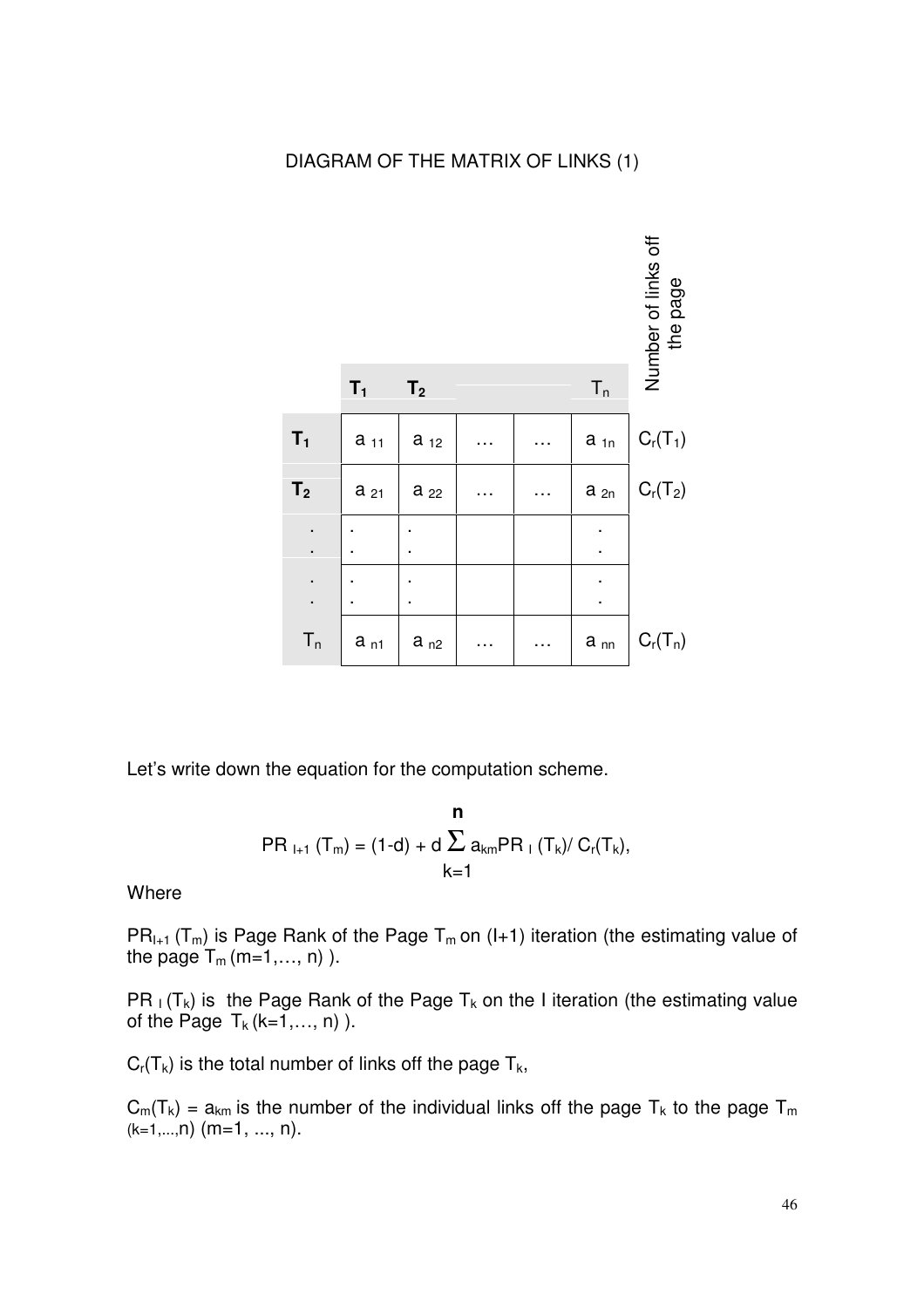DIAGRAM OF THE MATRIX OF LINKS (1)

| | $T_1$ | $T_2$ | | | $T_n$ | Number of links off the page |
|---|---|---|---|---|---|---|
| $T_1$ | $a_{11}$ | $a_{12}$ | … | … | $a_{1n}$ | $C_r(T_1)$ |
| $T_2$ | $a_{21}$ | $a_{22}$ | … | … | $a_{2n}$ | $C_r(T_2)$ |
| . . | . . | . . | | | . . | |
| . . | . . | . . | | | . . | |
| $T_n$ | $a_{n1}$ | $a_{n2}$ | … | … | $a_{nn}$ | $C_r(T_n)$ |

Let's write down the equation for the computation scheme.

$$PR_{I+1}(T_m) = (1-d) + d \sum_{k=1}^{n} a_{km} PR_I(T_k) / C_r(T_k),$$

Where

$PR_{I+1}(T_m)$ is Page Rank of the Page $T_m$ on (I+1) iteration (the estimating value of the page $T_m$ (m=1,…, n) ).

$PR_I(T_k)$ is the Page Rank of the Page $T_k$ on the I iteration (the estimating value of the Page $T_k$ (k=1,…, n) ).

$C_r(T_k)$ is the total number of links off the page $T_k$,

$C_m(T_k) = a_{km}$ is the number of the individual links off the page $T_k$ to the page $T_m$ (k=1,...,n) (m=1, ..., n).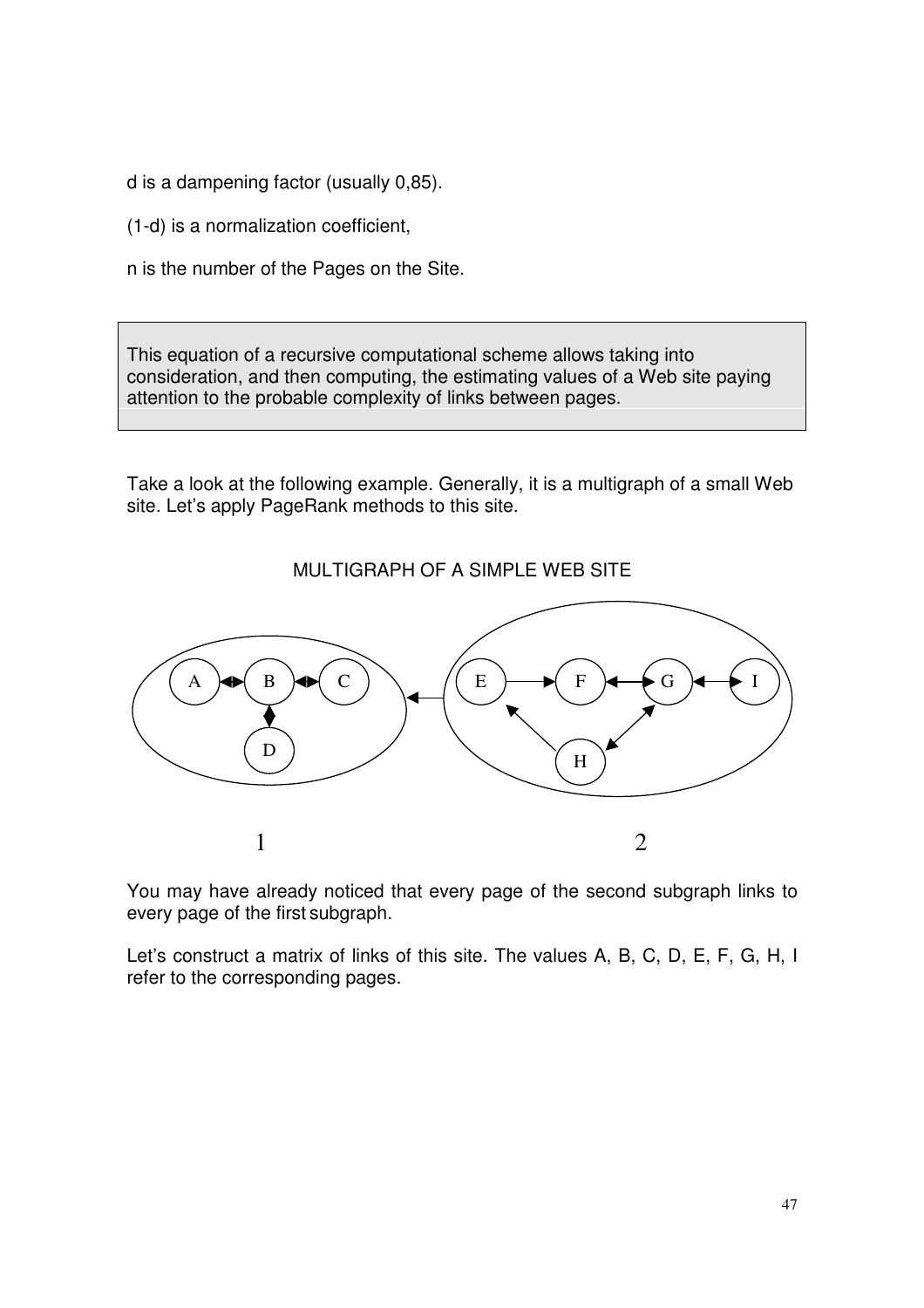d is a dampening factor (usually 0,85).

(1-d) is a normalization coefficient,

n is the number of the Pages on the Site.

> This equation of a recursive computational scheme allows taking into consideration, and then computing, the estimating values of a Web site paying attention to the probable complexity of links between pages.

Take a look at the following example. Generally, it is a multigraph of a small Web site. Let's apply PageRank methods to this site.

MULTIGRAPH OF A SIMPLE WEB SITE

A B C D E F G I H

1 2

You may have already noticed that every page of the second subgraph links to every page of the first subgraph.

Let's construct a matrix of links of this site. The values A, B, C, D, E, F, G, H, I refer to the corresponding pages.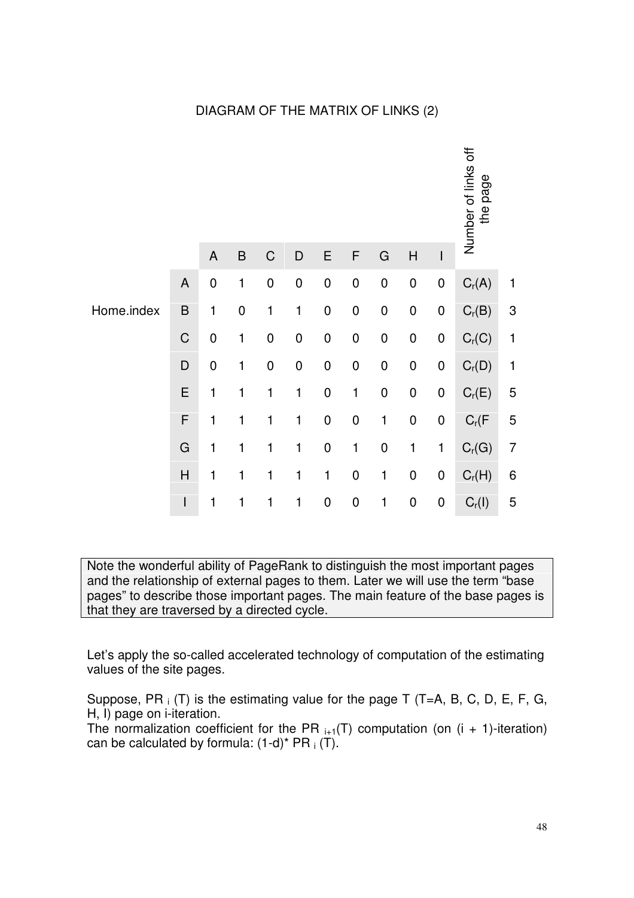DIAGRAM OF THE MATRIX OF LINKS (2)

| | | A | B | C | D | E | F | G | H | I | Number of links off the page | |
|---|---|---|---|---|---|---|---|---|---|---|---|---|
| | A | 0 | 1 | 0 | 0 | 0 | 0 | 0 | 0 | 0 | $C_r(A)$ | 1 |
| Home.index | B | 1 | 0 | 1 | 1 | 0 | 0 | 0 | 0 | 0 | $C_r(B)$ | 3 |
| | C | 0 | 1 | 0 | 0 | 0 | 0 | 0 | 0 | 0 | $C_r(C)$ | 1 |
| | D | 0 | 1 | 0 | 0 | 0 | 0 | 0 | 0 | 0 | $C_r(D)$ | 1 |
| | E | 1 | 1 | 1 | 1 | 0 | 1 | 0 | 0 | 0 | $C_r(E)$ | 5 |
| | F | 1 | 1 | 1 | 1 | 0 | 0 | 1 | 0 | 0 | $C_r(F$ | 5 |
| | G | 1 | 1 | 1 | 1 | 0 | 1 | 0 | 1 | 1 | $C_r(G)$ | 7 |
| | H | 1 | 1 | 1 | 1 | 1 | 0 | 1 | 0 | 0 | $C_r(H)$ | 6 |
| | I | 1 | 1 | 1 | 1 | 0 | 0 | 1 | 0 | 0 | $C_r(I)$ | 5 |

Note the wonderful ability of PageRank to distinguish the most important pages and the relationship of external pages to them. Later we will use the term “base pages” to describe those important pages. The main feature of the base pages is that they are traversed by a directed cycle.

Let’s apply the so-called accelerated technology of computation of the estimating values of the site pages.

Suppose, $PR_i(T)$ is the estimating value for the page T (T=A, B, C, D, E, F, G, H, I) page on i-iteration.
The normalization coefficient for the $PR_{i+1}(T)$ computation (on (i + 1)-iteration) can be calculated by formula: $(1\text{-}d)^* PR_i(T)$.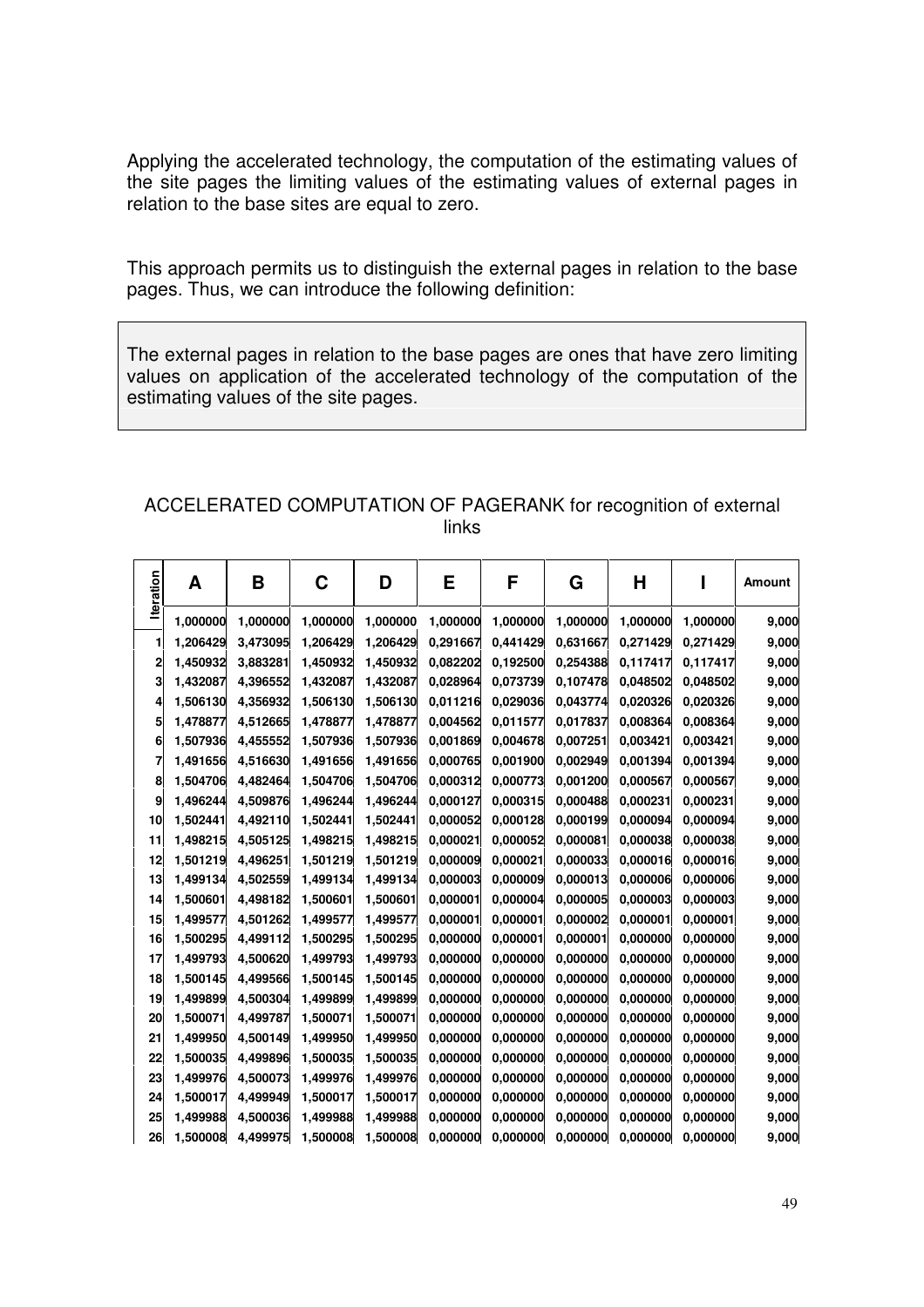Applying the accelerated technology, the computation of the estimating values of the site pages the limiting values of the estimating values of external pages in relation to the base sites are equal to zero.

This approach permits us to distinguish the external pages in relation to the base pages. Thus, we can introduce the following definition:

> The external pages in relation to the base pages are ones that have zero limiting values on application of the accelerated technology of the computation of the estimating values of the site pages.

ACCELERATED COMPUTATION OF PAGERANK for recognition of external links

| Iteration | A | B | C | D | E | F | G | H | I | Amount |
|---|---|---|---|---|---|---|---|---|---|---|
| | 1,000000 | 1,000000 | 1,000000 | 1,000000 | 1,000000 | 1,000000 | 1,000000 | 1,000000 | 1,000000 | 9,000 |
| 1 | 1,206429 | 3,473095 | 1,206429 | 1,206429 | 0,291667 | 0,441429 | 0,631667 | 0,271429 | 0,271429 | 9,000 |
| 2 | 1,450932 | 3,883281 | 1,450932 | 1,450932 | 0,082202 | 0,192500 | 0,254388 | 0,117417 | 0,117417 | 9,000 |
| 3 | 1,432087 | 4,396552 | 1,432087 | 1,432087 | 0,028964 | 0,073739 | 0,107478 | 0,048502 | 0,048502 | 9,000 |
| 4 | 1,506130 | 4,356932 | 1,506130 | 1,506130 | 0,011216 | 0,029036 | 0,043774 | 0,020326 | 0,020326 | 9,000 |
| 5 | 1,478877 | 4,512665 | 1,478877 | 1,478877 | 0,004562 | 0,011577 | 0,017837 | 0,008364 | 0,008364 | 9,000 |
| 6 | 1,507936 | 4,455552 | 1,507936 | 1,507936 | 0,001869 | 0,004678 | 0,007251 | 0,003421 | 0,003421 | 9,000 |
| 7 | 1,491656 | 4,516630 | 1,491656 | 1,491656 | 0,000765 | 0,001900 | 0,002949 | 0,001394 | 0,001394 | 9,000 |
| 8 | 1,504706 | 4,482464 | 1,504706 | 1,504706 | 0,000312 | 0,000773 | 0,001200 | 0,000567 | 0,000567 | 9,000 |
| 9 | 1,496244 | 4,509876 | 1,496244 | 1,496244 | 0,000127 | 0,000315 | 0,000488 | 0,000231 | 0,000231 | 9,000 |
| 10 | 1,502441 | 4,492110 | 1,502441 | 1,502441 | 0,000052 | 0,000128 | 0,000199 | 0,000094 | 0,000094 | 9,000 |
| 11 | 1,498215 | 4,505125 | 1,498215 | 1,498215 | 0,000021 | 0,000052 | 0,000081 | 0,000038 | 0,000038 | 9,000 |
| 12 | 1,501219 | 4,496251 | 1,501219 | 1,501219 | 0,000009 | 0,000021 | 0,000033 | 0,000016 | 0,000016 | 9,000 |
| 13 | 1,499134 | 4,502559 | 1,499134 | 1,499134 | 0,000003 | 0,000009 | 0,000013 | 0,000006 | 0,000006 | 9,000 |
| 14 | 1,500601 | 4,498182 | 1,500601 | 1,500601 | 0,000001 | 0,000004 | 0,000005 | 0,000003 | 0,000003 | 9,000 |
| 15 | 1,499577 | 4,501262 | 1,499577 | 1,499577 | 0,000001 | 0,000001 | 0,000002 | 0,000001 | 0,000001 | 9,000 |
| 16 | 1,500295 | 4,499112 | 1,500295 | 1,500295 | 0,000000 | 0,000001 | 0,000001 | 0,000000 | 0,000000 | 9,000 |
| 17 | 1,499793 | 4,500620 | 1,499793 | 1,499793 | 0,000000 | 0,000000 | 0,000000 | 0,000000 | 0,000000 | 9,000 |
| 18 | 1,500145 | 4,499566 | 1,500145 | 1,500145 | 0,000000 | 0,000000 | 0,000000 | 0,000000 | 0,000000 | 9,000 |
| 19 | 1,499899 | 4,500304 | 1,499899 | 1,499899 | 0,000000 | 0,000000 | 0,000000 | 0,000000 | 0,000000 | 9,000 |
| 20 | 1,500071 | 4,499787 | 1,500071 | 1,500071 | 0,000000 | 0,000000 | 0,000000 | 0,000000 | 0,000000 | 9,000 |
| 21 | 1,499950 | 4,500149 | 1,499950 | 1,499950 | 0,000000 | 0,000000 | 0,000000 | 0,000000 | 0,000000 | 9,000 |
| 22 | 1,500035 | 4,499896 | 1,500035 | 1,500035 | 0,000000 | 0,000000 | 0,000000 | 0,000000 | 0,000000 | 9,000 |
| 23 | 1,499976 | 4,500073 | 1,499976 | 1,499976 | 0,000000 | 0,000000 | 0,000000 | 0,000000 | 0,000000 | 9,000 |
| 24 | 1,500017 | 4,499949 | 1,500017 | 1,500017 | 0,000000 | 0,000000 | 0,000000 | 0,000000 | 0,000000 | 9,000 |
| 25 | 1,499988 | 4,500036 | 1,499988 | 1,499988 | 0,000000 | 0,000000 | 0,000000 | 0,000000 | 0,000000 | 9,000 |
| 26 | 1,500008 | 4,499975 | 1,500008 | 1,500008 | 0,000000 | 0,000000 | 0,000000 | 0,000000 | 0,000000 | 9,000 |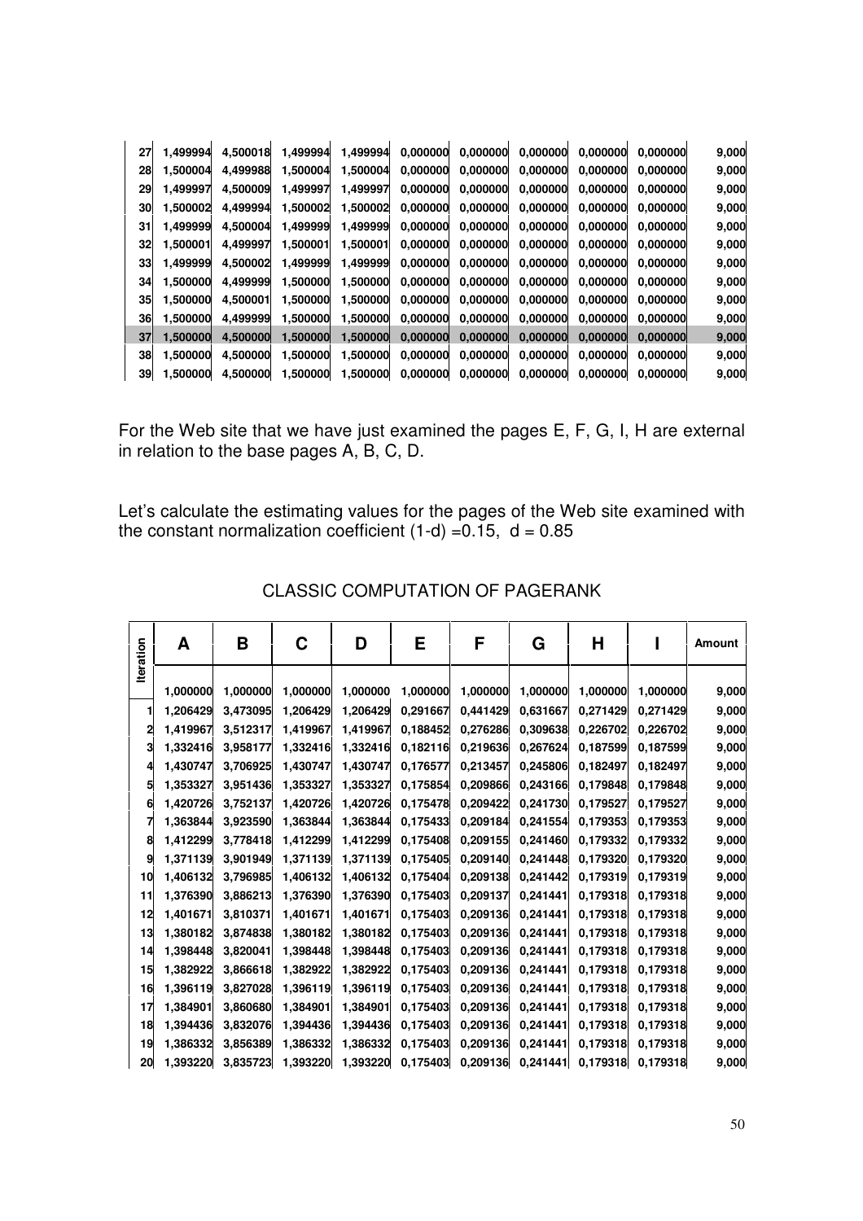| 27 | 1,499994 | 4,500018 | 1,499994 | 1,499994 | 0,000000 | 0,000000 | 0,000000 | 0,000000 | 0,000000 | 9,000 |
|---|---|---|---|---|---|---|---|---|---|---|
| 28 | 1,500004 | 4,499988 | 1,500004 | 1,500004 | 0,000000 | 0,000000 | 0,000000 | 0,000000 | 0,000000 | 9,000 |
| 29 | 1,499997 | 4,500009 | 1,499997 | 1,499997 | 0,000000 | 0,000000 | 0,000000 | 0,000000 | 0,000000 | 9,000 |
| 30 | 1,500002 | 4,499994 | 1,500002 | 1,500002 | 0,000000 | 0,000000 | 0,000000 | 0,000000 | 0,000000 | 9,000 |
| 31 | 1,499999 | 4,500004 | 1,499999 | 1,499999 | 0,000000 | 0,000000 | 0,000000 | 0,000000 | 0,000000 | 9,000 |
| 32 | 1,500001 | 4,499997 | 1,500001 | 1,500001 | 0,000000 | 0,000000 | 0,000000 | 0,000000 | 0,000000 | 9,000 |
| 33 | 1,499999 | 4,500002 | 1,499999 | 1,499999 | 0,000000 | 0,000000 | 0,000000 | 0,000000 | 0,000000 | 9,000 |
| 34 | 1,500000 | 4,499999 | 1,500000 | 1,500000 | 0,000000 | 0,000000 | 0,000000 | 0,000000 | 0,000000 | 9,000 |
| 35 | 1,500000 | 4,500001 | 1,500000 | 1,500000 | 0,000000 | 0,000000 | 0,000000 | 0,000000 | 0,000000 | 9,000 |
| 36 | 1,500000 | 4,499999 | 1,500000 | 1,500000 | 0,000000 | 0,000000 | 0,000000 | 0,000000 | 0,000000 | 9,000 |
| 37 | 1,500000 | 4,500000 | 1,500000 | 1,500000 | 0,000000 | 0,000000 | 0,000000 | 0,000000 | 0,000000 | 9,000 |
| 38 | 1,500000 | 4,500000 | 1,500000 | 1,500000 | 0,000000 | 0,000000 | 0,000000 | 0,000000 | 0,000000 | 9,000 |
| 39 | 1,500000 | 4,500000 | 1,500000 | 1,500000 | 0,000000 | 0,000000 | 0,000000 | 0,000000 | 0,000000 | 9,000 |

For the Web site that we have just examined the pages E, F, G, I, H are external in relation to the base pages A, B, C, D.

Let's calculate the estimating values for the pages of the Web site examined with the constant normalization coefficient (1-d) =0.15, d = 0.85

## CLASSIC COMPUTATION OF PAGERANK

| Iteration | A | B | C | D | E | F | G | H | I | Amount |
|---|---|---|---|---|---|---|---|---|---|---|
| | 1,000000 | 1,000000 | 1,000000 | 1,000000 | 1,000000 | 1,000000 | 1,000000 | 1,000000 | 1,000000 | 9,000 |
| 1 | 1,206429 | 3,473095 | 1,206429 | 1,206429 | 0,291667 | 0,441429 | 0,631667 | 0,271429 | 0,271429 | 9,000 |
| 2 | 1,419967 | 3,512317 | 1,419967 | 1,419967 | 0,188452 | 0,276286 | 0,309638 | 0,226702 | 0,226702 | 9,000 |
| 3 | 1,332416 | 3,958177 | 1,332416 | 1,332416 | 0,182116 | 0,219636 | 0,267624 | 0,187599 | 0,187599 | 9,000 |
| 4 | 1,430747 | 3,706925 | 1,430747 | 1,430747 | 0,176577 | 0,213457 | 0,245806 | 0,182497 | 0,182497 | 9,000 |
| 5 | 1,353327 | 3,951436 | 1,353327 | 1,353327 | 0,175854 | 0,209866 | 0,243166 | 0,179848 | 0,179848 | 9,000 |
| 6 | 1,420726 | 3,752137 | 1,420726 | 1,420726 | 0,175478 | 0,209422 | 0,241730 | 0,179527 | 0,179527 | 9,000 |
| 7 | 1,363844 | 3,923590 | 1,363844 | 1,363844 | 0,175433 | 0,209184 | 0,241554 | 0,179353 | 0,179353 | 9,000 |
| 8 | 1,412299 | 3,778418 | 1,412299 | 1,412299 | 0,175408 | 0,209155 | 0,241460 | 0,179332 | 0,179332 | 9,000 |
| 9 | 1,371139 | 3,901949 | 1,371139 | 1,371139 | 0,175405 | 0,209140 | 0,241448 | 0,179320 | 0,179320 | 9,000 |
| 10 | 1,406132 | 3,796985 | 1,406132 | 1,406132 | 0,175404 | 0,209138 | 0,241442 | 0,179319 | 0,179319 | 9,000 |
| 11 | 1,376390 | 3,886213 | 1,376390 | 1,376390 | 0,175403 | 0,209137 | 0,241441 | 0,179318 | 0,179318 | 9,000 |
| 12 | 1,401671 | 3,810371 | 1,401671 | 1,401671 | 0,175403 | 0,209136 | 0,241441 | 0,179318 | 0,179318 | 9,000 |
| 13 | 1,380182 | 3,874838 | 1,380182 | 1,380182 | 0,175403 | 0,209136 | 0,241441 | 0,179318 | 0,179318 | 9,000 |
| 14 | 1,398448 | 3,820041 | 1,398448 | 1,398448 | 0,175403 | 0,209136 | 0,241441 | 0,179318 | 0,179318 | 9,000 |
| 15 | 1,382922 | 3,866618 | 1,382922 | 1,382922 | 0,175403 | 0,209136 | 0,241441 | 0,179318 | 0,179318 | 9,000 |
| 16 | 1,396119 | 3,827028 | 1,396119 | 1,396119 | 0,175403 | 0,209136 | 0,241441 | 0,179318 | 0,179318 | 9,000 |
| 17 | 1,384901 | 3,860680 | 1,384901 | 1,384901 | 0,175403 | 0,209136 | 0,241441 | 0,179318 | 0,179318 | 9,000 |
| 18 | 1,394436 | 3,832076 | 1,394436 | 1,394436 | 0,175403 | 0,209136 | 0,241441 | 0,179318 | 0,179318 | 9,000 |
| 19 | 1,386332 | 3,856389 | 1,386332 | 1,386332 | 0,175403 | 0,209136 | 0,241441 | 0,179318 | 0,179318 | 9,000 |
| 20 | 1,393220 | 3,835723 | 1,393220 | 1,393220 | 0,175403 | 0,209136 | 0,241441 | 0,179318 | 0,179318 | 9,000 |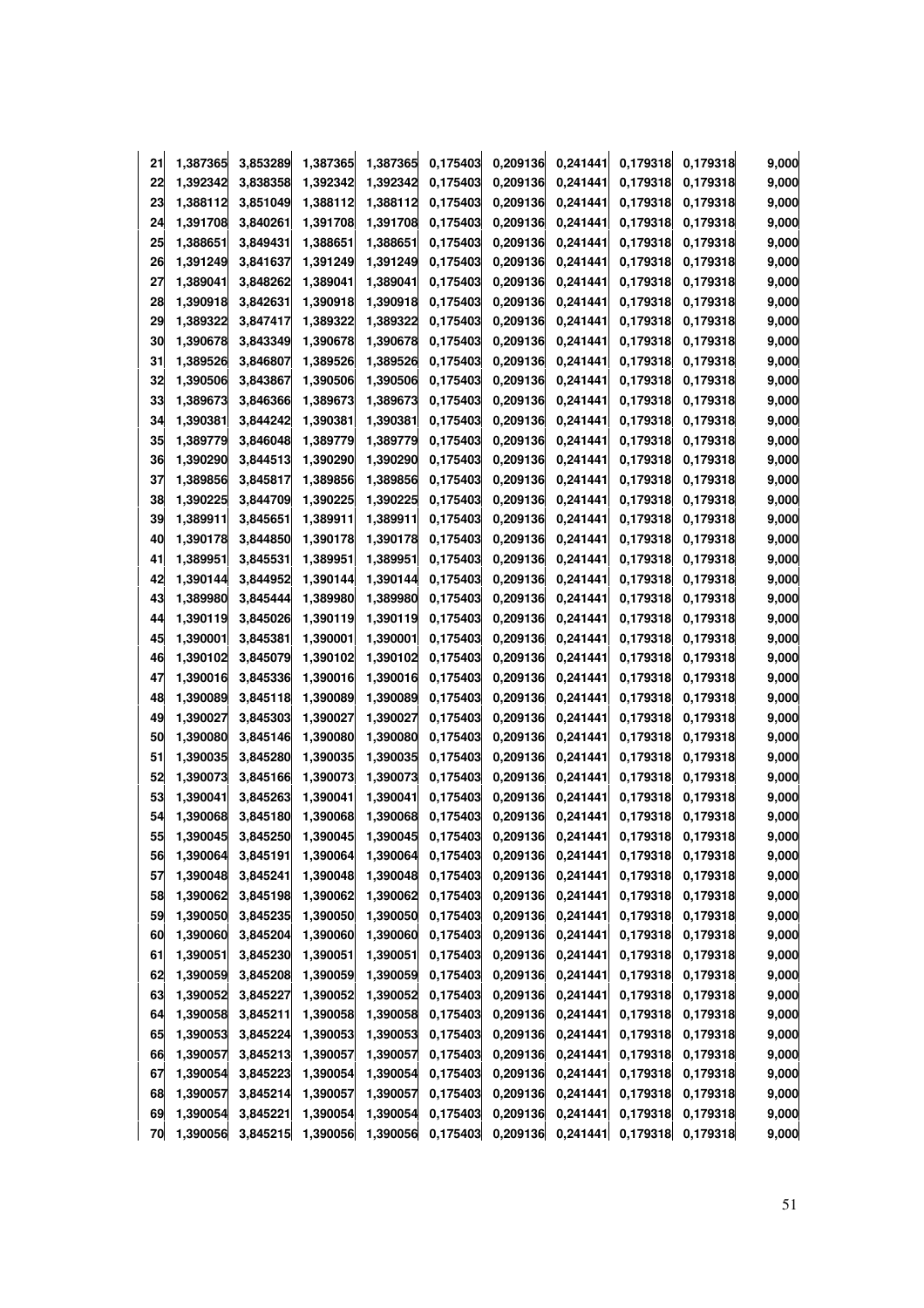| | | | | | | | | | | |
|---|---|---|---|---|---|---|---|---|---|---|
| 21 | 1,387365 | 3,853289 | 1,387365 | 1,387365 | 0,175403 | 0,209136 | 0,241441 | 0,179318 | 0,179318 | 9,000 |
| 22 | 1,392342 | 3,838358 | 1,392342 | 1,392342 | 0,175403 | 0,209136 | 0,241441 | 0,179318 | 0,179318 | 9,000 |
| 23 | 1,388112 | 3,851049 | 1,388112 | 1,388112 | 0,175403 | 0,209136 | 0,241441 | 0,179318 | 0,179318 | 9,000 |
| 24 | 1,391708 | 3,840261 | 1,391708 | 1,391708 | 0,175403 | 0,209136 | 0,241441 | 0,179318 | 0,179318 | 9,000 |
| 25 | 1,388651 | 3,849431 | 1,388651 | 1,388651 | 0,175403 | 0,209136 | 0,241441 | 0,179318 | 0,179318 | 9,000 |
| 26 | 1,391249 | 3,841637 | 1,391249 | 1,391249 | 0,175403 | 0,209136 | 0,241441 | 0,179318 | 0,179318 | 9,000 |
| 27 | 1,389041 | 3,848262 | 1,389041 | 1,389041 | 0,175403 | 0,209136 | 0,241441 | 0,179318 | 0,179318 | 9,000 |
| 28 | 1,390918 | 3,842631 | 1,390918 | 1,390918 | 0,175403 | 0,209136 | 0,241441 | 0,179318 | 0,179318 | 9,000 |
| 29 | 1,389322 | 3,847417 | 1,389322 | 1,389322 | 0,175403 | 0,209136 | 0,241441 | 0,179318 | 0,179318 | 9,000 |
| 30 | 1,390678 | 3,843349 | 1,390678 | 1,390678 | 0,175403 | 0,209136 | 0,241441 | 0,179318 | 0,179318 | 9,000 |
| 31 | 1,389526 | 3,846807 | 1,389526 | 1,389526 | 0,175403 | 0,209136 | 0,241441 | 0,179318 | 0,179318 | 9,000 |
| 32 | 1,390506 | 3,843867 | 1,390506 | 1,390506 | 0,175403 | 0,209136 | 0,241441 | 0,179318 | 0,179318 | 9,000 |
| 33 | 1,389673 | 3,846366 | 1,389673 | 1,389673 | 0,175403 | 0,209136 | 0,241441 | 0,179318 | 0,179318 | 9,000 |
| 34 | 1,390381 | 3,844242 | 1,390381 | 1,390381 | 0,175403 | 0,209136 | 0,241441 | 0,179318 | 0,179318 | 9,000 |
| 35 | 1,389779 | 3,846048 | 1,389779 | 1,389779 | 0,175403 | 0,209136 | 0,241441 | 0,179318 | 0,179318 | 9,000 |
| 36 | 1,390290 | 3,844513 | 1,390290 | 1,390290 | 0,175403 | 0,209136 | 0,241441 | 0,179318 | 0,179318 | 9,000 |
| 37 | 1,389856 | 3,845817 | 1,389856 | 1,389856 | 0,175403 | 0,209136 | 0,241441 | 0,179318 | 0,179318 | 9,000 |
| 38 | 1,390225 | 3,844709 | 1,390225 | 1,390225 | 0,175403 | 0,209136 | 0,241441 | 0,179318 | 0,179318 | 9,000 |
| 39 | 1,389911 | 3,845651 | 1,389911 | 1,389911 | 0,175403 | 0,209136 | 0,241441 | 0,179318 | 0,179318 | 9,000 |
| 40 | 1,390178 | 3,844850 | 1,390178 | 1,390178 | 0,175403 | 0,209136 | 0,241441 | 0,179318 | 0,179318 | 9,000 |
| 41 | 1,389951 | 3,845531 | 1,389951 | 1,389951 | 0,175403 | 0,209136 | 0,241441 | 0,179318 | 0,179318 | 9,000 |
| 42 | 1,390144 | 3,844952 | 1,390144 | 1,390144 | 0,175403 | 0,209136 | 0,241441 | 0,179318 | 0,179318 | 9,000 |
| 43 | 1,389980 | 3,845444 | 1,389980 | 1,389980 | 0,175403 | 0,209136 | 0,241441 | 0,179318 | 0,179318 | 9,000 |
| 44 | 1,390119 | 3,845026 | 1,390119 | 1,390119 | 0,175403 | 0,209136 | 0,241441 | 0,179318 | 0,179318 | 9,000 |
| 45 | 1,390001 | 3,845381 | 1,390001 | 1,390001 | 0,175403 | 0,209136 | 0,241441 | 0,179318 | 0,179318 | 9,000 |
| 46 | 1,390102 | 3,845079 | 1,390102 | 1,390102 | 0,175403 | 0,209136 | 0,241441 | 0,179318 | 0,179318 | 9,000 |
| 47 | 1,390016 | 3,845336 | 1,390016 | 1,390016 | 0,175403 | 0,209136 | 0,241441 | 0,179318 | 0,179318 | 9,000 |
| 48 | 1,390089 | 3,845118 | 1,390089 | 1,390089 | 0,175403 | 0,209136 | 0,241441 | 0,179318 | 0,179318 | 9,000 |
| 49 | 1,390027 | 3,845303 | 1,390027 | 1,390027 | 0,175403 | 0,209136 | 0,241441 | 0,179318 | 0,179318 | 9,000 |
| 50 | 1,390080 | 3,845146 | 1,390080 | 1,390080 | 0,175403 | 0,209136 | 0,241441 | 0,179318 | 0,179318 | 9,000 |
| 51 | 1,390035 | 3,845280 | 1,390035 | 1,390035 | 0,175403 | 0,209136 | 0,241441 | 0,179318 | 0,179318 | 9,000 |
| 52 | 1,390073 | 3,845166 | 1,390073 | 1,390073 | 0,175403 | 0,209136 | 0,241441 | 0,179318 | 0,179318 | 9,000 |
| 53 | 1,390041 | 3,845263 | 1,390041 | 1,390041 | 0,175403 | 0,209136 | 0,241441 | 0,179318 | 0,179318 | 9,000 |
| 54 | 1,390068 | 3,845180 | 1,390068 | 1,390068 | 0,175403 | 0,209136 | 0,241441 | 0,179318 | 0,179318 | 9,000 |
| 55 | 1,390045 | 3,845250 | 1,390045 | 1,390045 | 0,175403 | 0,209136 | 0,241441 | 0,179318 | 0,179318 | 9,000 |
| 56 | 1,390064 | 3,845191 | 1,390064 | 1,390064 | 0,175403 | 0,209136 | 0,241441 | 0,179318 | 0,179318 | 9,000 |
| 57 | 1,390048 | 3,845241 | 1,390048 | 1,390048 | 0,175403 | 0,209136 | 0,241441 | 0,179318 | 0,179318 | 9,000 |
| 58 | 1,390062 | 3,845198 | 1,390062 | 1,390062 | 0,175403 | 0,209136 | 0,241441 | 0,179318 | 0,179318 | 9,000 |
| 59 | 1,390050 | 3,845235 | 1,390050 | 1,390050 | 0,175403 | 0,209136 | 0,241441 | 0,179318 | 0,179318 | 9,000 |
| 60 | 1,390060 | 3,845204 | 1,390060 | 1,390060 | 0,175403 | 0,209136 | 0,241441 | 0,179318 | 0,179318 | 9,000 |
| 61 | 1,390051 | 3,845230 | 1,390051 | 1,390051 | 0,175403 | 0,209136 | 0,241441 | 0,179318 | 0,179318 | 9,000 |
| 62 | 1,390059 | 3,845208 | 1,390059 | 1,390059 | 0,175403 | 0,209136 | 0,241441 | 0,179318 | 0,179318 | 9,000 |
| 63 | 1,390052 | 3,845227 | 1,390052 | 1,390052 | 0,175403 | 0,209136 | 0,241441 | 0,179318 | 0,179318 | 9,000 |
| 64 | 1,390058 | 3,845211 | 1,390058 | 1,390058 | 0,175403 | 0,209136 | 0,241441 | 0,179318 | 0,179318 | 9,000 |
| 65 | 1,390053 | 3,845224 | 1,390053 | 1,390053 | 0,175403 | 0,209136 | 0,241441 | 0,179318 | 0,179318 | 9,000 |
| 66 | 1,390057 | 3,845213 | 1,390057 | 1,390057 | 0,175403 | 0,209136 | 0,241441 | 0,179318 | 0,179318 | 9,000 |
| 67 | 1,390054 | 3,845223 | 1,390054 | 1,390054 | 0,175403 | 0,209136 | 0,241441 | 0,179318 | 0,179318 | 9,000 |
| 68 | 1,390057 | 3,845214 | 1,390057 | 1,390057 | 0,175403 | 0,209136 | 0,241441 | 0,179318 | 0,179318 | 9,000 |
| 69 | 1,390054 | 3,845221 | 1,390054 | 1,390054 | 0,175403 | 0,209136 | 0,241441 | 0,179318 | 0,179318 | 9,000 |
| 70 | 1,390056 | 3,845215 | 1,390056 | 1,390056 | 0,175403 | 0,209136 | 0,241441 | 0,179318 | 0,179318 | 9,000 |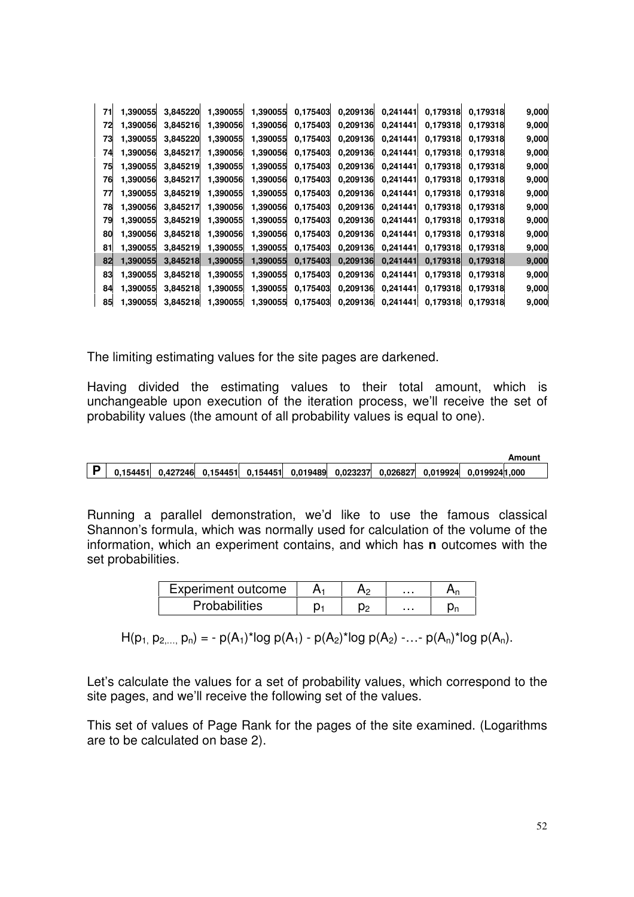| | | | | | | | | | | |
|---|---|---|---|---|---|---|---|---|---|---|
| 71 | 1,390055 | 3,845220 | 1,390055 | 1,390055 | 0,175403 | 0,209136 | 0,241441 | 0,179318 | 0,179318 | 9,000 |
| 72 | 1,390056 | 3,845216 | 1,390056 | 1,390056 | 0,175403 | 0,209136 | 0,241441 | 0,179318 | 0,179318 | 9,000 |
| 73 | 1,390055 | 3,845220 | 1,390055 | 1,390055 | 0,175403 | 0,209136 | 0,241441 | 0,179318 | 0,179318 | 9,000 |
| 74 | 1,390056 | 3,845217 | 1,390056 | 1,390056 | 0,175403 | 0,209136 | 0,241441 | 0,179318 | 0,179318 | 9,000 |
| 75 | 1,390055 | 3,845219 | 1,390055 | 1,390055 | 0,175403 | 0,209136 | 0,241441 | 0,179318 | 0,179318 | 9,000 |
| 76 | 1,390056 | 3,845217 | 1,390056 | 1,390056 | 0,175403 | 0,209136 | 0,241441 | 0,179318 | 0,179318 | 9,000 |
| 77 | 1,390055 | 3,845219 | 1,390055 | 1,390055 | 0,175403 | 0,209136 | 0,241441 | 0,179318 | 0,179318 | 9,000 |
| 78 | 1,390056 | 3,845217 | 1,390056 | 1,390056 | 0,175403 | 0,209136 | 0,241441 | 0,179318 | 0,179318 | 9,000 |
| 79 | 1,390055 | 3,845219 | 1,390055 | 1,390055 | 0,175403 | 0,209136 | 0,241441 | 0,179318 | 0,179318 | 9,000 |
| 80 | 1,390056 | 3,845218 | 1,390056 | 1,390056 | 0,175403 | 0,209136 | 0,241441 | 0,179318 | 0,179318 | 9,000 |
| 81 | 1,390055 | 3,845219 | 1,390055 | 1,390055 | 0,175403 | 0,209136 | 0,241441 | 0,179318 | 0,179318 | 9,000 |
| 82 | 1,390055 | 3,845218 | 1,390055 | 1,390055 | 0,175403 | 0,209136 | 0,241441 | 0,179318 | 0,179318 | 9,000 |
| 83 | 1,390055 | 3,845218 | 1,390055 | 1,390055 | 0,175403 | 0,209136 | 0,241441 | 0,179318 | 0,179318 | 9,000 |
| 84 | 1,390055 | 3,845218 | 1,390055 | 1,390055 | 0,175403 | 0,209136 | 0,241441 | 0,179318 | 0,179318 | 9,000 |
| 85 | 1,390055 | 3,845218 | 1,390055 | 1,390055 | 0,175403 | 0,209136 | 0,241441 | 0,179318 | 0,179318 | 9,000 |

The limiting estimating values for the site pages are darkened.

Having divided the estimating values to their total amount, which is unchangeable upon execution of the iteration process, we'll receive the set of probability values (the amount of all probability values is equal to one).

| | | | | | | | | | | Amount |
|---|---|---|---|---|---|---|---|---|---|---|
| **P** | 0,154451 | 0,427246 | 0,154451 | 0,154451 | 0,019489 | 0,023237 | 0,026827 | 0,019924 | 0,019924 | 1,000 |

Running a parallel demonstration, we'd like to use the famous classical Shannon's formula, which was normally used for calculation of the volume of the information, which an experiment contains, and which has **n** outcomes with the set probabilities.

| Experiment outcome | $A_1$ | $A_2$ | … | $A_n$ |
|---|---|---|---|---|
| Probabilities | $p_1$ | $p_2$ | … | $p_n$ |

$$H(p_1, p_2, \ldots, p_n) = - p(A_1)*\log p(A_1) - p(A_2)*\log p(A_2) - \ldots - p(A_n)*\log p(A_n).$$

Let's calculate the values for a set of probability values, which correspond to the site pages, and we'll receive the following set of the values.

This set of values of Page Rank for the pages of the site examined. (Logarithms are to be calculated on base 2).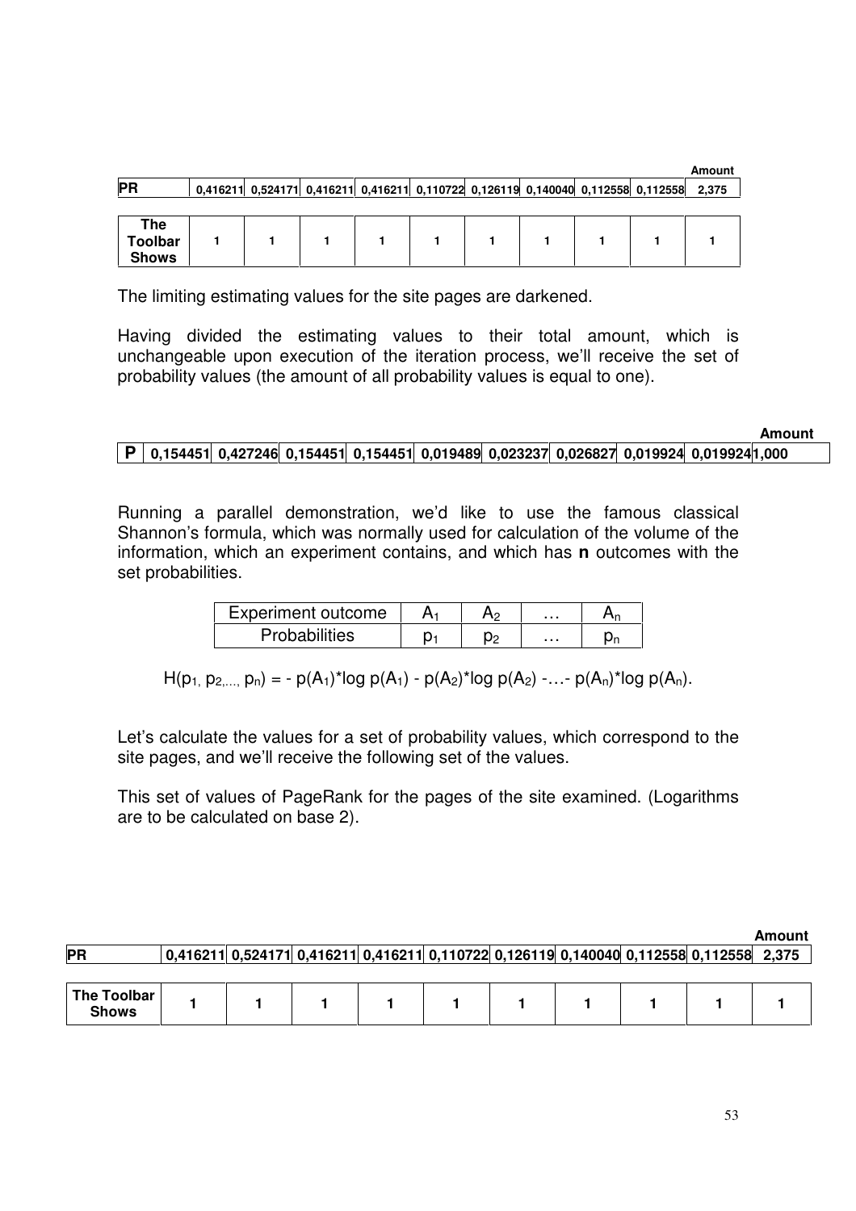| | | | | | | | | | | Amount |
|---|---|---|---|---|---|---|---|---|---|---|
| **PR** | 0,416211 | 0,524171 | 0,416211 | 0,416211 | 0,110722 | 0,126119 | 0,140040 | 0,112558 | 0,112558 | 2,375 |
| **The Toolbar Shows** | 1 | 1 | 1 | 1 | 1 | 1 | 1 | 1 | 1 | 1 |

The limiting estimating values for the site pages are darkened.

Having divided the estimating values to their total amount, which is unchangeable upon execution of the iteration process, we'll receive the set of probability values (the amount of all probability values is equal to one).

| | | | | | | | | | | Amount |
|---|---|---|---|---|---|---|---|---|---|---|
| **P** | 0,154451 | 0,427246 | 0,154451 | 0,154451 | 0,019489 | 0,023237 | 0,026827 | 0,019924 | 0,019924 | 1,000 |

Running a parallel demonstration, we'd like to use the famous classical Shannon's formula, which was normally used for calculation of the volume of the information, which an experiment contains, and which has **n** outcomes with the set probabilities.

| Experiment outcome | $A_1$ | $A_2$ | … | $A_n$ |
|---|---|---|---|---|
| Probabilities | $p_1$ | $p_2$ | … | $p_n$ |

$$H(p_1, p_2, ..., p_n) = - p(A_1)*\log p(A_1) - p(A_2)*\log p(A_2) - … - p(A_n)*\log p(A_n).$$

Let's calculate the values for a set of probability values, which correspond to the site pages, and we'll receive the following set of the values.

This set of values of PageRank for the pages of the site examined. (Logarithms are to be calculated on base 2).

| | | | | | | | | | | Amount |
|---|---|---|---|---|---|---|---|---|---|---|
| **PR** | 0,416211 | 0,524171 | 0,416211 | 0,416211 | 0,110722 | 0,126119 | 0,140040 | 0,112558 | 0,112558 | 2,375 |
| **The Toolbar Shows** | 1 | 1 | 1 | 1 | 1 | 1 | 1 | 1 | 1 | 1 |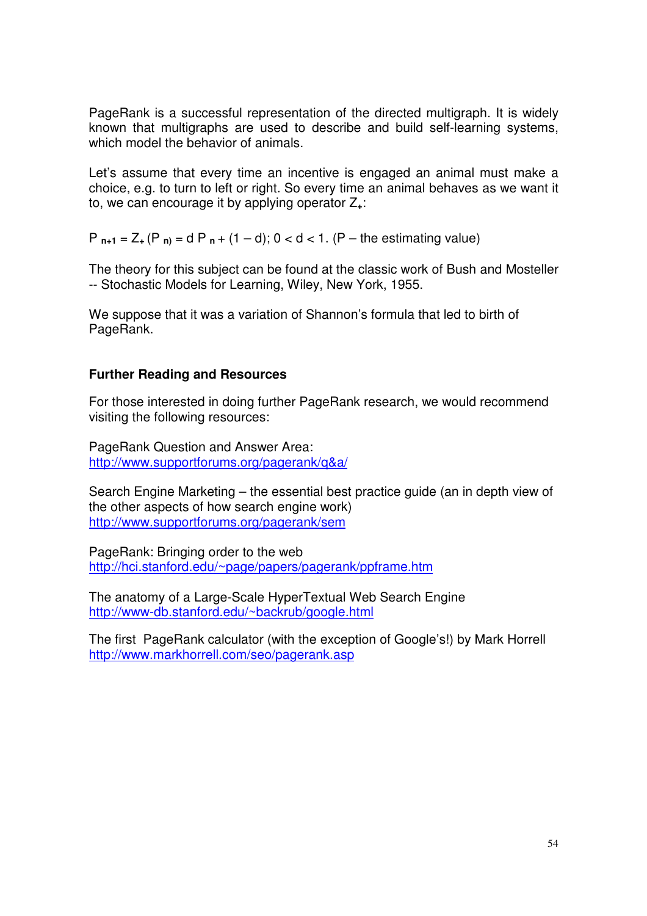PageRank is a successful representation of the directed multigraph. It is widely known that multigraphs are used to describe and build self-learning systems, which model the behavior of animals.

Let's assume that every time an incentive is engaged an animal must make a choice, e.g. to turn to left or right. So every time an animal behaves as we want it to, we can encourage it by applying operator $Z_+$:

$P_{n+1} = Z_+ (P_n) = d P_n + (1 - d); 0 < d < 1$. (P – the estimating value)

The theory for this subject can be found at the classic work of Bush and Mosteller -- Stochastic Models for Learning, Wiley, New York, 1955.

We suppose that it was a variation of Shannon's formula that led to birth of PageRank.

**Further Reading and Resources**

For those interested in doing further PageRank research, we would recommend visiting the following resources:

PageRank Question and Answer Area:
http://www.supportforums.org/pagerank/q&a/

Search Engine Marketing – the essential best practice guide (an in depth view of the other aspects of how search engine work)
http://www.supportforums.org/pagerank/sem

PageRank: Bringing order to the web
http://hci.stanford.edu/~page/papers/pagerank/ppframe.htm

The anatomy of a Large-Scale HyperTextual Web Search Engine
http://www-db.stanford.edu/~backrub/google.html

The first PageRank calculator (with the exception of Google's!) by Mark Horrell
http://www.markhorrell.com/seo/pagerank.asp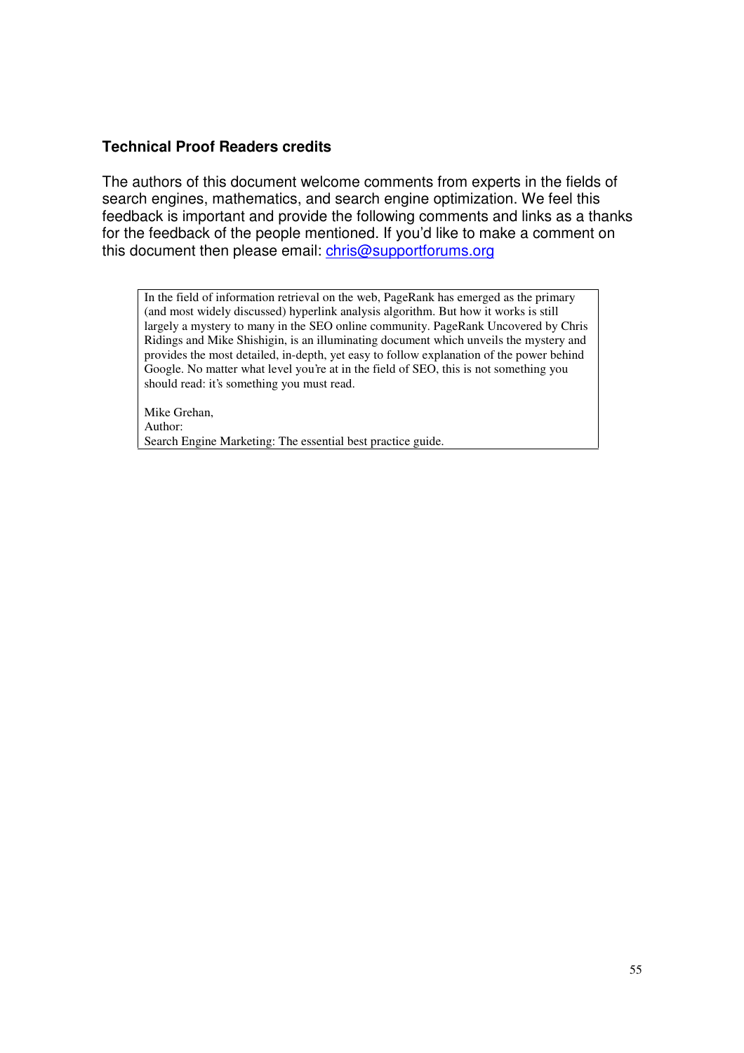### Technical Proof Readers credits

The authors of this document welcome comments from experts in the fields of search engines, mathematics, and search engine optimization. We feel this feedback is important and provide the following comments and links as a thanks for the feedback of the people mentioned. If you'd like to make a comment on this document then please email: chris@supportforums.org

> In the field of information retrieval on the web, PageRank has emerged as the primary (and most widely discussed) hyperlink analysis algorithm. But how it works is still largely a mystery to many in the SEO online community. PageRank Uncovered by Chris Ridings and Mike Shishigin, is an illuminating document which unveils the mystery and provides the most detailed, in-depth, yet easy to follow explanation of the power behind Google. No matter what level you're at in the field of SEO, this is not something you should read: it's something you must read.
>
> Mike Grehan,
> Author:
> Search Engine Marketing: The essential best practice guide.